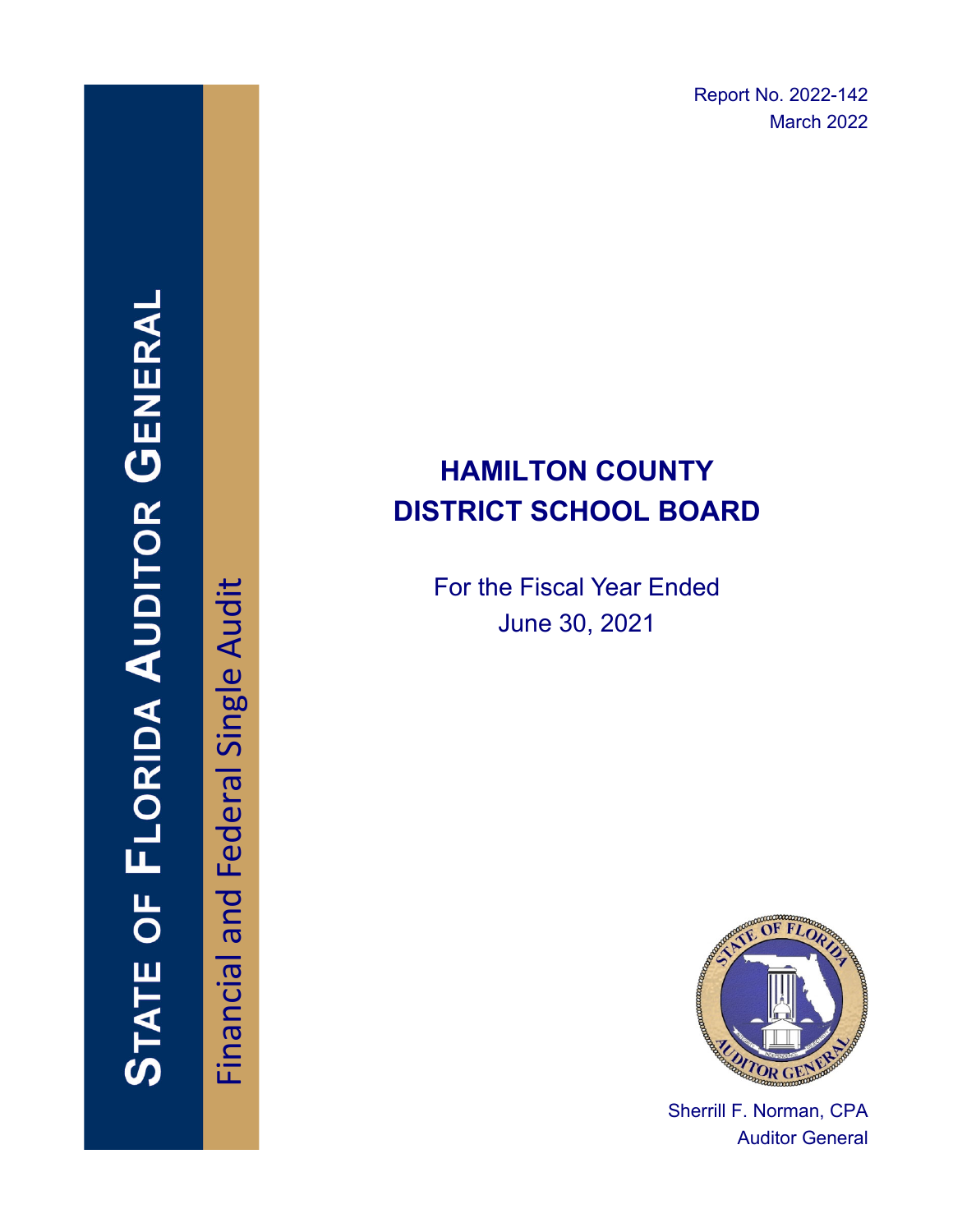STATE OF FLORIDA AUDITOR GENERAL

Financial and Federal Single Audit

Report No. 2022-142
March 2022

# HAMILTON COUNTY DISTRICT SCHOOL BOARD

For the Fiscal Year Ended
June 30, 2021

Sherrill F. Norman, CPA
Auditor General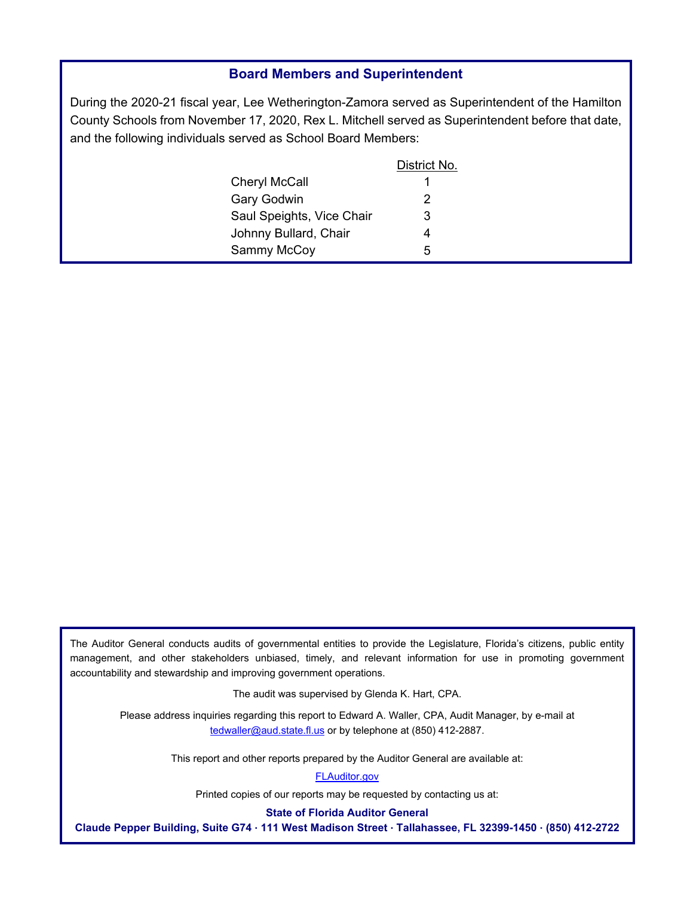## Board Members and Superintendent

During the 2020-21 fiscal year, Lee Wetherington-Zamora served as Superintendent of the Hamilton County Schools from November 17, 2020, Rex L. Mitchell served as Superintendent before that date, and the following individuals served as School Board Members:

| | District No. |
|---|---|
| Cheryl McCall | 1 |
| Gary Godwin | 2 |
| Saul Speights, Vice Chair | 3 |
| Johnny Bullard, Chair | 4 |
| Sammy McCoy | 5 |

The Auditor General conducts audits of governmental entities to provide the Legislature, Florida's citizens, public entity management, and other stakeholders unbiased, timely, and relevant information for use in promoting government accountability and stewardship and improving government operations.

The audit was supervised by Glenda K. Hart, CPA.

Please address inquiries regarding this report to Edward A. Waller, CPA, Audit Manager, by e-mail at tedwaller@aud.state.fl.us or by telephone at (850) 412-2887.

This report and other reports prepared by the Auditor General are available at:

FLAuditor.gov

Printed copies of our reports may be requested by contacting us at:

**State of Florida Auditor General**

**Claude Pepper Building, Suite G74 · 111 West Madison Street · Tallahassee, FL 32399-1450 · (850) 412-2722**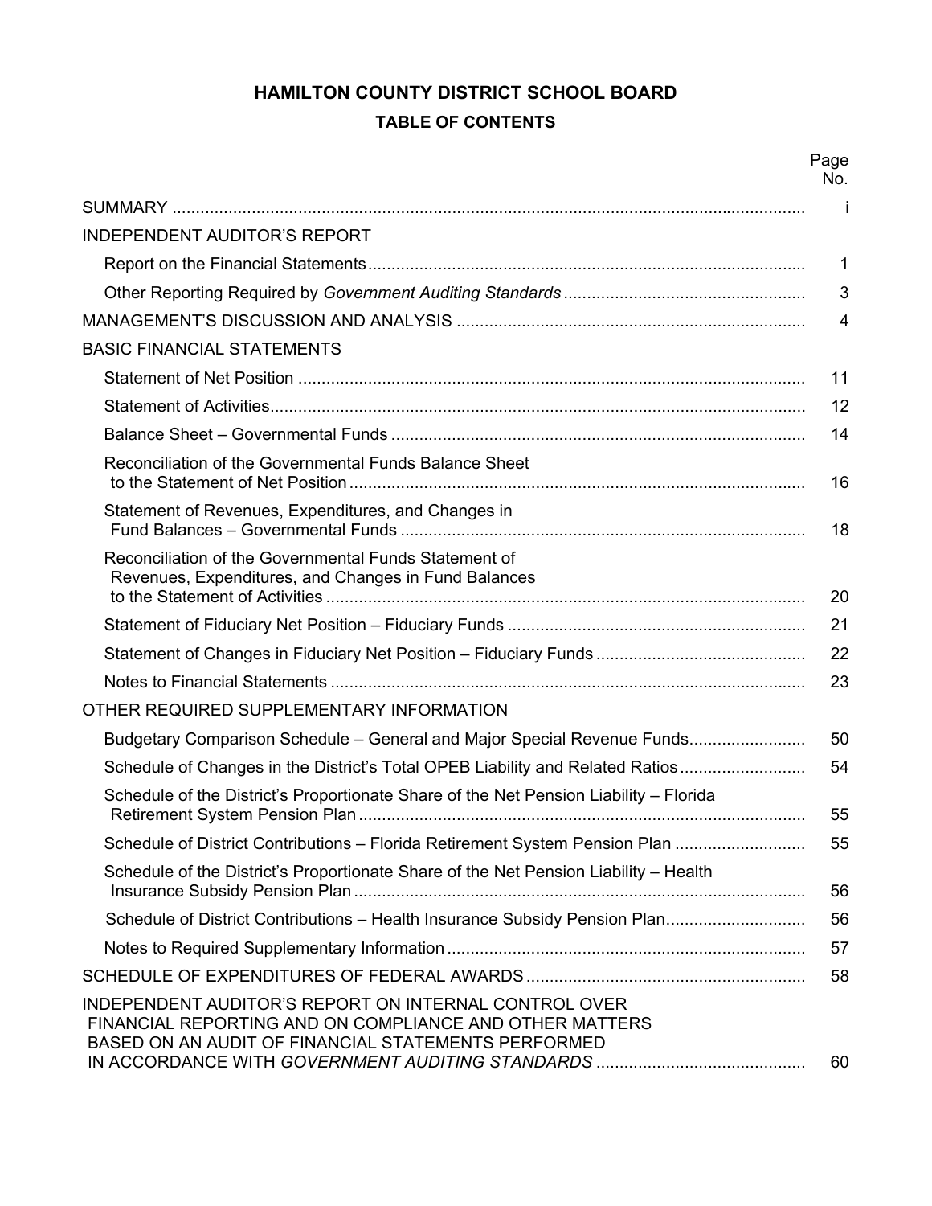# HAMILTON COUNTY DISTRICT SCHOOL BOARD

## TABLE OF CONTENTS

| | Page No. |
|---|---|
| SUMMARY | i |
| INDEPENDENT AUDITOR'S REPORT | |
| Report on the Financial Statements | 1 |
| Other Reporting Required by *Government Auditing Standards* | 3 |
| MANAGEMENT'S DISCUSSION AND ANALYSIS | 4 |
| BASIC FINANCIAL STATEMENTS | |
| Statement of Net Position | 11 |
| Statement of Activities | 12 |
| Balance Sheet – Governmental Funds | 14 |
| Reconciliation of the Governmental Funds Balance Sheet to the Statement of Net Position | 16 |
| Statement of Revenues, Expenditures, and Changes in Fund Balances – Governmental Funds | 18 |
| Reconciliation of the Governmental Funds Statement of Revenues, Expenditures, and Changes in Fund Balances to the Statement of Activities | 20 |
| Statement of Fiduciary Net Position – Fiduciary Funds | 21 |
| Statement of Changes in Fiduciary Net Position – Fiduciary Funds | 22 |
| Notes to Financial Statements | 23 |
| OTHER REQUIRED SUPPLEMENTARY INFORMATION | |
| Budgetary Comparison Schedule – General and Major Special Revenue Funds | 50 |
| Schedule of Changes in the District's Total OPEB Liability and Related Ratios | 54 |
| Schedule of the District's Proportionate Share of the Net Pension Liability – Florida Retirement System Pension Plan | 55 |
| Schedule of District Contributions – Florida Retirement System Pension Plan | 55 |
| Schedule of the District's Proportionate Share of the Net Pension Liability – Health Insurance Subsidy Pension Plan | 56 |
| Schedule of District Contributions – Health Insurance Subsidy Pension Plan | 56 |
| Notes to Required Supplementary Information | 57 |
| SCHEDULE OF EXPENDITURES OF FEDERAL AWARDS | 58 |
| INDEPENDENT AUDITOR'S REPORT ON INTERNAL CONTROL OVER FINANCIAL REPORTING AND ON COMPLIANCE AND OTHER MATTERS BASED ON AN AUDIT OF FINANCIAL STATEMENTS PERFORMED IN ACCORDANCE WITH *GOVERNMENT AUDITING STANDARDS* | 60 |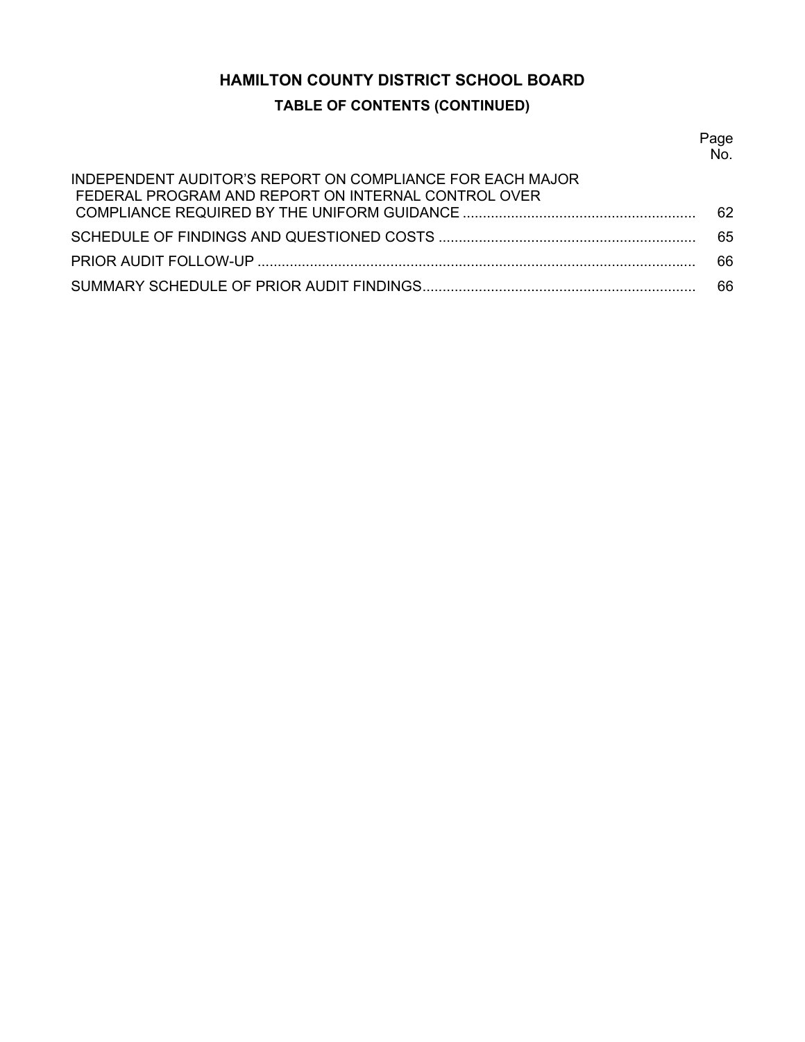# HAMILTON COUNTY DISTRICT SCHOOL BOARD

## TABLE OF CONTENTS (CONTINUED)

| | Page No. |
|---|---|
| INDEPENDENT AUDITOR'S REPORT ON COMPLIANCE FOR EACH MAJOR FEDERAL PROGRAM AND REPORT ON INTERNAL CONTROL OVER COMPLIANCE REQUIRED BY THE UNIFORM GUIDANCE | 62 |
| SCHEDULE OF FINDINGS AND QUESTIONED COSTS | 65 |
| PRIOR AUDIT FOLLOW-UP | 66 |
| SUMMARY SCHEDULE OF PRIOR AUDIT FINDINGS | 66 |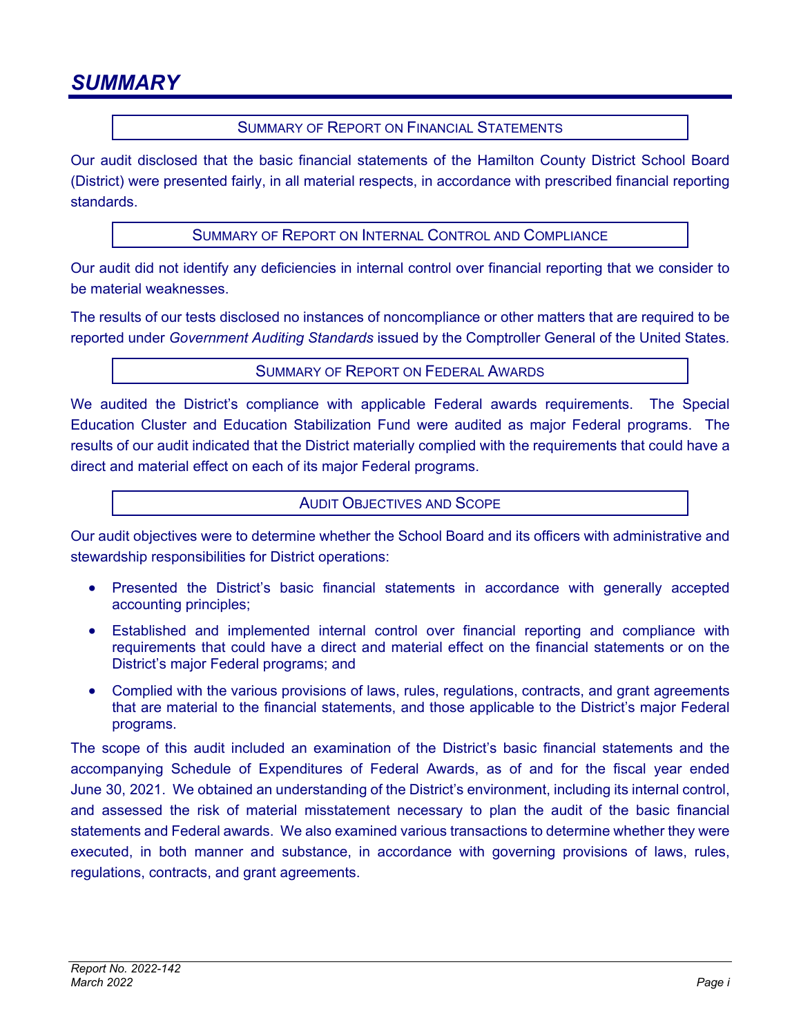# SUMMARY

## Summary of Report on Financial Statements

Our audit disclosed that the basic financial statements of the Hamilton County District School Board (District) were presented fairly, in all material respects, in accordance with prescribed financial reporting standards.

## Summary of Report on Internal Control and Compliance

Our audit did not identify any deficiencies in internal control over financial reporting that we consider to be material weaknesses.

The results of our tests disclosed no instances of noncompliance or other matters that are required to be reported under *Government Auditing Standards* issued by the Comptroller General of the United States.

## Summary of Report on Federal Awards

We audited the District's compliance with applicable Federal awards requirements. The Special Education Cluster and Education Stabilization Fund were audited as major Federal programs. The results of our audit indicated that the District materially complied with the requirements that could have a direct and material effect on each of its major Federal programs.

## Audit Objectives and Scope

Our audit objectives were to determine whether the School Board and its officers with administrative and stewardship responsibilities for District operations:

- Presented the District's basic financial statements in accordance with generally accepted accounting principles;
- Established and implemented internal control over financial reporting and compliance with requirements that could have a direct and material effect on the financial statements or on the District's major Federal programs; and
- Complied with the various provisions of laws, rules, regulations, contracts, and grant agreements that are material to the financial statements, and those applicable to the District's major Federal programs.

The scope of this audit included an examination of the District's basic financial statements and the accompanying Schedule of Expenditures of Federal Awards, as of and for the fiscal year ended June 30, 2021. We obtained an understanding of the District's environment, including its internal control, and assessed the risk of material misstatement necessary to plan the audit of the basic financial statements and Federal awards. We also examined various transactions to determine whether they were executed, in both manner and substance, in accordance with governing provisions of laws, rules, regulations, contracts, and grant agreements.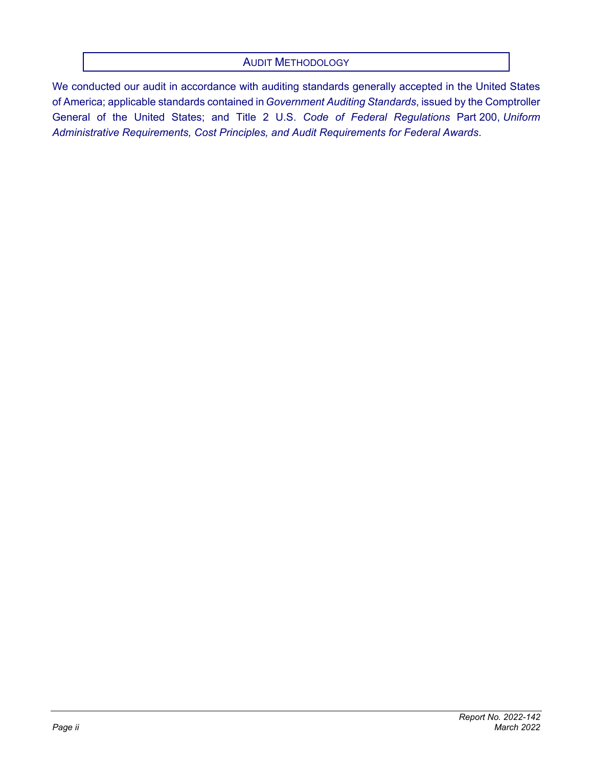## Audit Methodology

We conducted our audit in accordance with auditing standards generally accepted in the United States of America; applicable standards contained in *Government Auditing Standards*, issued by the Comptroller General of the United States; and Title 2 U.S. *Code of Federal Regulations* Part 200, *Uniform Administrative Requirements, Cost Principles, and Audit Requirements for Federal Awards*.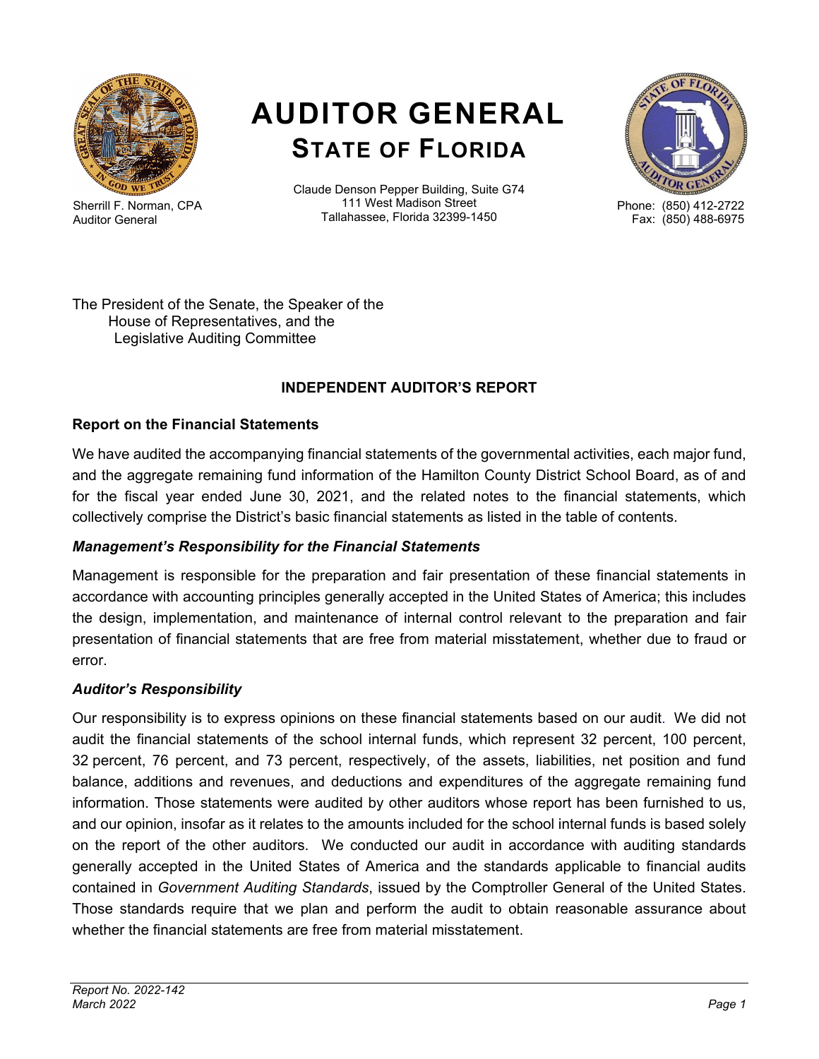# AUDITOR GENERAL
## STATE OF FLORIDA

Sherrill F. Norman, CPA
Auditor General

Claude Denson Pepper Building, Suite G74
111 West Madison Street
Tallahassee, Florida 32399-1450

Phone: (850) 412-2722
Fax: (850) 488-6975

The President of the Senate, the Speaker of the House of Representatives, and the Legislative Auditing Committee

### INDEPENDENT AUDITOR'S REPORT

**Report on the Financial Statements**

We have audited the accompanying financial statements of the governmental activities, each major fund, and the aggregate remaining fund information of the Hamilton County District School Board, as of and for the fiscal year ended June 30, 2021, and the related notes to the financial statements, which collectively comprise the District's basic financial statements as listed in the table of contents.

***Management's Responsibility for the Financial Statements***

Management is responsible for the preparation and fair presentation of these financial statements in accordance with accounting principles generally accepted in the United States of America; this includes the design, implementation, and maintenance of internal control relevant to the preparation and fair presentation of financial statements that are free from material misstatement, whether due to fraud or error.

***Auditor's Responsibility***

Our responsibility is to express opinions on these financial statements based on our audit. We did not audit the financial statements of the school internal funds, which represent 32 percent, 100 percent, 32 percent, 76 percent, and 73 percent, respectively, of the assets, liabilities, net position and fund balance, additions and revenues, and deductions and expenditures of the aggregate remaining fund information. Those statements were audited by other auditors whose report has been furnished to us, and our opinion, insofar as it relates to the amounts included for the school internal funds is based solely on the report of the other auditors. We conducted our audit in accordance with auditing standards generally accepted in the United States of America and the standards applicable to financial audits contained in *Government Auditing Standards*, issued by the Comptroller General of the United States. Those standards require that we plan and perform the audit to obtain reasonable assurance about whether the financial statements are free from material misstatement.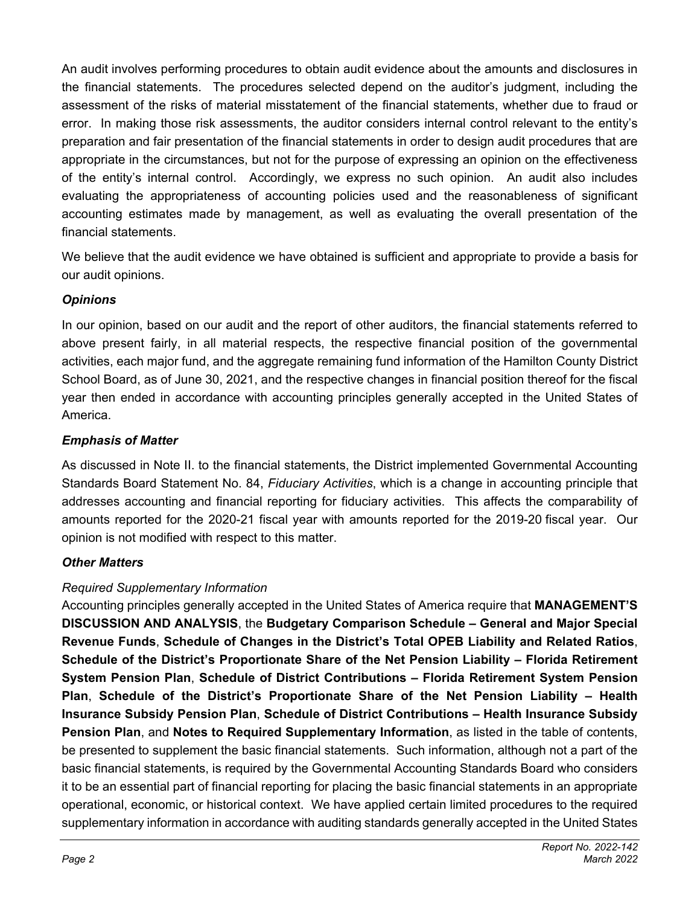An audit involves performing procedures to obtain audit evidence about the amounts and disclosures in the financial statements. The procedures selected depend on the auditor's judgment, including the assessment of the risks of material misstatement of the financial statements, whether due to fraud or error. In making those risk assessments, the auditor considers internal control relevant to the entity's preparation and fair presentation of the financial statements in order to design audit procedures that are appropriate in the circumstances, but not for the purpose of expressing an opinion on the effectiveness of the entity's internal control. Accordingly, we express no such opinion. An audit also includes evaluating the appropriateness of accounting policies used and the reasonableness of significant accounting estimates made by management, as well as evaluating the overall presentation of the financial statements.

We believe that the audit evidence we have obtained is sufficient and appropriate to provide a basis for our audit opinions.

### *Opinions*

In our opinion, based on our audit and the report of other auditors, the financial statements referred to above present fairly, in all material respects, the respective financial position of the governmental activities, each major fund, and the aggregate remaining fund information of the Hamilton County District School Board, as of June 30, 2021, and the respective changes in financial position thereof for the fiscal year then ended in accordance with accounting principles generally accepted in the United States of America.

### *Emphasis of Matter*

As discussed in Note II. to the financial statements, the District implemented Governmental Accounting Standards Board Statement No. 84, *Fiduciary Activities*, which is a change in accounting principle that addresses accounting and financial reporting for fiduciary activities. This affects the comparability of amounts reported for the 2020-21 fiscal year with amounts reported for the 2019-20 fiscal year. Our opinion is not modified with respect to this matter.

### *Other Matters*

*Required Supplementary Information*

Accounting principles generally accepted in the United States of America require that **MANAGEMENT'S DISCUSSION AND ANALYSIS**, the **Budgetary Comparison Schedule – General and Major Special Revenue Funds**, **Schedule of Changes in the District's Total OPEB Liability and Related Ratios**, **Schedule of the District's Proportionate Share of the Net Pension Liability – Florida Retirement System Pension Plan**, **Schedule of District Contributions – Florida Retirement System Pension Plan**, **Schedule of the District's Proportionate Share of the Net Pension Liability – Health Insurance Subsidy Pension Plan**, **Schedule of District Contributions – Health Insurance Subsidy Pension Plan**, and **Notes to Required Supplementary Information**, as listed in the table of contents, be presented to supplement the basic financial statements. Such information, although not a part of the basic financial statements, is required by the Governmental Accounting Standards Board who considers it to be an essential part of financial reporting for placing the basic financial statements in an appropriate operational, economic, or historical context. We have applied certain limited procedures to the required supplementary information in accordance with auditing standards generally accepted in the United States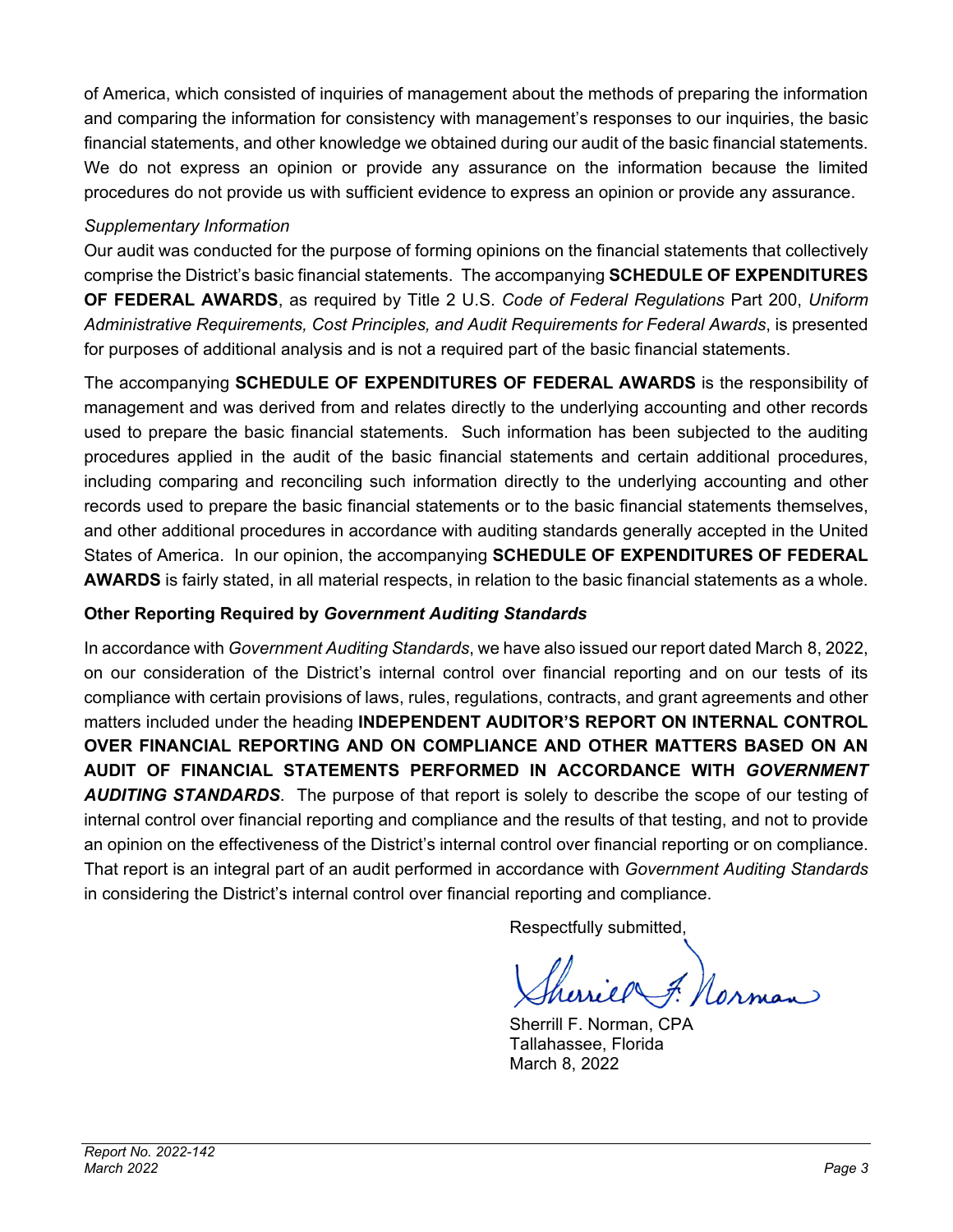of America, which consisted of inquiries of management about the methods of preparing the information and comparing the information for consistency with management's responses to our inquiries, the basic financial statements, and other knowledge we obtained during our audit of the basic financial statements. We do not express an opinion or provide any assurance on the information because the limited procedures do not provide us with sufficient evidence to express an opinion or provide any assurance.

*Supplementary Information*

Our audit was conducted for the purpose of forming opinions on the financial statements that collectively comprise the District's basic financial statements. The accompanying **SCHEDULE OF EXPENDITURES OF FEDERAL AWARDS**, as required by Title 2 U.S. *Code of Federal Regulations* Part 200, *Uniform Administrative Requirements, Cost Principles, and Audit Requirements for Federal Awards*, is presented for purposes of additional analysis and is not a required part of the basic financial statements.

The accompanying **SCHEDULE OF EXPENDITURES OF FEDERAL AWARDS** is the responsibility of management and was derived from and relates directly to the underlying accounting and other records used to prepare the basic financial statements. Such information has been subjected to the auditing procedures applied in the audit of the basic financial statements and certain additional procedures, including comparing and reconciling such information directly to the underlying accounting and other records used to prepare the basic financial statements or to the basic financial statements themselves, and other additional procedures in accordance with auditing standards generally accepted in the United States of America. In our opinion, the accompanying **SCHEDULE OF EXPENDITURES OF FEDERAL AWARDS** is fairly stated, in all material respects, in relation to the basic financial statements as a whole.

**Other Reporting Required by *Government Auditing Standards***

In accordance with *Government Auditing Standards*, we have also issued our report dated March 8, 2022, on our consideration of the District's internal control over financial reporting and on our tests of its compliance with certain provisions of laws, rules, regulations, contracts, and grant agreements and other matters included under the heading **INDEPENDENT AUDITOR'S REPORT ON INTERNAL CONTROL OVER FINANCIAL REPORTING AND ON COMPLIANCE AND OTHER MATTERS BASED ON AN AUDIT OF FINANCIAL STATEMENTS PERFORMED IN ACCORDANCE WITH *GOVERNMENT AUDITING STANDARDS***. The purpose of that report is solely to describe the scope of our testing of internal control over financial reporting and compliance and the results of that testing, and not to provide an opinion on the effectiveness of the District's internal control over financial reporting or on compliance. That report is an integral part of an audit performed in accordance with *Government Auditing Standards* in considering the District's internal control over financial reporting and compliance.

Respectfully submitted,

Sherrill F. Norman, CPA
Tallahassee, Florida
March 8, 2022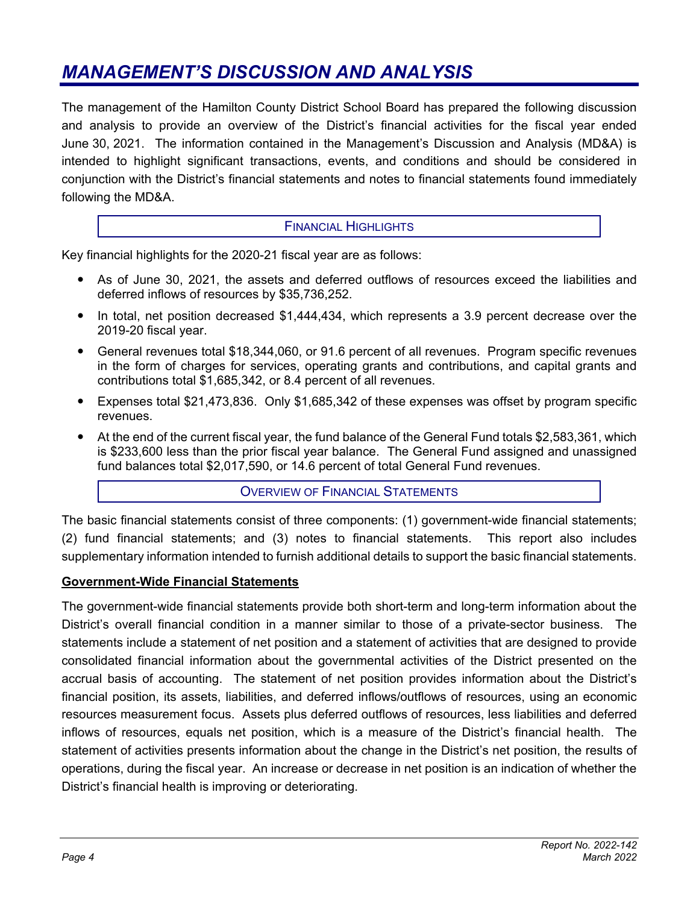# MANAGEMENT'S DISCUSSION AND ANALYSIS

The management of the Hamilton County District School Board has prepared the following discussion and analysis to provide an overview of the District's financial activities for the fiscal year ended June 30, 2021. The information contained in the Management's Discussion and Analysis (MD&A) is intended to highlight significant transactions, events, and conditions and should be considered in conjunction with the District's financial statements and notes to financial statements found immediately following the MD&A.

## FINANCIAL HIGHLIGHTS

Key financial highlights for the 2020-21 fiscal year are as follows:

- As of June 30, 2021, the assets and deferred outflows of resources exceed the liabilities and deferred inflows of resources by $35,736,252.
- In total, net position decreased $1,444,434, which represents a 3.9 percent decrease over the 2019-20 fiscal year.
- General revenues total $18,344,060, or 91.6 percent of all revenues. Program specific revenues in the form of charges for services, operating grants and contributions, and capital grants and contributions total $1,685,342, or 8.4 percent of all revenues.
- Expenses total $21,473,836. Only $1,685,342 of these expenses was offset by program specific revenues.
- At the end of the current fiscal year, the fund balance of the General Fund totals $2,583,361, which is $233,600 less than the prior fiscal year balance. The General Fund assigned and unassigned fund balances total $2,017,590, or 14.6 percent of total General Fund revenues.

## OVERVIEW OF FINANCIAL STATEMENTS

The basic financial statements consist of three components: (1) government-wide financial statements; (2) fund financial statements; and (3) notes to financial statements. This report also includes supplementary information intended to furnish additional details to support the basic financial statements.

### Government-Wide Financial Statements

The government-wide financial statements provide both short-term and long-term information about the District's overall financial condition in a manner similar to those of a private-sector business. The statements include a statement of net position and a statement of activities that are designed to provide consolidated financial information about the governmental activities of the District presented on the accrual basis of accounting. The statement of net position provides information about the District's financial position, its assets, liabilities, and deferred inflows/outflows of resources, using an economic resources measurement focus. Assets plus deferred outflows of resources, less liabilities and deferred inflows of resources, equals net position, which is a measure of the District's financial health. The statement of activities presents information about the change in the District's net position, the results of operations, during the fiscal year. An increase or decrease in net position is an indication of whether the District's financial health is improving or deteriorating.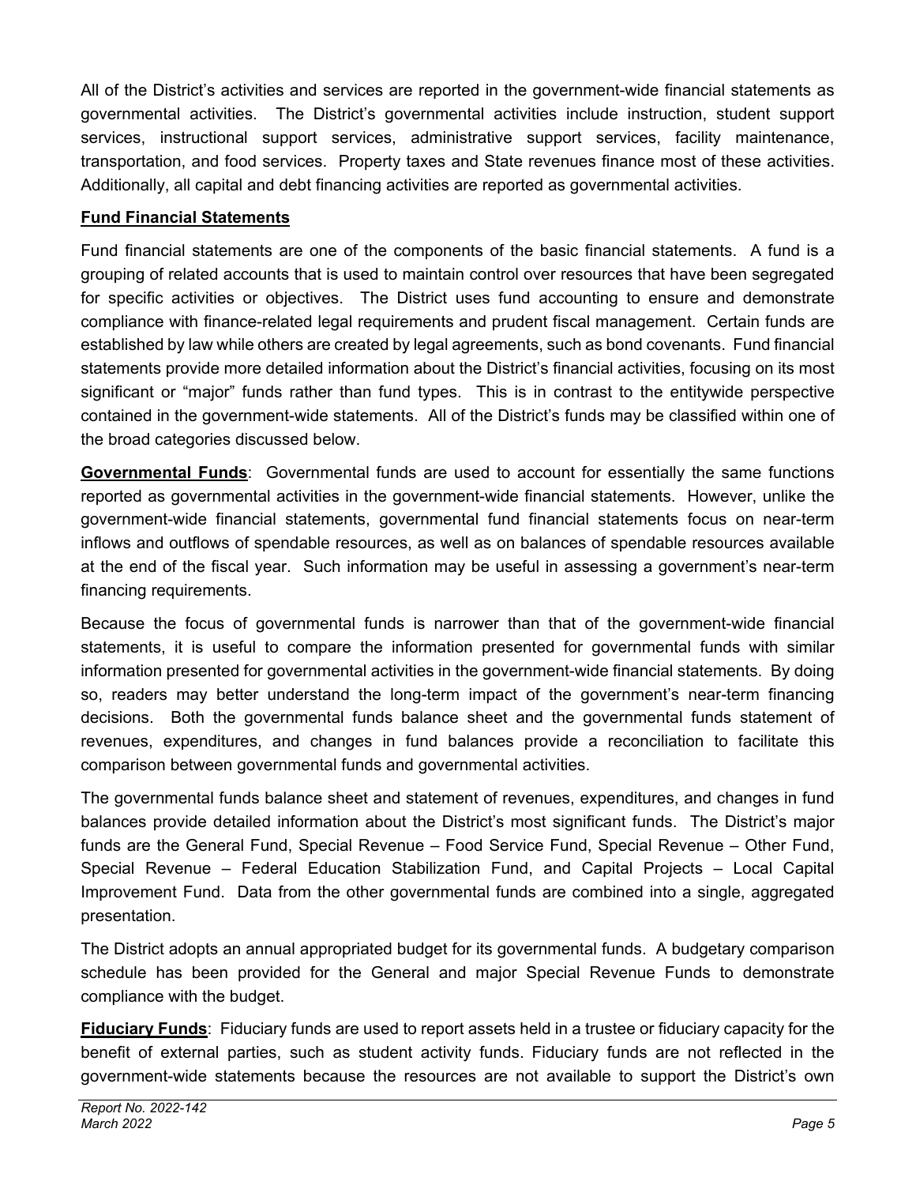All of the District's activities and services are reported in the government-wide financial statements as governmental activities. The District's governmental activities include instruction, student support services, instructional support services, administrative support services, facility maintenance, transportation, and food services. Property taxes and State revenues finance most of these activities. Additionally, all capital and debt financing activities are reported as governmental activities.

**Fund Financial Statements**

Fund financial statements are one of the components of the basic financial statements. A fund is a grouping of related accounts that is used to maintain control over resources that have been segregated for specific activities or objectives. The District uses fund accounting to ensure and demonstrate compliance with finance-related legal requirements and prudent fiscal management. Certain funds are established by law while others are created by legal agreements, such as bond covenants. Fund financial statements provide more detailed information about the District's financial activities, focusing on its most significant or "major" funds rather than fund types. This is in contrast to the entitywide perspective contained in the government-wide statements. All of the District's funds may be classified within one of the broad categories discussed below.

**Governmental Funds**: Governmental funds are used to account for essentially the same functions reported as governmental activities in the government-wide financial statements. However, unlike the government-wide financial statements, governmental fund financial statements focus on near-term inflows and outflows of spendable resources, as well as on balances of spendable resources available at the end of the fiscal year. Such information may be useful in assessing a government's near-term financing requirements.

Because the focus of governmental funds is narrower than that of the government-wide financial statements, it is useful to compare the information presented for governmental funds with similar information presented for governmental activities in the government-wide financial statements. By doing so, readers may better understand the long-term impact of the government's near-term financing decisions. Both the governmental funds balance sheet and the governmental funds statement of revenues, expenditures, and changes in fund balances provide a reconciliation to facilitate this comparison between governmental funds and governmental activities.

The governmental funds balance sheet and statement of revenues, expenditures, and changes in fund balances provide detailed information about the District's most significant funds. The District's major funds are the General Fund, Special Revenue – Food Service Fund, Special Revenue – Other Fund, Special Revenue – Federal Education Stabilization Fund, and Capital Projects – Local Capital Improvement Fund. Data from the other governmental funds are combined into a single, aggregated presentation.

The District adopts an annual appropriated budget for its governmental funds. A budgetary comparison schedule has been provided for the General and major Special Revenue Funds to demonstrate compliance with the budget.

**Fiduciary Funds**: Fiduciary funds are used to report assets held in a trustee or fiduciary capacity for the benefit of external parties, such as student activity funds. Fiduciary funds are not reflected in the government-wide statements because the resources are not available to support the District's own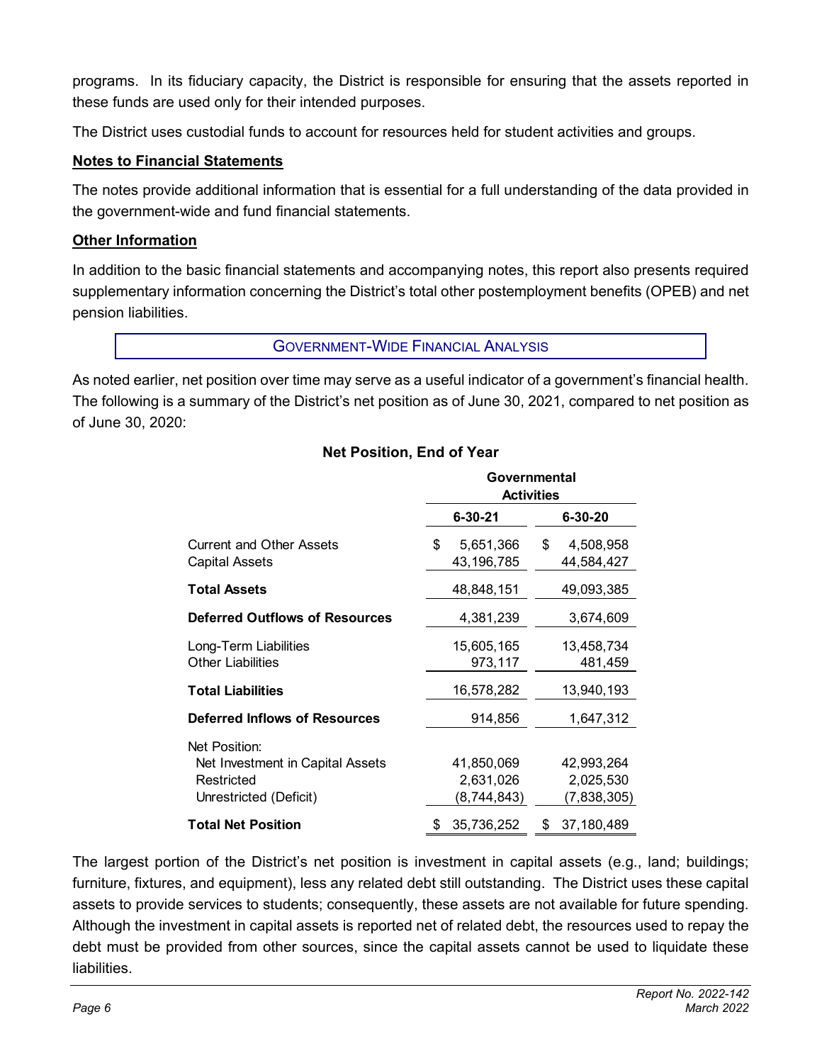programs. In its fiduciary capacity, the District is responsible for ensuring that the assets reported in these funds are used only for their intended purposes.

The District uses custodial funds to account for resources held for student activities and groups.

**Notes to Financial Statements**

The notes provide additional information that is essential for a full understanding of the data provided in the government-wide and fund financial statements.

**Other Information**

In addition to the basic financial statements and accompanying notes, this report also presents required supplementary information concerning the District's total other postemployment benefits (OPEB) and net pension liabilities.

## GOVERNMENT-WIDE FINANCIAL ANALYSIS

As noted earlier, net position over time may serve as a useful indicator of a government's financial health. The following is a summary of the District's net position as of June 30, 2021, compared to net position as of June 30, 2020:

**Net Position, End of Year**

| | Governmental Activities | |
|---|---|---|
| | **6-30-21** | **6-30-20** |
| Current and Other Assets | $ 5,651,366 | $ 4,508,958 |
| Capital Assets | 43,196,785 | 44,584,427 |
| **Total Assets** | 48,848,151 | 49,093,385 |
| **Deferred Outflows of Resources** | 4,381,239 | 3,674,609 |
| Long-Term Liabilities | 15,605,165 | 13,458,734 |
| Other Liabilities | 973,117 | 481,459 |
| **Total Liabilities** | 16,578,282 | 13,940,193 |
| **Deferred Inflows of Resources** | 914,856 | 1,647,312 |
| Net Position: | | |
| Net Investment in Capital Assets | 41,850,069 | 42,993,264 |
| Restricted | 2,631,026 | 2,025,530 |
| Unrestricted (Deficit) | (8,744,843) | (7,838,305) |
| **Total Net Position** | $ 35,736,252 | $ 37,180,489 |

The largest portion of the District's net position is investment in capital assets (e.g., land; buildings; furniture, fixtures, and equipment), less any related debt still outstanding. The District uses these capital assets to provide services to students; consequently, these assets are not available for future spending. Although the investment in capital assets is reported net of related debt, the resources used to repay the debt must be provided from other sources, since the capital assets cannot be used to liquidate these liabilities.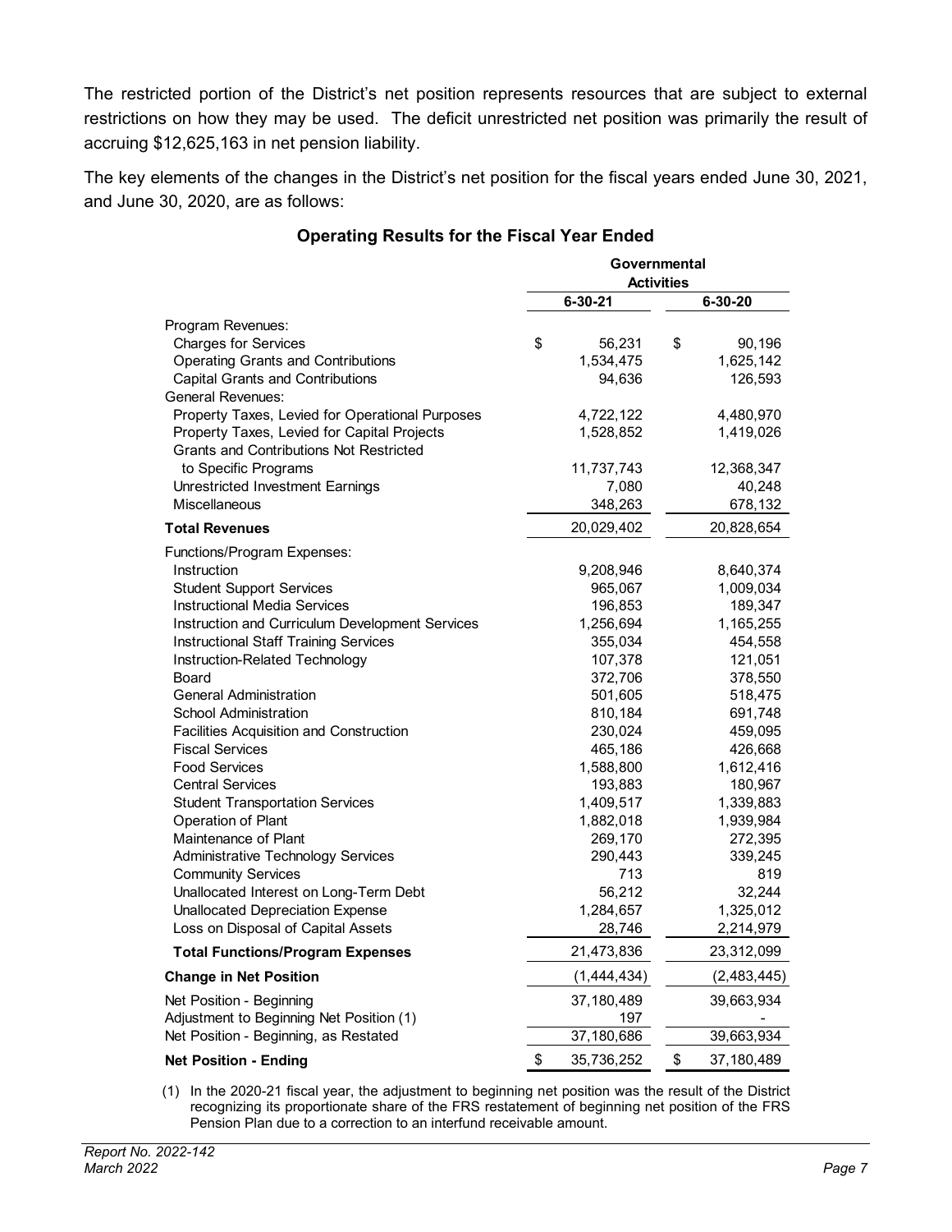The restricted portion of the District's net position represents resources that are subject to external restrictions on how they may be used. The deficit unrestricted net position was primarily the result of accruing $12,625,163 in net pension liability.

The key elements of the changes in the District's net position for the fiscal years ended June 30, 2021, and June 30, 2020, are as follows:

### Operating Results for the Fiscal Year Ended

| | Governmental Activities | |
|---|---|---|
| | 6-30-21 | 6-30-20 |
| Program Revenues: | | |
| Charges for Services | $ 56,231 | $ 90,196 |
| Operating Grants and Contributions | 1,534,475 | 1,625,142 |
| Capital Grants and Contributions | 94,636 | 126,593 |
| General Revenues: | | |
| Property Taxes, Levied for Operational Purposes | 4,722,122 | 4,480,970 |
| Property Taxes, Levied for Capital Projects | 1,528,852 | 1,419,026 |
| Grants and Contributions Not Restricted to Specific Programs | 11,737,743 | 12,368,347 |
| Unrestricted Investment Earnings | 7,080 | 40,248 |
| Miscellaneous | 348,263 | 678,132 |
| **Total Revenues** | 20,029,402 | 20,828,654 |
| Functions/Program Expenses: | | |
| Instruction | 9,208,946 | 8,640,374 |
| Student Support Services | 965,067 | 1,009,034 |
| Instructional Media Services | 196,853 | 189,347 |
| Instruction and Curriculum Development Services | 1,256,694 | 1,165,255 |
| Instructional Staff Training Services | 355,034 | 454,558 |
| Instruction-Related Technology | 107,378 | 121,051 |
| Board | 372,706 | 378,550 |
| General Administration | 501,605 | 518,475 |
| School Administration | 810,184 | 691,748 |
| Facilities Acquisition and Construction | 230,024 | 459,095 |
| Fiscal Services | 465,186 | 426,668 |
| Food Services | 1,588,800 | 1,612,416 |
| Central Services | 193,883 | 180,967 |
| Student Transportation Services | 1,409,517 | 1,339,883 |
| Operation of Plant | 1,882,018 | 1,939,984 |
| Maintenance of Plant | 269,170 | 272,395 |
| Administrative Technology Services | 290,443 | 339,245 |
| Community Services | 713 | 819 |
| Unallocated Interest on Long-Term Debt | 56,212 | 32,244 |
| Unallocated Depreciation Expense | 1,284,657 | 1,325,012 |
| Loss on Disposal of Capital Assets | 28,746 | 2,214,979 |
| **Total Functions/Program Expenses** | 21,473,836 | 23,312,099 |
| **Change in Net Position** | (1,444,434) | (2,483,445) |
| Net Position - Beginning | 37,180,489 | 39,663,934 |
| Adjustment to Beginning Net Position (1) | 197 | - |
| Net Position - Beginning, as Restated | 37,180,686 | 39,663,934 |
| **Net Position - Ending** | $ 35,736,252 | $ 37,180,489 |

(1) In the 2020-21 fiscal year, the adjustment to beginning net position was the result of the District recognizing its proportionate share of the FRS restatement of beginning net position of the FRS Pension Plan due to a correction to an interfund receivable amount.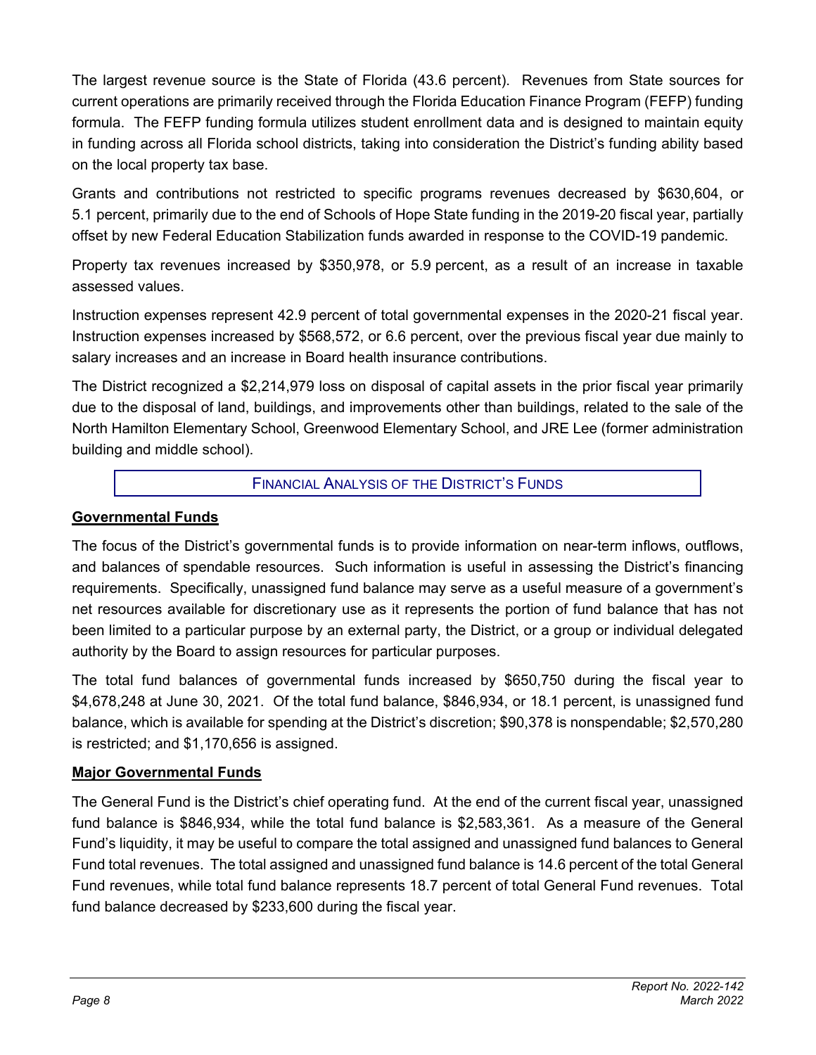The largest revenue source is the State of Florida (43.6 percent). Revenues from State sources for current operations are primarily received through the Florida Education Finance Program (FEFP) funding formula. The FEFP funding formula utilizes student enrollment data and is designed to maintain equity in funding across all Florida school districts, taking into consideration the District's funding ability based on the local property tax base.

Grants and contributions not restricted to specific programs revenues decreased by $630,604, or 5.1 percent, primarily due to the end of Schools of Hope State funding in the 2019-20 fiscal year, partially offset by new Federal Education Stabilization funds awarded in response to the COVID-19 pandemic.

Property tax revenues increased by $350,978, or 5.9 percent, as a result of an increase in taxable assessed values.

Instruction expenses represent 42.9 percent of total governmental expenses in the 2020-21 fiscal year. Instruction expenses increased by $568,572, or 6.6 percent, over the previous fiscal year due mainly to salary increases and an increase in Board health insurance contributions.

The District recognized a $2,214,979 loss on disposal of capital assets in the prior fiscal year primarily due to the disposal of land, buildings, and improvements other than buildings, related to the sale of the North Hamilton Elementary School, Greenwood Elementary School, and JRE Lee (former administration building and middle school).

## Financial Analysis of the District's Funds

### Governmental Funds

The focus of the District's governmental funds is to provide information on near-term inflows, outflows, and balances of spendable resources. Such information is useful in assessing the District's financing requirements. Specifically, unassigned fund balance may serve as a useful measure of a government's net resources available for discretionary use as it represents the portion of fund balance that has not been limited to a particular purpose by an external party, the District, or a group or individual delegated authority by the Board to assign resources for particular purposes.

The total fund balances of governmental funds increased by $650,750 during the fiscal year to $4,678,248 at June 30, 2021. Of the total fund balance, $846,934, or 18.1 percent, is unassigned fund balance, which is available for spending at the District's discretion; $90,378 is nonspendable; $2,570,280 is restricted; and $1,170,656 is assigned.

### Major Governmental Funds

The General Fund is the District's chief operating fund. At the end of the current fiscal year, unassigned fund balance is $846,934, while the total fund balance is $2,583,361. As a measure of the General Fund's liquidity, it may be useful to compare the total assigned and unassigned fund balances to General Fund total revenues. The total assigned and unassigned fund balance is 14.6 percent of the total General Fund revenues, while total fund balance represents 18.7 percent of total General Fund revenues. Total fund balance decreased by $233,600 during the fiscal year.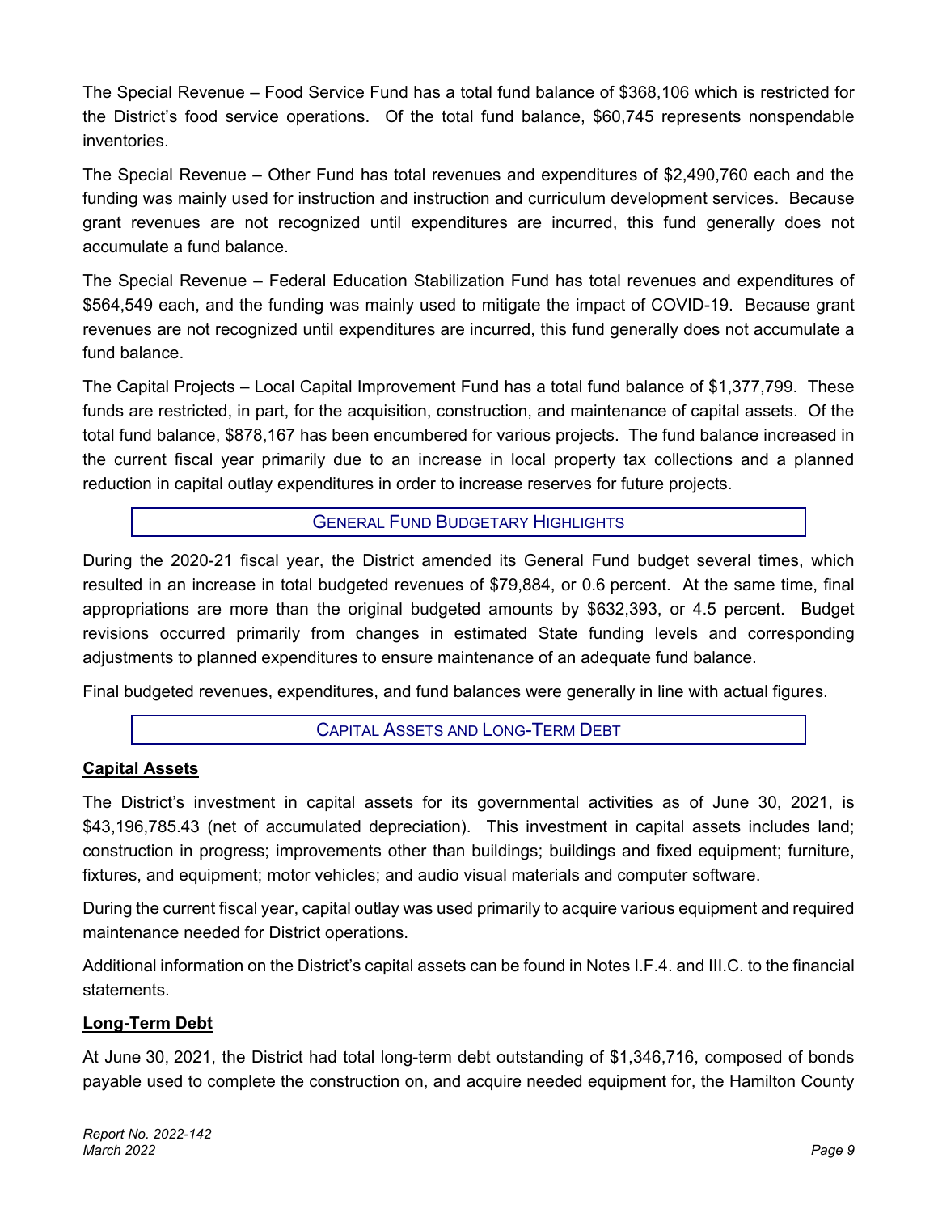The Special Revenue – Food Service Fund has a total fund balance of $368,106 which is restricted for the District's food service operations. Of the total fund balance, $60,745 represents nonspendable inventories.

The Special Revenue – Other Fund has total revenues and expenditures of $2,490,760 each and the funding was mainly used for instruction and instruction and curriculum development services. Because grant revenues are not recognized until expenditures are incurred, this fund generally does not accumulate a fund balance.

The Special Revenue – Federal Education Stabilization Fund has total revenues and expenditures of $564,549 each, and the funding was mainly used to mitigate the impact of COVID-19. Because grant revenues are not recognized until expenditures are incurred, this fund generally does not accumulate a fund balance.

The Capital Projects – Local Capital Improvement Fund has a total fund balance of $1,377,799. These funds are restricted, in part, for the acquisition, construction, and maintenance of capital assets. Of the total fund balance, $878,167 has been encumbered for various projects. The fund balance increased in the current fiscal year primarily due to an increase in local property tax collections and a planned reduction in capital outlay expenditures in order to increase reserves for future projects.

## GENERAL FUND BUDGETARY HIGHLIGHTS

During the 2020-21 fiscal year, the District amended its General Fund budget several times, which resulted in an increase in total budgeted revenues of $79,884, or 0.6 percent. At the same time, final appropriations are more than the original budgeted amounts by $632,393, or 4.5 percent. Budget revisions occurred primarily from changes in estimated State funding levels and corresponding adjustments to planned expenditures to ensure maintenance of an adequate fund balance.

Final budgeted revenues, expenditures, and fund balances were generally in line with actual figures.

## CAPITAL ASSETS AND LONG-TERM DEBT

### Capital Assets

The District's investment in capital assets for its governmental activities as of June 30, 2021, is $43,196,785.43 (net of accumulated depreciation). This investment in capital assets includes land; construction in progress; improvements other than buildings; buildings and fixed equipment; furniture, fixtures, and equipment; motor vehicles; and audio visual materials and computer software.

During the current fiscal year, capital outlay was used primarily to acquire various equipment and required maintenance needed for District operations.

Additional information on the District's capital assets can be found in Notes I.F.4. and III.C. to the financial statements.

### Long-Term Debt

At June 30, 2021, the District had total long-term debt outstanding of $1,346,716, composed of bonds payable used to complete the construction on, and acquire needed equipment for, the Hamilton County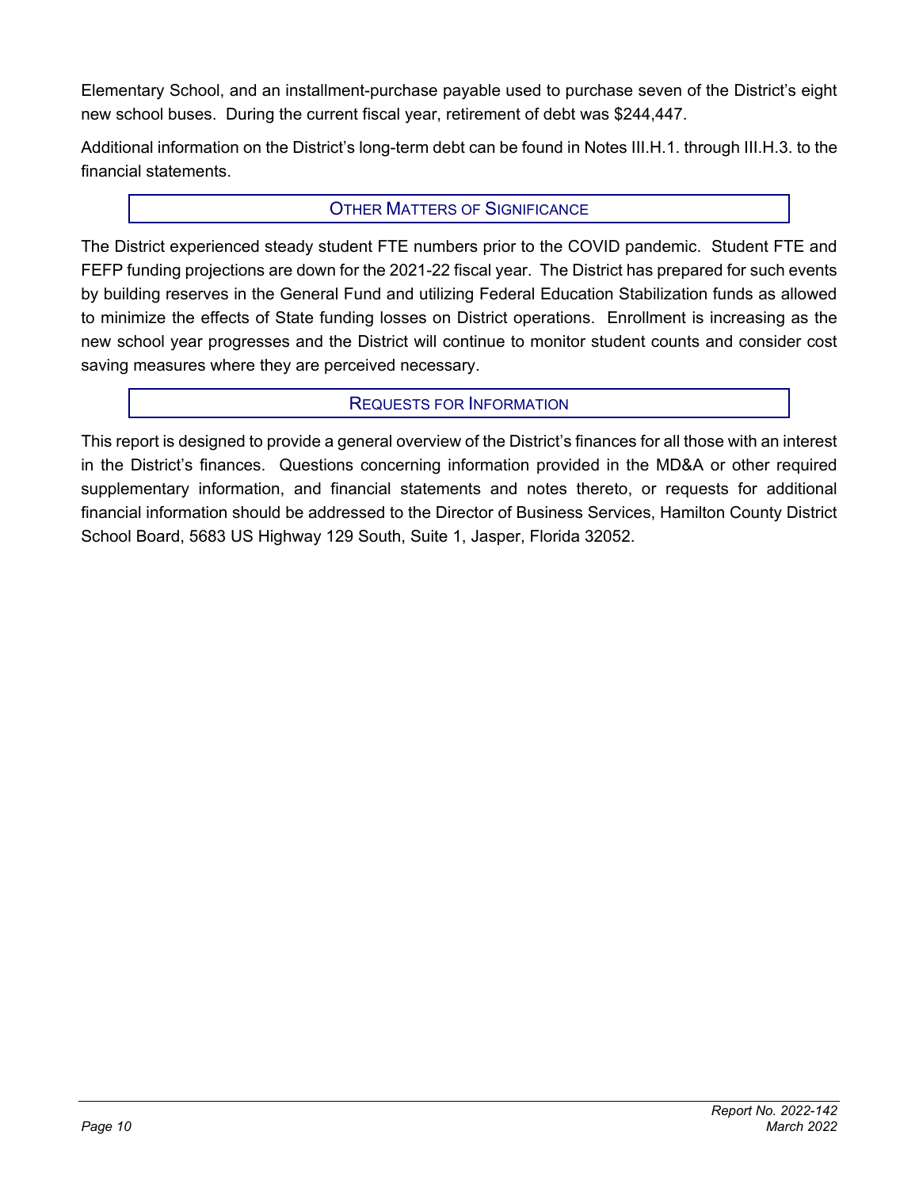Elementary School, and an installment-purchase payable used to purchase seven of the District's eight new school buses. During the current fiscal year, retirement of debt was $244,447.

Additional information on the District's long-term debt can be found in Notes III.H.1. through III.H.3. to the financial statements.

## Other Matters of Significance

The District experienced steady student FTE numbers prior to the COVID pandemic. Student FTE and FEFP funding projections are down for the 2021-22 fiscal year. The District has prepared for such events by building reserves in the General Fund and utilizing Federal Education Stabilization funds as allowed to minimize the effects of State funding losses on District operations. Enrollment is increasing as the new school year progresses and the District will continue to monitor student counts and consider cost saving measures where they are perceived necessary.

## Requests for Information

This report is designed to provide a general overview of the District's finances for all those with an interest in the District's finances. Questions concerning information provided in the MD&A or other required supplementary information, and financial statements and notes thereto, or requests for additional financial information should be addressed to the Director of Business Services, Hamilton County District School Board, 5683 US Highway 129 South, Suite 1, Jasper, Florida 32052.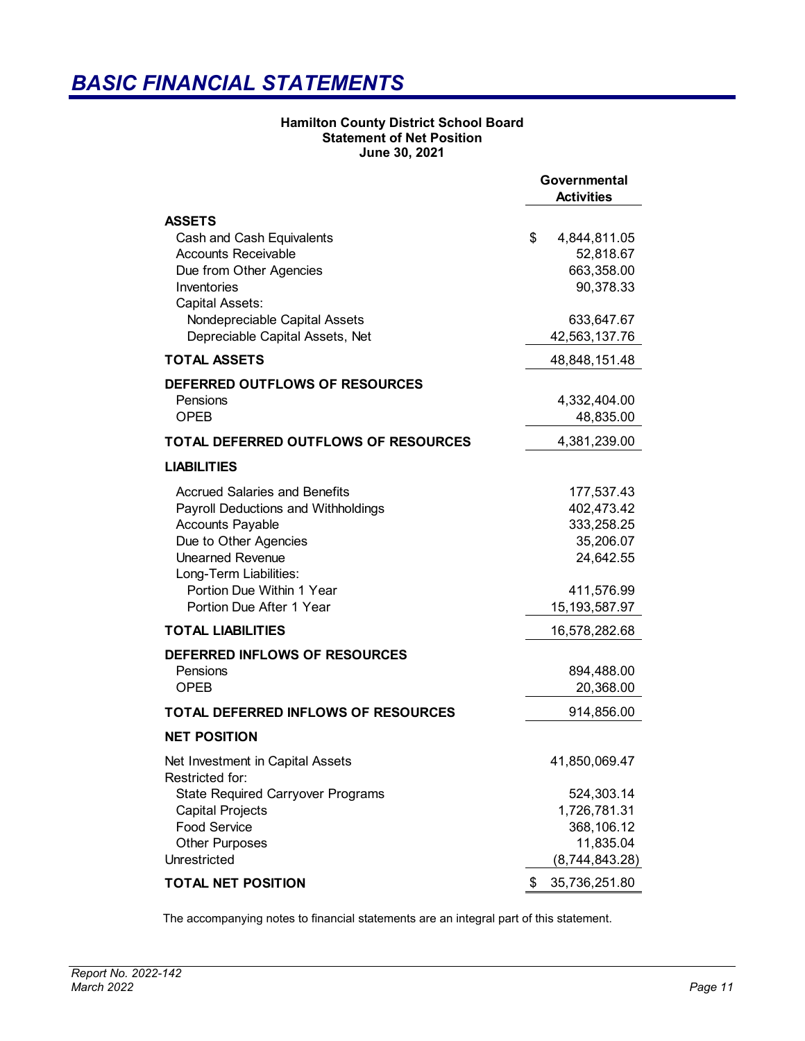# BASIC FINANCIAL STATEMENTS

**Hamilton County District School Board**
**Statement of Net Position**
**June 30, 2021**

| | Governmental Activities |
|---|---|
| **ASSETS** | |
| Cash and Cash Equivalents | $ 4,844,811.05 |
| Accounts Receivable | 52,818.67 |
| Due from Other Agencies | 663,358.00 |
| Inventories | 90,378.33 |
| Capital Assets: | |
| Nondepreciable Capital Assets | 633,647.67 |
| Depreciable Capital Assets, Net | 42,563,137.76 |
| **TOTAL ASSETS** | 48,848,151.48 |
| **DEFERRED OUTFLOWS OF RESOURCES** | |
| Pensions | 4,332,404.00 |
| OPEB | 48,835.00 |
| **TOTAL DEFERRED OUTFLOWS OF RESOURCES** | 4,381,239.00 |
| **LIABILITIES** | |
| Accrued Salaries and Benefits | 177,537.43 |
| Payroll Deductions and Withholdings | 402,473.42 |
| Accounts Payable | 333,258.25 |
| Due to Other Agencies | 35,206.07 |
| Unearned Revenue | 24,642.55 |
| Long-Term Liabilities: | |
| Portion Due Within 1 Year | 411,576.99 |
| Portion Due After 1 Year | 15,193,587.97 |
| **TOTAL LIABILITIES** | 16,578,282.68 |
| **DEFERRED INFLOWS OF RESOURCES** | |
| Pensions | 894,488.00 |
| OPEB | 20,368.00 |
| **TOTAL DEFERRED INFLOWS OF RESOURCES** | 914,856.00 |
| **NET POSITION** | |
| Net Investment in Capital Assets | 41,850,069.47 |
| Restricted for: | |
| State Required Carryover Programs | 524,303.14 |
| Capital Projects | 1,726,781.31 |
| Food Service | 368,106.12 |
| Other Purposes | 11,835.04 |
| Unrestricted | (8,744,843.28) |
| **TOTAL NET POSITION** | $ 35,736,251.80 |

The accompanying notes to financial statements are an integral part of this statement.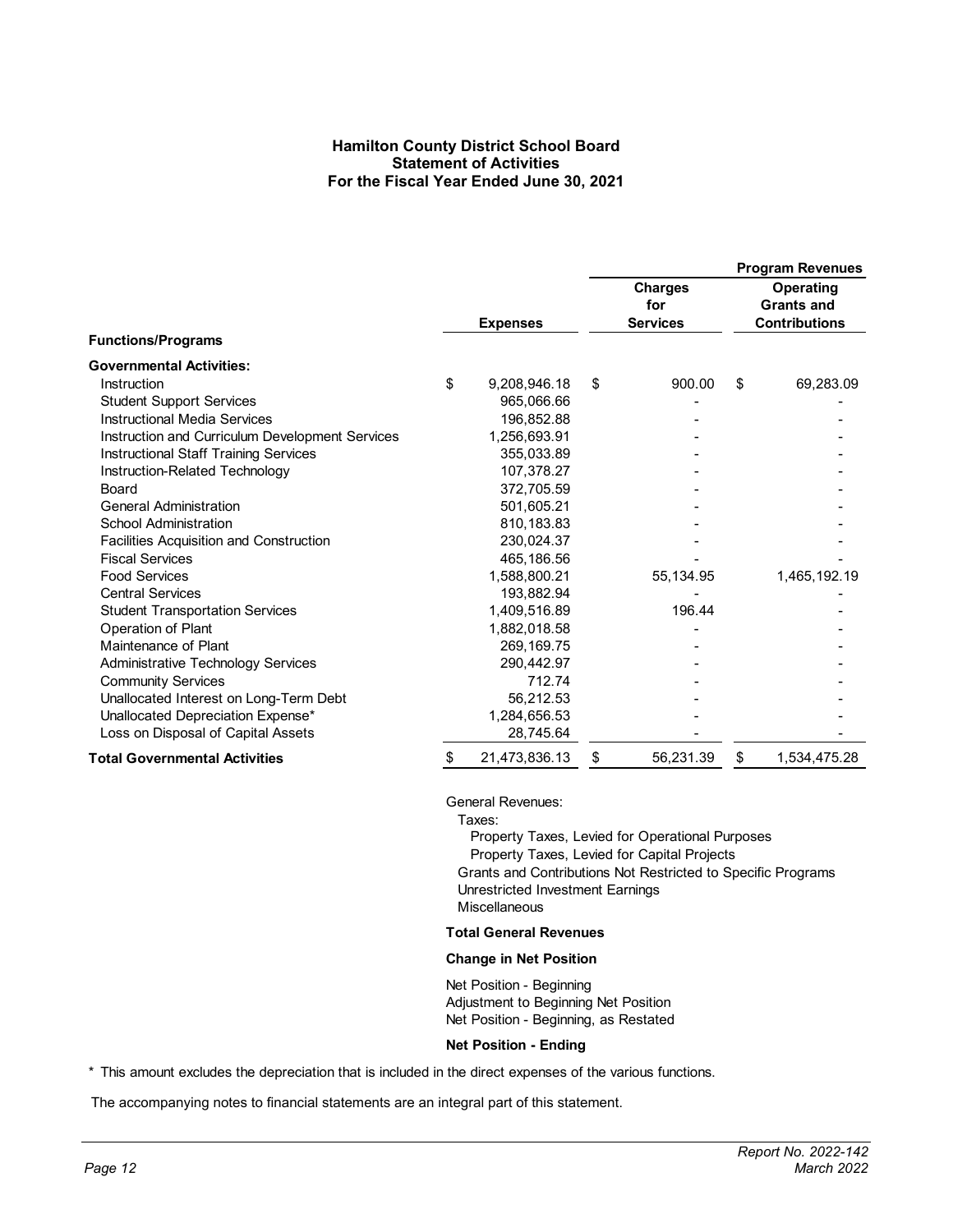**Hamilton County District School Board**
**Statement of Activities**
**For the Fiscal Year Ended June 30, 2021**

| | | Program Revenues | |
|---|---|---|---|
| **Functions/Programs** | **Expenses** | **Charges for Services** | **Operating Grants and Contributions** |
| **Governmental Activities:** | | | |
| Instruction | $ 9,208,946.18 | $ 900.00 | $ 69,283.09 |
| Student Support Services | 965,066.66 | - | - |
| Instructional Media Services | 196,852.88 | - | - |
| Instruction and Curriculum Development Services | 1,256,693.91 | - | - |
| Instructional Staff Training Services | 355,033.89 | - | - |
| Instruction-Related Technology | 107,378.27 | - | - |
| Board | 372,705.59 | - | - |
| General Administration | 501,605.21 | - | - |
| School Administration | 810,183.83 | - | - |
| Facilities Acquisition and Construction | 230,024.37 | - | - |
| Fiscal Services | 465,186.56 | - | - |
| Food Services | 1,588,800.21 | 55,134.95 | 1,465,192.19 |
| Central Services | 193,882.94 | - | - |
| Student Transportation Services | 1,409,516.89 | 196.44 | - |
| Operation of Plant | 1,882,018.58 | - | - |
| Maintenance of Plant | 269,169.75 | - | - |
| Administrative Technology Services | 290,442.97 | - | - |
| Community Services | 712.74 | - | - |
| Unallocated Interest on Long-Term Debt | 56,212.53 | - | - |
| Unallocated Depreciation Expense* | 1,284,656.53 | - | - |
| Loss on Disposal of Capital Assets | 28,745.64 | - | - |
| **Total Governmental Activities** | $ 21,473,836.13 | $ 56,231.39 | $ 1,534,475.28 |

General Revenues:
- Taxes:
  - Property Taxes, Levied for Operational Purposes
  - Property Taxes, Levied for Capital Projects
- Grants and Contributions Not Restricted to Specific Programs
- Unrestricted Investment Earnings
- Miscellaneous

**Total General Revenues**

**Change in Net Position**

Net Position - Beginning
Adjustment to Beginning Net Position
Net Position - Beginning, as Restated

**Net Position - Ending**

\* This amount excludes the depreciation that is included in the direct expenses of the various functions.

The accompanying notes to financial statements are an integral part of this statement.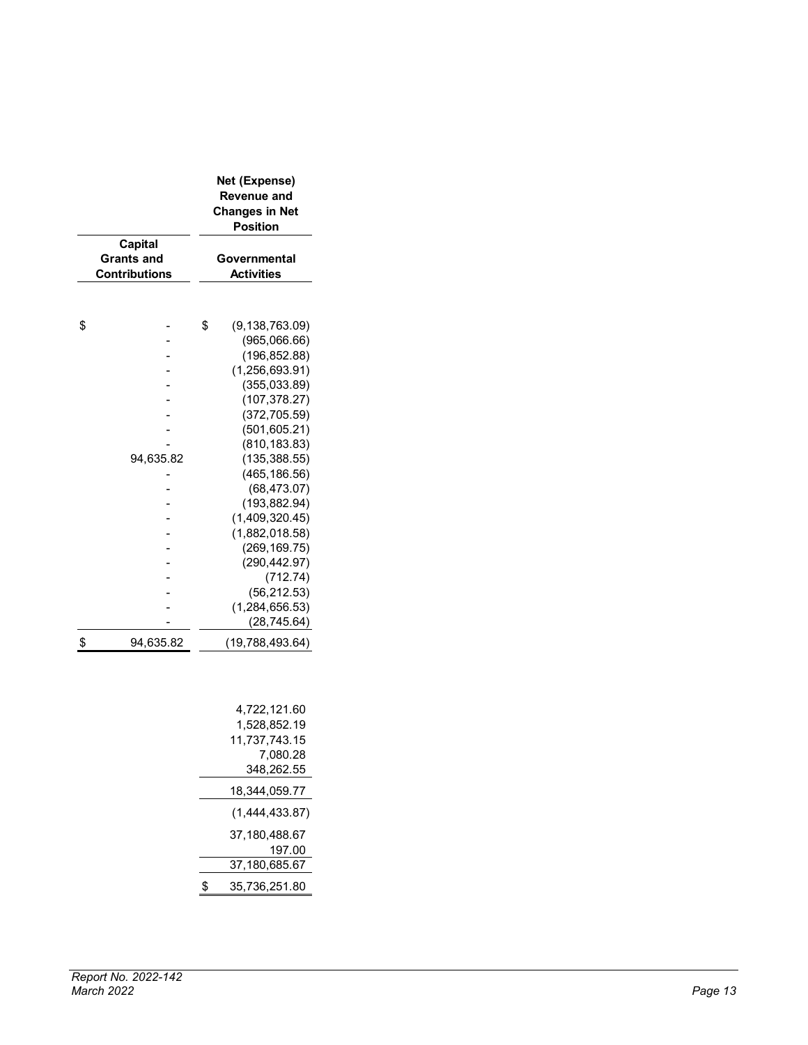| Capital Grants and Contributions | Net (Expense) Revenue and Changes in Net Position<br>Governmental Activities |
|---|---|
| $ - | $ (9,138,763.09) |
| - | (965,066.66) |
| - | (196,852.88) |
| - | (1,256,693.91) |
| - | (355,033.89) |
| - | (107,378.27) |
| - | (372,705.59) |
| - | (501,605.21) |
| - | (810,183.83) |
| 94,635.82 | (135,388.55) |
| - | (465,186.56) |
| - | (68,473.07) |
| - | (193,882.94) |
| - | (1,409,320.45) |
| - | (1,882,018.58) |
| - | (269,169.75) |
| - | (290,442.97) |
| - | (712.74) |
| - | (56,212.53) |
| - | (1,284,656.53) |
| - | (28,745.64) |
| $ 94,635.82 | (19,788,493.64) |
| | |
| | 4,722,121.60 |
| | 1,528,852.19 |
| | 11,737,743.15 |
| | 7,080.28 |
| | 348,262.55 |
| | 18,344,059.77 |
| | (1,444,433.87) |
| | 37,180,488.67 |
| | 197.00 |
| | 37,180,685.67 |
| | $ 35,736,251.80 |

*Report No. 2022-142*
*March 2022*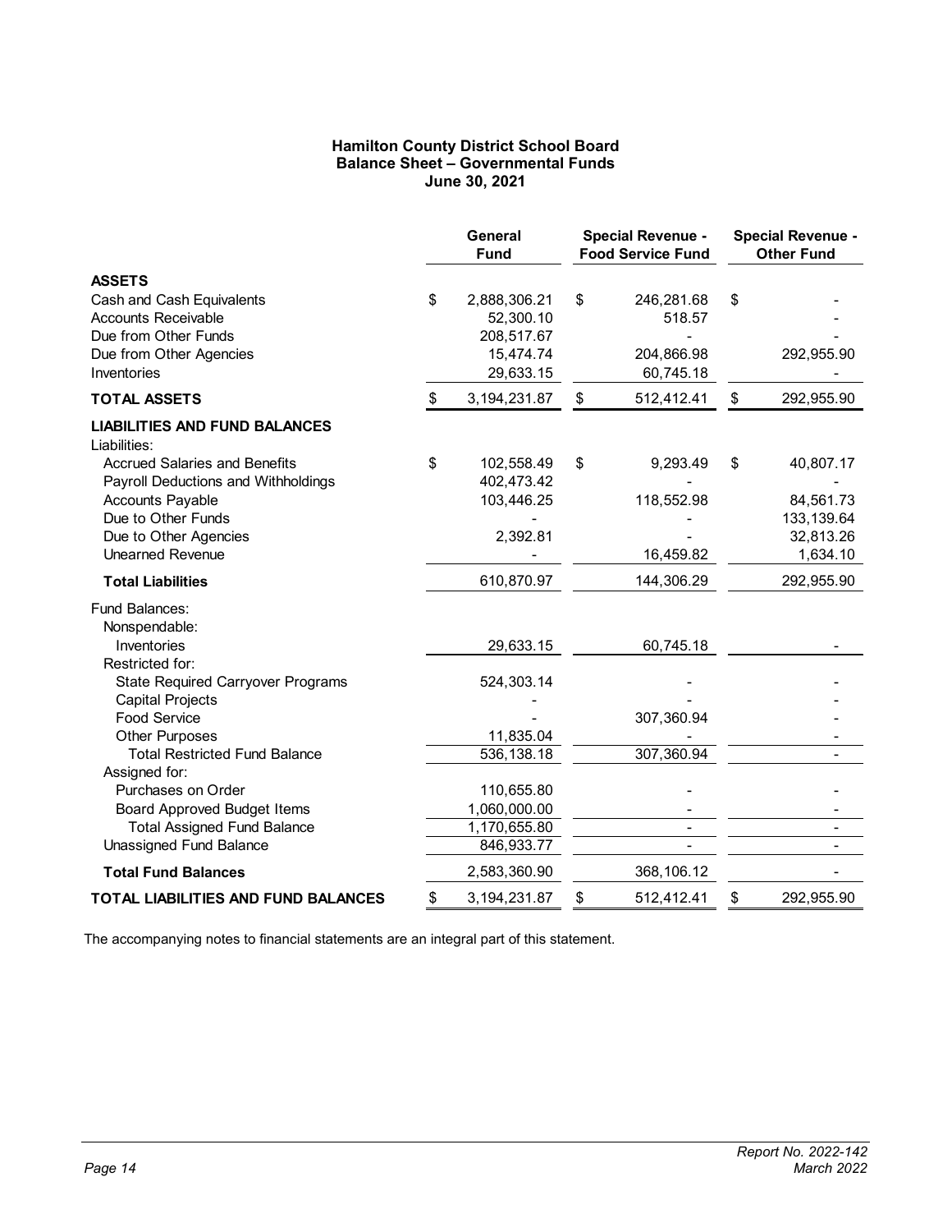**Hamilton County District School Board**
**Balance Sheet – Governmental Funds**
**June 30, 2021**

| | General Fund | Special Revenue - Food Service Fund | Special Revenue - Other Fund |
|---|---|---|---|
| **ASSETS** | | | |
| Cash and Cash Equivalents | $ 2,888,306.21 | $ 246,281.68 | $ - |
| Accounts Receivable | 52,300.10 | 518.57 | - |
| Due from Other Funds | 208,517.67 | - | - |
| Due from Other Agencies | 15,474.74 | 204,866.98 | 292,955.90 |
| Inventories | 29,633.15 | 60,745.18 | - |
| **TOTAL ASSETS** | $ 3,194,231.87 | $ 512,412.41 | $ 292,955.90 |
| **LIABILITIES AND FUND BALANCES** | | | |
| Liabilities: | | | |
| Accrued Salaries and Benefits | $ 102,558.49 | $ 9,293.49 | $ 40,807.17 |
| Payroll Deductions and Withholdings | 402,473.42 | - | - |
| Accounts Payable | 103,446.25 | 118,552.98 | 84,561.73 |
| Due to Other Funds | - | - | 133,139.64 |
| Due to Other Agencies | 2,392.81 | - | 32,813.26 |
| Unearned Revenue | - | 16,459.82 | 1,634.10 |
| **Total Liabilities** | 610,870.97 | 144,306.29 | 292,955.90 |
| Fund Balances: | | | |
| Nonspendable: | | | |
| Inventories | 29,633.15 | 60,745.18 | - |
| Restricted for: | | | |
| State Required Carryover Programs | 524,303.14 | - | - |
| Capital Projects | - | - | - |
| Food Service | - | 307,360.94 | - |
| Other Purposes | 11,835.04 | - | - |
| Total Restricted Fund Balance | 536,138.18 | 307,360.94 | - |
| Assigned for: | | | |
| Purchases on Order | 110,655.80 | - | - |
| Board Approved Budget Items | 1,060,000.00 | - | - |
| Total Assigned Fund Balance | 1,170,655.80 | - | - |
| Unassigned Fund Balance | 846,933.77 | - | - |
| **Total Fund Balances** | 2,583,360.90 | 368,106.12 | - |
| **TOTAL LIABILITIES AND FUND BALANCES** | $ 3,194,231.87 | $ 512,412.41 | $ 292,955.90 |

The accompanying notes to financial statements are an integral part of this statement.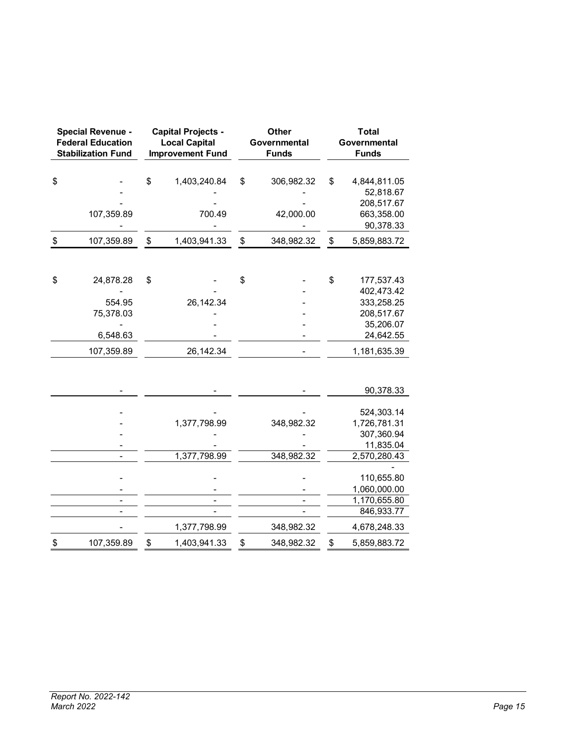| Special Revenue - Federal Education Stabilization Fund | Capital Projects - Local Capital Improvement Fund | Other Governmental Funds | Total Governmental Funds |
|---|---|---|---|
| $ - | $ 1,403,240.84 | $ 306,982.32 | $ 4,844,811.05 |
| - | - | - | 52,818.67 |
| - | - | - | 208,517.67 |
| 107,359.89 | 700.49 | 42,000.00 | 663,358.00 |
| - | - | - | 90,378.33 |
| $ 107,359.89 | $ 1,403,941.33 | $ 348,982.32 | $ 5,859,883.72 |
| | | | |
| $ 24,878.28 | $ - | $ - | $ 177,537.43 |
| - | - | - | 402,473.42 |
| 554.95 | 26,142.34 | - | 333,258.25 |
| 75,378.03 | - | - | 208,517.67 |
| - | - | - | 35,206.07 |
| 6,548.63 | - | - | 24,642.55 |
| 107,359.89 | 26,142.34 | - | 1,181,635.39 |
| | | | |
| - | - | - | 90,378.33 |
| | | | |
| - | - | - | 524,303.14 |
| - | 1,377,798.99 | 348,982.32 | 1,726,781.31 |
| - | - | - | 307,360.94 |
| - | - | - | 11,835.04 |
| - | 1,377,798.99 | 348,982.32 | 2,570,280.43 |
| | | | - |
| - | - | - | 110,655.80 |
| - | - | - | 1,060,000.00 |
| - | - | - | 1,170,655.80 |
| - | - | - | 846,933.77 |
| - | 1,377,798.99 | 348,982.32 | 4,678,248.33 |
| $ 107,359.89 | $ 1,403,941.33 | $ 348,982.32 | $ 5,859,883.72 |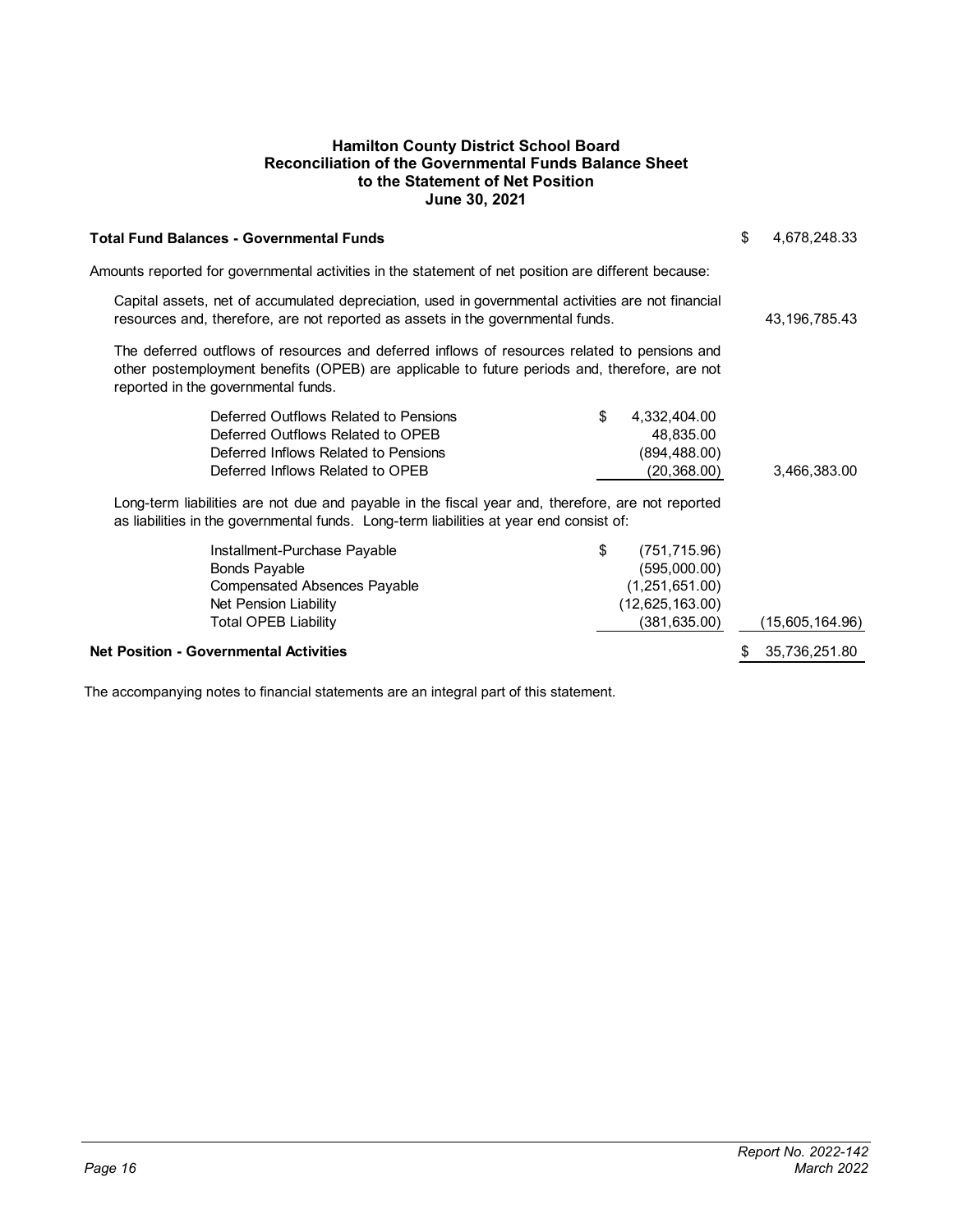# Hamilton County District School Board
## Reconciliation of the Governmental Funds Balance Sheet to the Statement of Net Position
### June 30, 2021

| | | |
|---|---|---|
| **Total Fund Balances - Governmental Funds** | | $ 4,678,248.33 |
| Amounts reported for governmental activities in the statement of net position are different because: | | |
| Capital assets, net of accumulated depreciation, used in governmental activities are not financial resources and, therefore, are not reported as assets in the governmental funds. | | 43,196,785.43 |
| The deferred outflows of resources and deferred inflows of resources related to pensions and other postemployment benefits (OPEB) are applicable to future periods and, therefore, are not reported in the governmental funds. | | |
| Deferred Outflows Related to Pensions | $ 4,332,404.00 | |
| Deferred Outflows Related to OPEB | 48,835.00 | |
| Deferred Inflows Related to Pensions | (894,488.00) | |
| Deferred Inflows Related to OPEB | (20,368.00) | 3,466,383.00 |
| Long-term liabilities are not due and payable in the fiscal year and, therefore, are not reported as liabilities in the governmental funds. Long-term liabilities at year end consist of: | | |
| Installment-Purchase Payable | $ (751,715.96) | |
| Bonds Payable | (595,000.00) | |
| Compensated Absences Payable | (1,251,651.00) | |
| Net Pension Liability | (12,625,163.00) | |
| Total OPEB Liability | (381,635.00) | (15,605,164.96) |
| **Net Position - Governmental Activities** | | $ 35,736,251.80 |

The accompanying notes to financial statements are an integral part of this statement.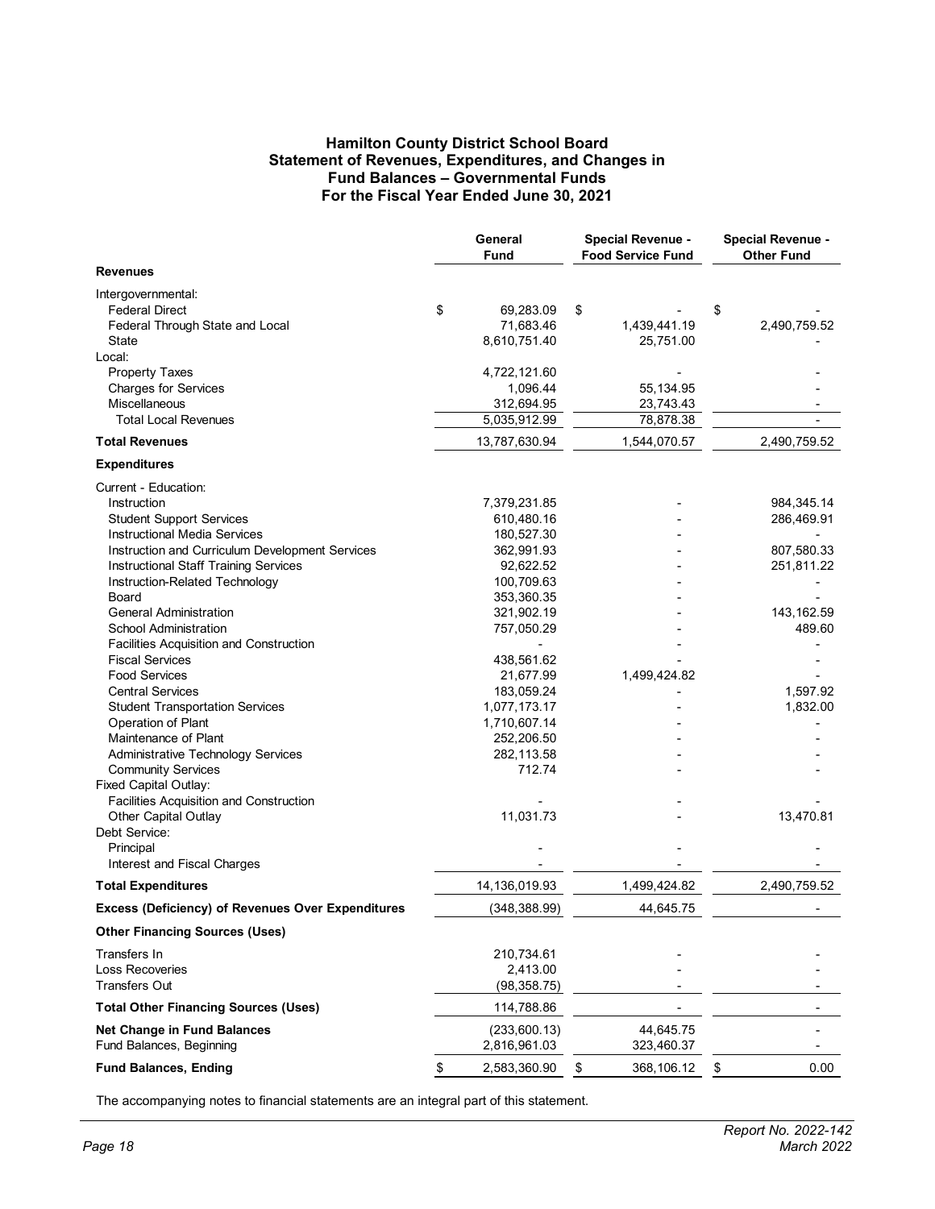# Hamilton County District School Board
## Statement of Revenues, Expenditures, and Changes in Fund Balances – Governmental Funds
### For the Fiscal Year Ended June 30, 2021

| | General Fund | Special Revenue - Food Service Fund | Special Revenue - Other Fund |
|---|---|---|---|
| **Revenues** | | | |
| Intergovernmental: | | | |
| Federal Direct | $ 69,283.09 | $ - | $ - |
| Federal Through State and Local | 71,683.46 | 1,439,441.19 | 2,490,759.52 |
| State | 8,610,751.40 | 25,751.00 | - |
| Local: | | | |
| Property Taxes | 4,722,121.60 | - | - |
| Charges for Services | 1,096.44 | 55,134.95 | - |
| Miscellaneous | 312,694.95 | 23,743.43 | - |
| Total Local Revenues | 5,035,912.99 | 78,878.38 | - |
| **Total Revenues** | 13,787,630.94 | 1,544,070.57 | 2,490,759.52 |
| **Expenditures** | | | |
| Current - Education: | | | |
| Instruction | 7,379,231.85 | - | 984,345.14 |
| Student Support Services | 610,480.16 | - | 286,469.91 |
| Instructional Media Services | 180,527.30 | - | - |
| Instruction and Curriculum Development Services | 362,991.93 | - | 807,580.33 |
| Instructional Staff Training Services | 92,622.52 | - | 251,811.22 |
| Instruction-Related Technology | 100,709.63 | - | - |
| Board | 353,360.35 | - | - |
| General Administration | 321,902.19 | - | 143,162.59 |
| School Administration | 757,050.29 | - | 489.60 |
| Facilities Acquisition and Construction | - | - | - |
| Fiscal Services | 438,561.62 | - | - |
| Food Services | 21,677.99 | 1,499,424.82 | - |
| Central Services | 183,059.24 | - | 1,597.92 |
| Student Transportation Services | 1,077,173.17 | - | 1,832.00 |
| Operation of Plant | 1,710,607.14 | - | - |
| Maintenance of Plant | 252,206.50 | - | - |
| Administrative Technology Services | 282,113.58 | - | - |
| Community Services | 712.74 | - | - |
| Fixed Capital Outlay: | | | |
| Facilities Acquisition and Construction | - | - | - |
| Other Capital Outlay | 11,031.73 | - | 13,470.81 |
| Debt Service: | | | |
| Principal | - | - | - |
| Interest and Fiscal Charges | - | - | - |
| **Total Expenditures** | 14,136,019.93 | 1,499,424.82 | 2,490,759.52 |
| **Excess (Deficiency) of Revenues Over Expenditures** | (348,388.99) | 44,645.75 | - |
| **Other Financing Sources (Uses)** | | | |
| Transfers In | 210,734.61 | - | - |
| Loss Recoveries | 2,413.00 | - | - |
| Transfers Out | (98,358.75) | - | - |
| **Total Other Financing Sources (Uses)** | 114,788.86 | - | - |
| **Net Change in Fund Balances** | (233,600.13) | 44,645.75 | - |
| Fund Balances, Beginning | 2,816,961.03 | 323,460.37 | - |
| **Fund Balances, Ending** | $ 2,583,360.90 | $ 368,106.12 | $ 0.00 |

The accompanying notes to financial statements are an integral part of this statement.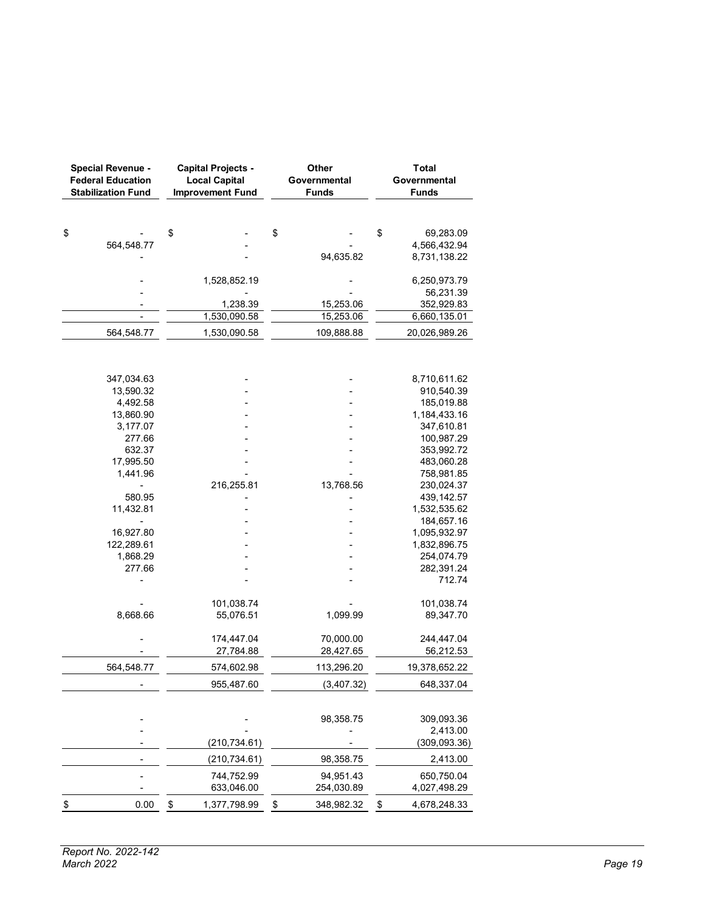| Special Revenue - Federal Education Stabilization Fund | Capital Projects - Local Capital Improvement Fund | Other Governmental Funds | Total Governmental Funds |
|---|---|---|---|
| | | | |
| $ - | $ - | $ - | $ 69,283.09 |
| 564,548.77 | - | - | 4,566,432.94 |
| - | - | 94,635.82 | 8,731,138.22 |
| | | | |
| - | 1,528,852.19 | - | 6,250,973.79 |
| - | - | - | 56,231.39 |
| - | 1,238.39 | 15,253.06 | 352,929.83 |
| - | 1,530,090.58 | 15,253.06 | 6,660,135.01 |
| 564,548.77 | 1,530,090.58 | 109,888.88 | 20,026,989.26 |
| | | | |
| 347,034.63 | - | - | 8,710,611.62 |
| 13,590.32 | - | - | 910,540.39 |
| 4,492.58 | - | - | 185,019.88 |
| 13,860.90 | - | - | 1,184,433.16 |
| 3,177.07 | - | - | 347,610.81 |
| 277.66 | - | - | 100,987.29 |
| 632.37 | - | - | 353,992.72 |
| 17,995.50 | - | - | 483,060.28 |
| 1,441.96 | - | - | 758,981.85 |
| - | 216,255.81 | 13,768.56 | 230,024.37 |
| 580.95 | - | - | 439,142.57 |
| 11,432.81 | - | - | 1,532,535.62 |
| - | - | - | 184,657.16 |
| 16,927.80 | - | - | 1,095,932.97 |
| 122,289.61 | - | - | 1,832,896.75 |
| 1,868.29 | - | - | 254,074.79 |
| 277.66 | - | - | 282,391.24 |
| - | - | - | 712.74 |
| | | | |
| - | 101,038.74 | - | 101,038.74 |
| 8,668.66 | 55,076.51 | 1,099.99 | 89,347.70 |
| | | | |
| - | 174,447.04 | 70,000.00 | 244,447.04 |
| - | 27,784.88 | 28,427.65 | 56,212.53 |
| 564,548.77 | 574,602.98 | 113,296.20 | 19,378,652.22 |
| - | 955,487.60 | (3,407.32) | 648,337.04 |
| | | | |
| - | - | 98,358.75 | 309,093.36 |
| - | - | - | 2,413.00 |
| - | (210,734.61) | - | (309,093.36) |
| - | (210,734.61) | 98,358.75 | 2,413.00 |
| - | 744,752.99 | 94,951.43 | 650,750.04 |
| - | 633,046.00 | 254,030.89 | 4,027,498.29 |
| $ 0.00 | $ 1,377,798.99 | $ 348,982.32 | $ 4,678,248.33 |

*Report No. 2022-142*
*March 2022*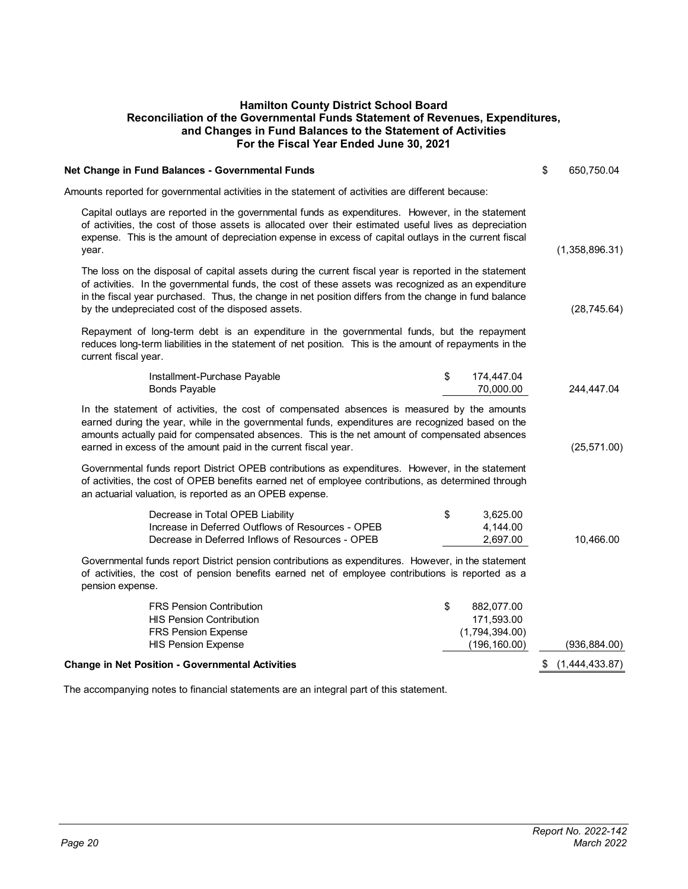# Hamilton County District School Board
## Reconciliation of the Governmental Funds Statement of Revenues, Expenditures, and Changes in Fund Balances to the Statement of Activities
### For the Fiscal Year Ended June 30, 2021

| | | |
|---|---|---|
| **Net Change in Fund Balances - Governmental Funds** | | $ 650,750.04 |
| Amounts reported for governmental activities in the statement of activities are different because: | | |
| Capital outlays are reported in the governmental funds as expenditures. However, in the statement of activities, the cost of those assets is allocated over their estimated useful lives as depreciation expense. This is the amount of depreciation expense in excess of capital outlays in the current fiscal year. | | (1,358,896.31) |
| The loss on the disposal of capital assets during the current fiscal year is reported in the statement of activities. In the governmental funds, the cost of these assets was recognized as an expenditure in the fiscal year purchased. Thus, the change in net position differs from the change in fund balance by the undepreciated cost of the disposed assets. | | (28,745.64) |
| Repayment of long-term debt is an expenditure in the governmental funds, but the repayment reduces long-term liabilities in the statement of net position. This is the amount of repayments in the current fiscal year. | | |
| Installment-Purchase Payable | $ 174,447.04 | |
| Bonds Payable | 70,000.00 | 244,447.04 |
| In the statement of activities, the cost of compensated absences is measured by the amounts earned during the year, while in the governmental funds, expenditures are recognized based on the amounts actually paid for compensated absences. This is the net amount of compensated absences earned in excess of the amount paid in the current fiscal year. | | (25,571.00) |
| Governmental funds report District OPEB contributions as expenditures. However, in the statement of activities, the cost of OPEB benefits earned net of employee contributions, as determined through an actuarial valuation, is reported as an OPEB expense. | | |
| Decrease in Total OPEB Liability | $ 3,625.00 | |
| Increase in Deferred Outflows of Resources - OPEB | 4,144.00 | |
| Decrease in Deferred Inflows of Resources - OPEB | 2,697.00 | 10,466.00 |
| Governmental funds report District pension contributions as expenditures. However, in the statement of activities, the cost of pension benefits earned net of employee contributions is reported as a pension expense. | | |
| FRS Pension Contribution | $ 882,077.00 | |
| HIS Pension Contribution | 171,593.00 | |
| FRS Pension Expense | (1,794,394.00) | |
| HIS Pension Expense | (196,160.00) | (936,884.00) |
| **Change in Net Position - Governmental Activities** | | $ (1,444,433.87) |

The accompanying notes to financial statements are an integral part of this statement.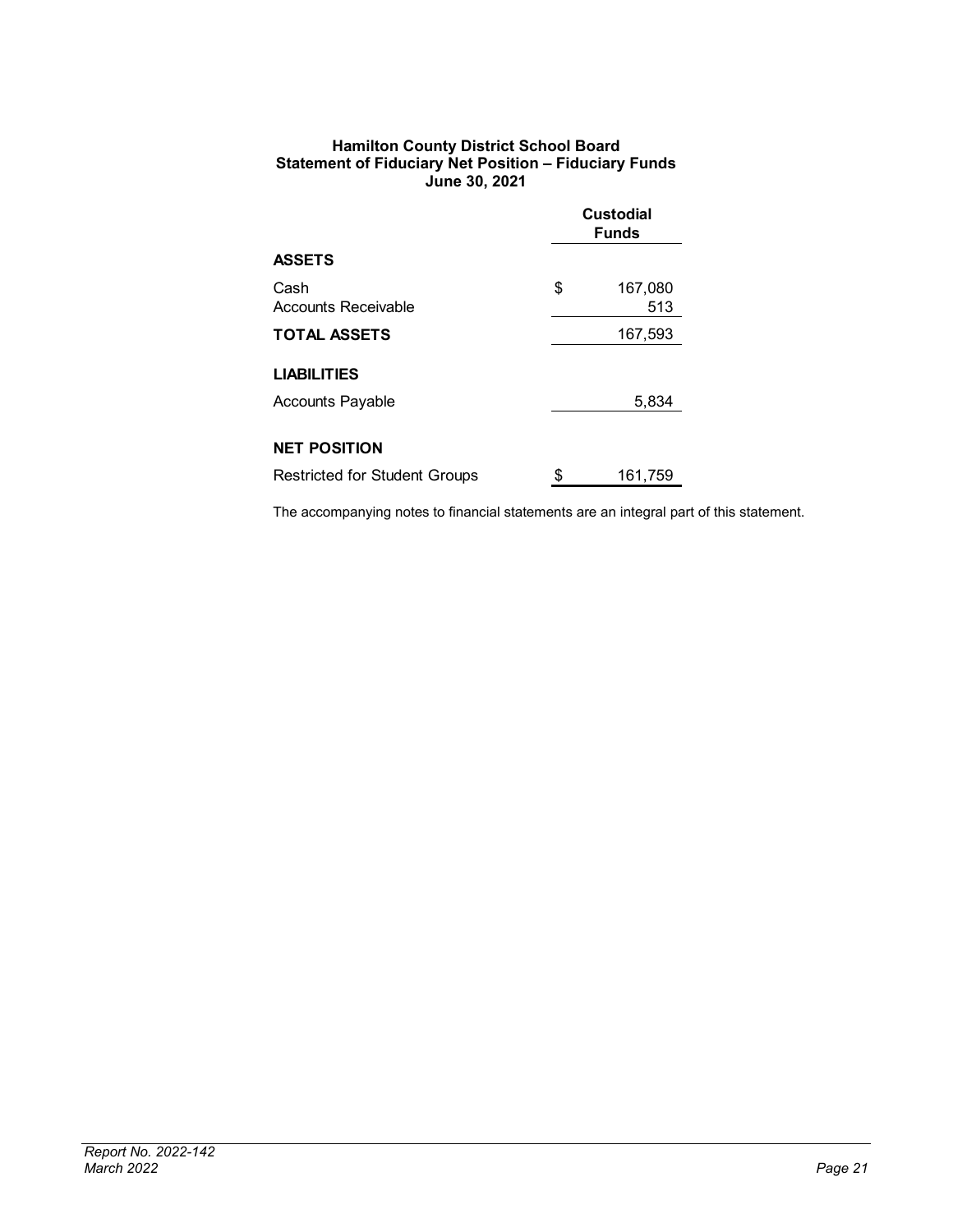**Hamilton County District School Board**
**Statement of Fiduciary Net Position – Fiduciary Funds**
**June 30, 2021**

| | Custodial Funds |
|---|---|
| **ASSETS** | |
| Cash | $ 167,080 |
| Accounts Receivable | 513 |
| **TOTAL ASSETS** | 167,593 |
| **LIABILITIES** | |
| Accounts Payable | 5,834 |
| **NET POSITION** | |
| Restricted for Student Groups | $ 161,759 |

The accompanying notes to financial statements are an integral part of this statement.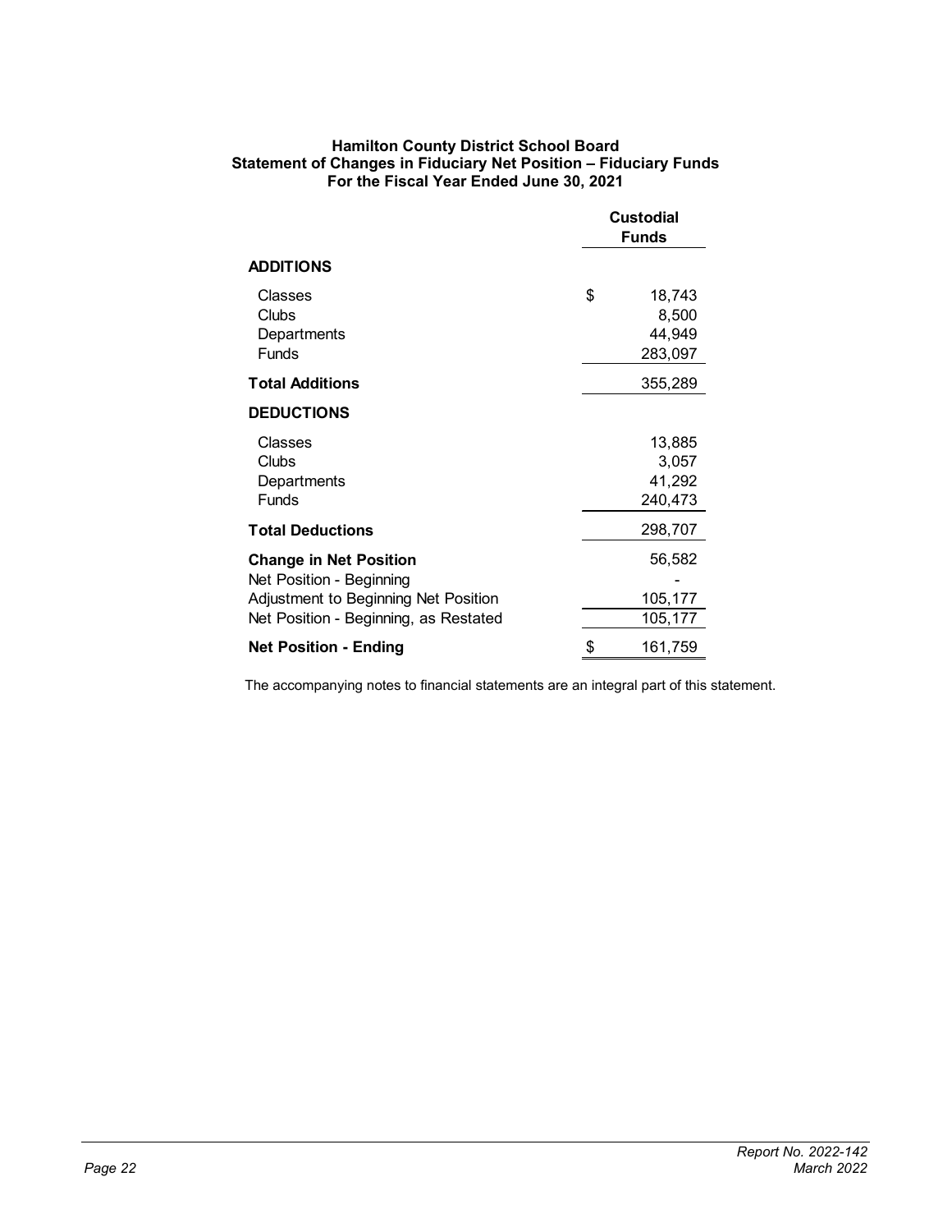**Hamilton County District School Board**
**Statement of Changes in Fiduciary Net Position – Fiduciary Funds**
**For the Fiscal Year Ended June 30, 2021**

| | Custodial Funds |
|---|---|
| **ADDITIONS** | |
| Classes | $ 18,743 |
| Clubs | 8,500 |
| Departments | 44,949 |
| Funds | 283,097 |
| **Total Additions** | 355,289 |
| **DEDUCTIONS** | |
| Classes | 13,885 |
| Clubs | 3,057 |
| Departments | 41,292 |
| Funds | 240,473 |
| **Total Deductions** | 298,707 |
| **Change in Net Position** | 56,582 |
| Net Position - Beginning | - |
| Adjustment to Beginning Net Position | 105,177 |
| Net Position - Beginning, as Restated | 105,177 |
| **Net Position - Ending** | $ 161,759 |

The accompanying notes to financial statements are an integral part of this statement.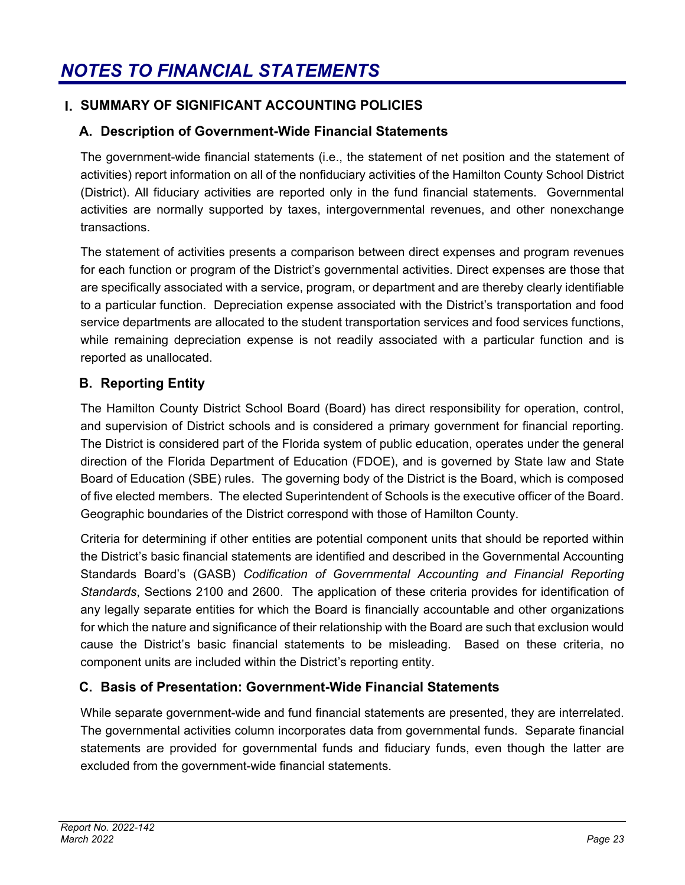# NOTES TO FINANCIAL STATEMENTS

## I. SUMMARY OF SIGNIFICANT ACCOUNTING POLICIES

### A. Description of Government-Wide Financial Statements

The government-wide financial statements (i.e., the statement of net position and the statement of activities) report information on all of the nonfiduciary activities of the Hamilton County School District (District). All fiduciary activities are reported only in the fund financial statements. Governmental activities are normally supported by taxes, intergovernmental revenues, and other nonexchange transactions.

The statement of activities presents a comparison between direct expenses and program revenues for each function or program of the District's governmental activities. Direct expenses are those that are specifically associated with a service, program, or department and are thereby clearly identifiable to a particular function. Depreciation expense associated with the District's transportation and food service departments are allocated to the student transportation services and food services functions, while remaining depreciation expense is not readily associated with a particular function and is reported as unallocated.

### B. Reporting Entity

The Hamilton County District School Board (Board) has direct responsibility for operation, control, and supervision of District schools and is considered a primary government for financial reporting. The District is considered part of the Florida system of public education, operates under the general direction of the Florida Department of Education (FDOE), and is governed by State law and State Board of Education (SBE) rules. The governing body of the District is the Board, which is composed of five elected members. The elected Superintendent of Schools is the executive officer of the Board. Geographic boundaries of the District correspond with those of Hamilton County.

Criteria for determining if other entities are potential component units that should be reported within the District's basic financial statements are identified and described in the Governmental Accounting Standards Board's (GASB) *Codification of Governmental Accounting and Financial Reporting Standards*, Sections 2100 and 2600. The application of these criteria provides for identification of any legally separate entities for which the Board is financially accountable and other organizations for which the nature and significance of their relationship with the Board are such that exclusion would cause the District's basic financial statements to be misleading. Based on these criteria, no component units are included within the District's reporting entity.

### C. Basis of Presentation: Government-Wide Financial Statements

While separate government-wide and fund financial statements are presented, they are interrelated. The governmental activities column incorporates data from governmental funds. Separate financial statements are provided for governmental funds and fiduciary funds, even though the latter are excluded from the government-wide financial statements.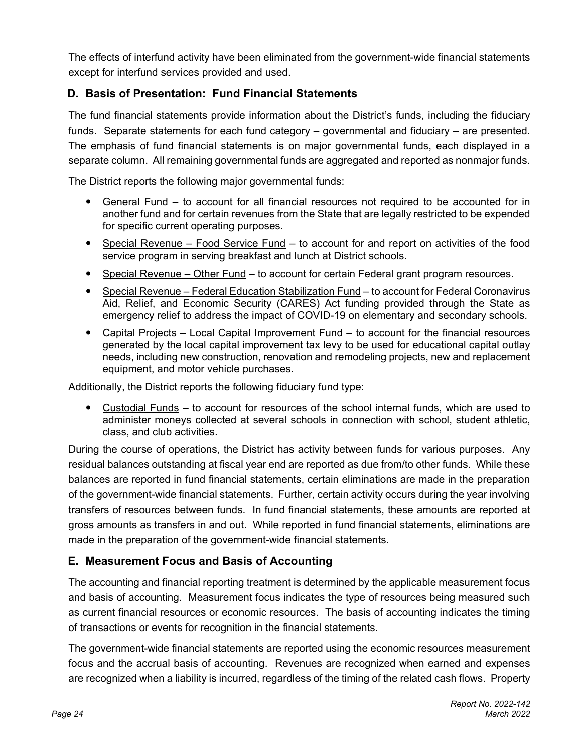The effects of interfund activity have been eliminated from the government-wide financial statements except for interfund services provided and used.

## D. Basis of Presentation: Fund Financial Statements

The fund financial statements provide information about the District's funds, including the fiduciary funds. Separate statements for each fund category – governmental and fiduciary – are presented. The emphasis of fund financial statements is on major governmental funds, each displayed in a separate column. All remaining governmental funds are aggregated and reported as nonmajor funds.

The District reports the following major governmental funds:

- General Fund – to account for all financial resources not required to be accounted for in another fund and for certain revenues from the State that are legally restricted to be expended for specific current operating purposes.
- Special Revenue – Food Service Fund – to account for and report on activities of the food service program in serving breakfast and lunch at District schools.
- Special Revenue – Other Fund – to account for certain Federal grant program resources.
- Special Revenue – Federal Education Stabilization Fund – to account for Federal Coronavirus Aid, Relief, and Economic Security (CARES) Act funding provided through the State as emergency relief to address the impact of COVID-19 on elementary and secondary schools.
- Capital Projects – Local Capital Improvement Fund – to account for the financial resources generated by the local capital improvement tax levy to be used for educational capital outlay needs, including new construction, renovation and remodeling projects, new and replacement equipment, and motor vehicle purchases.

Additionally, the District reports the following fiduciary fund type:

- Custodial Funds – to account for resources of the school internal funds, which are used to administer moneys collected at several schools in connection with school, student athletic, class, and club activities.

During the course of operations, the District has activity between funds for various purposes. Any residual balances outstanding at fiscal year end are reported as due from/to other funds. While these balances are reported in fund financial statements, certain eliminations are made in the preparation of the government-wide financial statements. Further, certain activity occurs during the year involving transfers of resources between funds. In fund financial statements, these amounts are reported at gross amounts as transfers in and out. While reported in fund financial statements, eliminations are made in the preparation of the government-wide financial statements.

## E. Measurement Focus and Basis of Accounting

The accounting and financial reporting treatment is determined by the applicable measurement focus and basis of accounting. Measurement focus indicates the type of resources being measured such as current financial resources or economic resources. The basis of accounting indicates the timing of transactions or events for recognition in the financial statements.

The government-wide financial statements are reported using the economic resources measurement focus and the accrual basis of accounting. Revenues are recognized when earned and expenses are recognized when a liability is incurred, regardless of the timing of the related cash flows. Property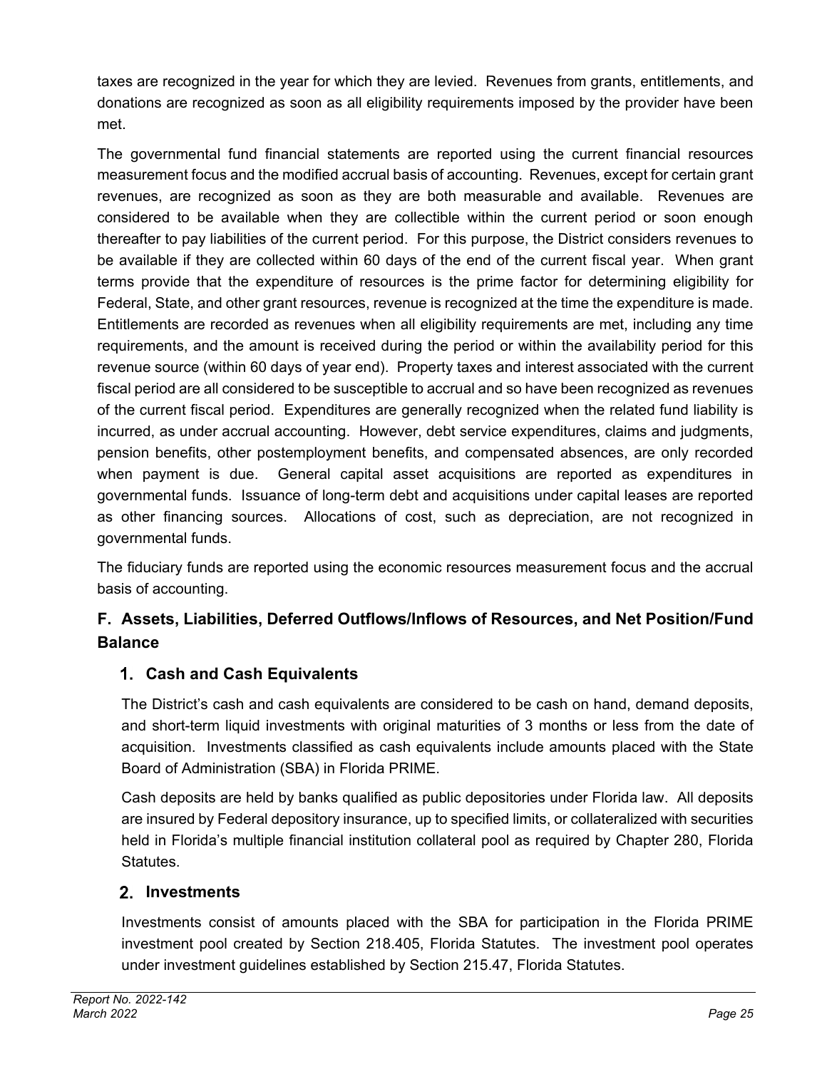taxes are recognized in the year for which they are levied. Revenues from grants, entitlements, and donations are recognized as soon as all eligibility requirements imposed by the provider have been met.

The governmental fund financial statements are reported using the current financial resources measurement focus and the modified accrual basis of accounting. Revenues, except for certain grant revenues, are recognized as soon as they are both measurable and available. Revenues are considered to be available when they are collectible within the current period or soon enough thereafter to pay liabilities of the current period. For this purpose, the District considers revenues to be available if they are collected within 60 days of the end of the current fiscal year. When grant terms provide that the expenditure of resources is the prime factor for determining eligibility for Federal, State, and other grant resources, revenue is recognized at the time the expenditure is made. Entitlements are recorded as revenues when all eligibility requirements are met, including any time requirements, and the amount is received during the period or within the availability period for this revenue source (within 60 days of year end). Property taxes and interest associated with the current fiscal period are all considered to be susceptible to accrual and so have been recognized as revenues of the current fiscal period. Expenditures are generally recognized when the related fund liability is incurred, as under accrual accounting. However, debt service expenditures, claims and judgments, pension benefits, other postemployment benefits, and compensated absences, are only recorded when payment is due. General capital asset acquisitions are reported as expenditures in governmental funds. Issuance of long-term debt and acquisitions under capital leases are reported as other financing sources. Allocations of cost, such as depreciation, are not recognized in governmental funds.

The fiduciary funds are reported using the economic resources measurement focus and the accrual basis of accounting.

## F. Assets, Liabilities, Deferred Outflows/Inflows of Resources, and Net Position/Fund Balance

### 1. Cash and Cash Equivalents

The District's cash and cash equivalents are considered to be cash on hand, demand deposits, and short-term liquid investments with original maturities of 3 months or less from the date of acquisition. Investments classified as cash equivalents include amounts placed with the State Board of Administration (SBA) in Florida PRIME.

Cash deposits are held by banks qualified as public depositories under Florida law. All deposits are insured by Federal depository insurance, up to specified limits, or collateralized with securities held in Florida's multiple financial institution collateral pool as required by Chapter 280, Florida Statutes.

### 2. Investments

Investments consist of amounts placed with the SBA for participation in the Florida PRIME investment pool created by Section 218.405, Florida Statutes. The investment pool operates under investment guidelines established by Section 215.47, Florida Statutes.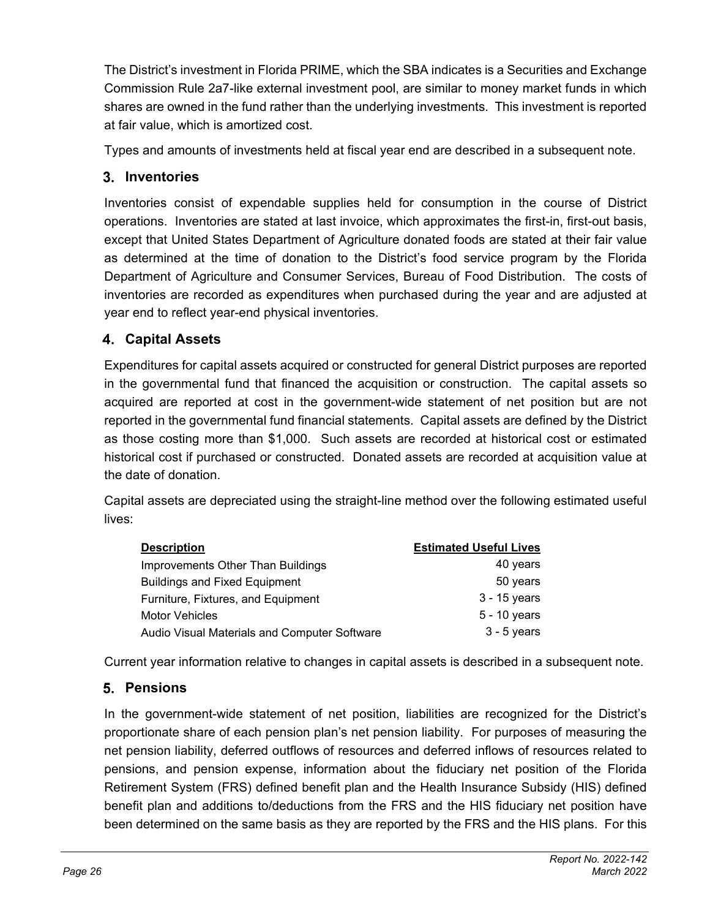The District's investment in Florida PRIME, which the SBA indicates is a Securities and Exchange Commission Rule 2a7-like external investment pool, are similar to money market funds in which shares are owned in the fund rather than the underlying investments. This investment is reported at fair value, which is amortized cost.

Types and amounts of investments held at fiscal year end are described in a subsequent note.

### 3. Inventories

Inventories consist of expendable supplies held for consumption in the course of District operations. Inventories are stated at last invoice, which approximates the first-in, first-out basis, except that United States Department of Agriculture donated foods are stated at their fair value as determined at the time of donation to the District's food service program by the Florida Department of Agriculture and Consumer Services, Bureau of Food Distribution. The costs of inventories are recorded as expenditures when purchased during the year and are adjusted at year end to reflect year-end physical inventories.

### 4. Capital Assets

Expenditures for capital assets acquired or constructed for general District purposes are reported in the governmental fund that financed the acquisition or construction. The capital assets so acquired are reported at cost in the government-wide statement of net position but are not reported in the governmental fund financial statements. Capital assets are defined by the District as those costing more than $1,000. Such assets are recorded at historical cost or estimated historical cost if purchased or constructed. Donated assets are recorded at acquisition value at the date of donation.

Capital assets are depreciated using the straight-line method over the following estimated useful lives:

| Description | Estimated Useful Lives |
|---|---|
| Improvements Other Than Buildings | 40 years |
| Buildings and Fixed Equipment | 50 years |
| Furniture, Fixtures, and Equipment | 3 - 15 years |
| Motor Vehicles | 5 - 10 years |
| Audio Visual Materials and Computer Software | 3 - 5 years |

Current year information relative to changes in capital assets is described in a subsequent note.

### 5. Pensions

In the government-wide statement of net position, liabilities are recognized for the District's proportionate share of each pension plan's net pension liability. For purposes of measuring the net pension liability, deferred outflows of resources and deferred inflows of resources related to pensions, and pension expense, information about the fiduciary net position of the Florida Retirement System (FRS) defined benefit plan and the Health Insurance Subsidy (HIS) defined benefit plan and additions to/deductions from the FRS and the HIS fiduciary net position have been determined on the same basis as they are reported by the FRS and the HIS plans. For this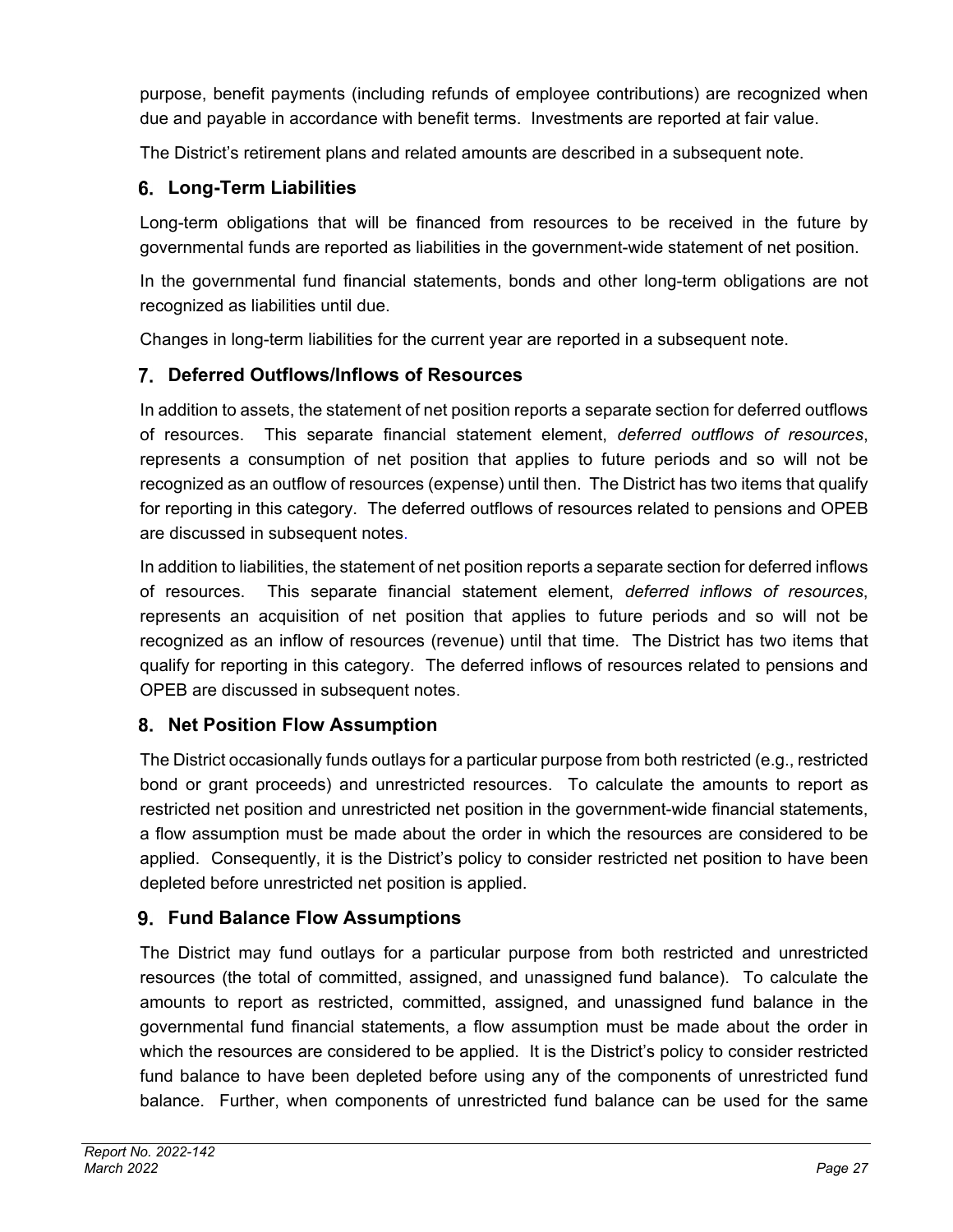purpose, benefit payments (including refunds of employee contributions) are recognized when due and payable in accordance with benefit terms. Investments are reported at fair value.

The District's retirement plans and related amounts are described in a subsequent note.

### 6. Long-Term Liabilities

Long-term obligations that will be financed from resources to be received in the future by governmental funds are reported as liabilities in the government-wide statement of net position.

In the governmental fund financial statements, bonds and other long-term obligations are not recognized as liabilities until due.

Changes in long-term liabilities for the current year are reported in a subsequent note.

### 7. Deferred Outflows/Inflows of Resources

In addition to assets, the statement of net position reports a separate section for deferred outflows of resources. This separate financial statement element, *deferred outflows of resources*, represents a consumption of net position that applies to future periods and so will not be recognized as an outflow of resources (expense) until then. The District has two items that qualify for reporting in this category. The deferred outflows of resources related to pensions and OPEB are discussed in subsequent notes.

In addition to liabilities, the statement of net position reports a separate section for deferred inflows of resources. This separate financial statement element, *deferred inflows of resources*, represents an acquisition of net position that applies to future periods and so will not be recognized as an inflow of resources (revenue) until that time. The District has two items that qualify for reporting in this category. The deferred inflows of resources related to pensions and OPEB are discussed in subsequent notes.

### 8. Net Position Flow Assumption

The District occasionally funds outlays for a particular purpose from both restricted (e.g., restricted bond or grant proceeds) and unrestricted resources. To calculate the amounts to report as restricted net position and unrestricted net position in the government-wide financial statements, a flow assumption must be made about the order in which the resources are considered to be applied. Consequently, it is the District's policy to consider restricted net position to have been depleted before unrestricted net position is applied.

### 9. Fund Balance Flow Assumptions

The District may fund outlays for a particular purpose from both restricted and unrestricted resources (the total of committed, assigned, and unassigned fund balance). To calculate the amounts to report as restricted, committed, assigned, and unassigned fund balance in the governmental fund financial statements, a flow assumption must be made about the order in which the resources are considered to be applied. It is the District's policy to consider restricted fund balance to have been depleted before using any of the components of unrestricted fund balance. Further, when components of unrestricted fund balance can be used for the same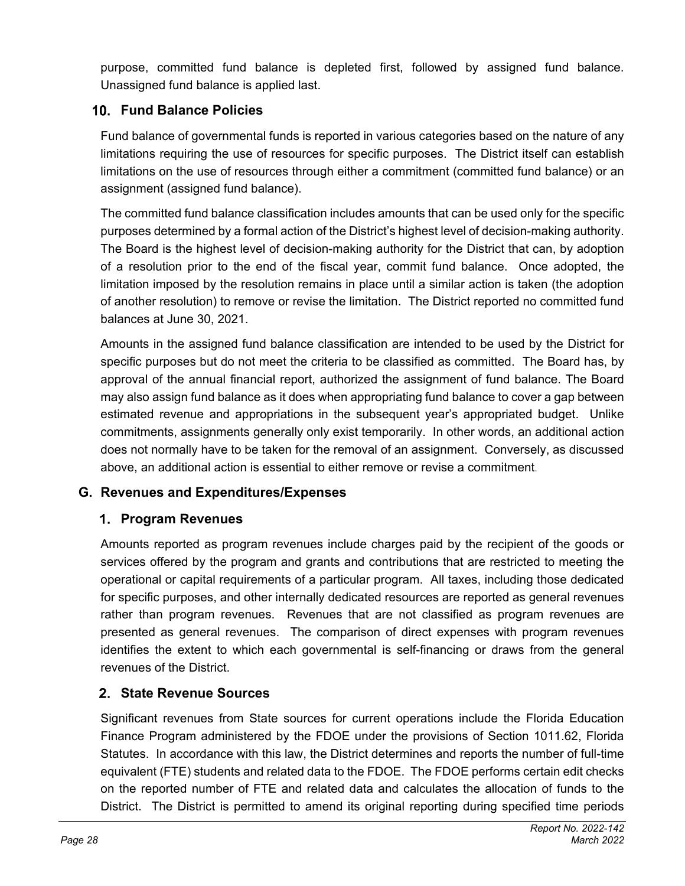purpose, committed fund balance is depleted first, followed by assigned fund balance. Unassigned fund balance is applied last.

### 10. Fund Balance Policies

Fund balance of governmental funds is reported in various categories based on the nature of any limitations requiring the use of resources for specific purposes. The District itself can establish limitations on the use of resources through either a commitment (committed fund balance) or an assignment (assigned fund balance).

The committed fund balance classification includes amounts that can be used only for the specific purposes determined by a formal action of the District's highest level of decision-making authority. The Board is the highest level of decision-making authority for the District that can, by adoption of a resolution prior to the end of the fiscal year, commit fund balance. Once adopted, the limitation imposed by the resolution remains in place until a similar action is taken (the adoption of another resolution) to remove or revise the limitation. The District reported no committed fund balances at June 30, 2021.

Amounts in the assigned fund balance classification are intended to be used by the District for specific purposes but do not meet the criteria to be classified as committed. The Board has, by approval of the annual financial report, authorized the assignment of fund balance. The Board may also assign fund balance as it does when appropriating fund balance to cover a gap between estimated revenue and appropriations in the subsequent year's appropriated budget. Unlike commitments, assignments generally only exist temporarily. In other words, an additional action does not normally have to be taken for the removal of an assignment. Conversely, as discussed above, an additional action is essential to either remove or revise a commitment.

## G. Revenues and Expenditures/Expenses

### 1. Program Revenues

Amounts reported as program revenues include charges paid by the recipient of the goods or services offered by the program and grants and contributions that are restricted to meeting the operational or capital requirements of a particular program. All taxes, including those dedicated for specific purposes, and other internally dedicated resources are reported as general revenues rather than program revenues. Revenues that are not classified as program revenues are presented as general revenues. The comparison of direct expenses with program revenues identifies the extent to which each governmental is self-financing or draws from the general revenues of the District.

### 2. State Revenue Sources

Significant revenues from State sources for current operations include the Florida Education Finance Program administered by the FDOE under the provisions of Section 1011.62, Florida Statutes. In accordance with this law, the District determines and reports the number of full-time equivalent (FTE) students and related data to the FDOE. The FDOE performs certain edit checks on the reported number of FTE and related data and calculates the allocation of funds to the District. The District is permitted to amend its original reporting during specified time periods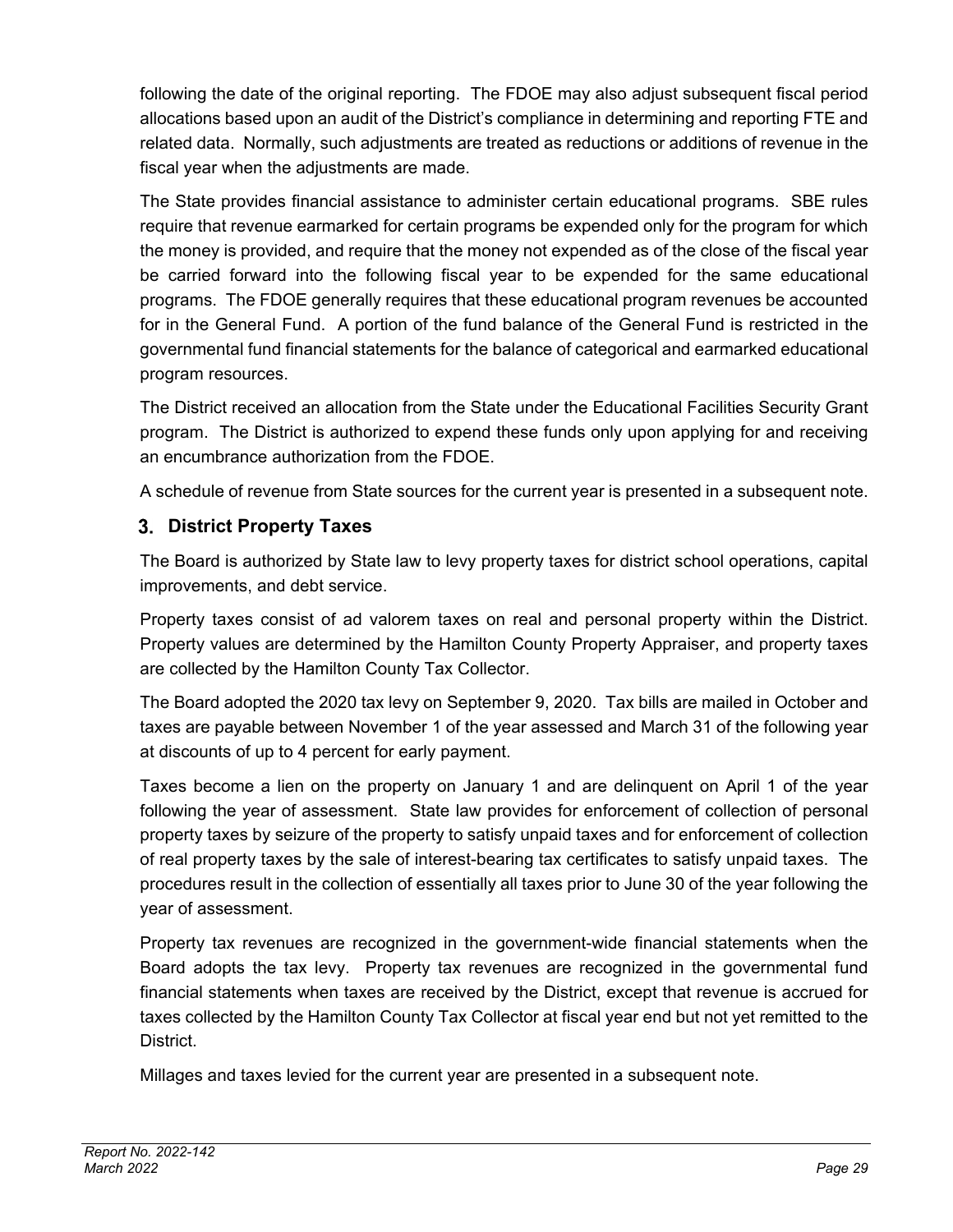following the date of the original reporting. The FDOE may also adjust subsequent fiscal period allocations based upon an audit of the District's compliance in determining and reporting FTE and related data. Normally, such adjustments are treated as reductions or additions of revenue in the fiscal year when the adjustments are made.

The State provides financial assistance to administer certain educational programs. SBE rules require that revenue earmarked for certain programs be expended only for the program for which the money is provided, and require that the money not expended as of the close of the fiscal year be carried forward into the following fiscal year to be expended for the same educational programs. The FDOE generally requires that these educational program revenues be accounted for in the General Fund. A portion of the fund balance of the General Fund is restricted in the governmental fund financial statements for the balance of categorical and earmarked educational program resources.

The District received an allocation from the State under the Educational Facilities Security Grant program. The District is authorized to expend these funds only upon applying for and receiving an encumbrance authorization from the FDOE.

A schedule of revenue from State sources for the current year is presented in a subsequent note.

### 3. District Property Taxes

The Board is authorized by State law to levy property taxes for district school operations, capital improvements, and debt service.

Property taxes consist of ad valorem taxes on real and personal property within the District. Property values are determined by the Hamilton County Property Appraiser, and property taxes are collected by the Hamilton County Tax Collector.

The Board adopted the 2020 tax levy on September 9, 2020. Tax bills are mailed in October and taxes are payable between November 1 of the year assessed and March 31 of the following year at discounts of up to 4 percent for early payment.

Taxes become a lien on the property on January 1 and are delinquent on April 1 of the year following the year of assessment. State law provides for enforcement of collection of personal property taxes by seizure of the property to satisfy unpaid taxes and for enforcement of collection of real property taxes by the sale of interest-bearing tax certificates to satisfy unpaid taxes. The procedures result in the collection of essentially all taxes prior to June 30 of the year following the year of assessment.

Property tax revenues are recognized in the government-wide financial statements when the Board adopts the tax levy. Property tax revenues are recognized in the governmental fund financial statements when taxes are received by the District, except that revenue is accrued for taxes collected by the Hamilton County Tax Collector at fiscal year end but not yet remitted to the District.

Millages and taxes levied for the current year are presented in a subsequent note.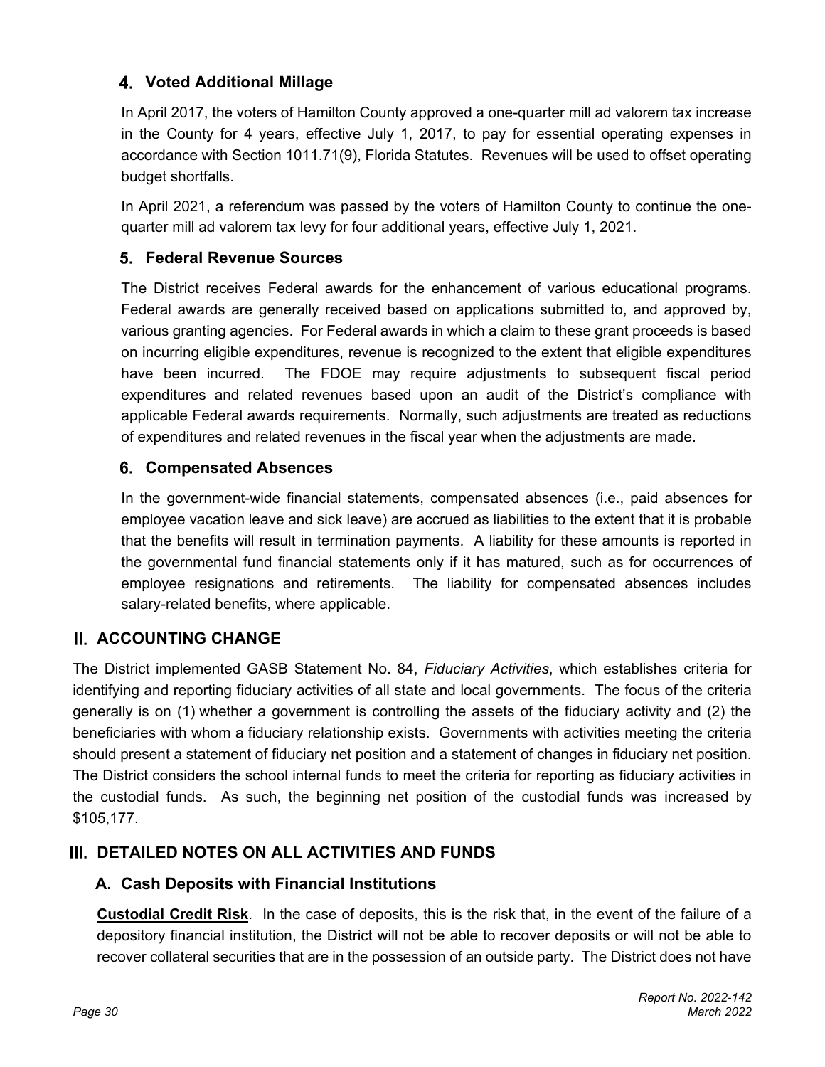### 4. Voted Additional Millage

In April 2017, the voters of Hamilton County approved a one-quarter mill ad valorem tax increase in the County for 4 years, effective July 1, 2017, to pay for essential operating expenses in accordance with Section 1011.71(9), Florida Statutes. Revenues will be used to offset operating budget shortfalls.

In April 2021, a referendum was passed by the voters of Hamilton County to continue the one-quarter mill ad valorem tax levy for four additional years, effective July 1, 2021.

### 5. Federal Revenue Sources

The District receives Federal awards for the enhancement of various educational programs. Federal awards are generally received based on applications submitted to, and approved by, various granting agencies. For Federal awards in which a claim to these grant proceeds is based on incurring eligible expenditures, revenue is recognized to the extent that eligible expenditures have been incurred. The FDOE may require adjustments to subsequent fiscal period expenditures and related revenues based upon an audit of the District's compliance with applicable Federal awards requirements. Normally, such adjustments are treated as reductions of expenditures and related revenues in the fiscal year when the adjustments are made.

### 6. Compensated Absences

In the government-wide financial statements, compensated absences (i.e., paid absences for employee vacation leave and sick leave) are accrued as liabilities to the extent that it is probable that the benefits will result in termination payments. A liability for these amounts is reported in the governmental fund financial statements only if it has matured, such as for occurrences of employee resignations and retirements. The liability for compensated absences includes salary-related benefits, where applicable.

## II. ACCOUNTING CHANGE

The District implemented GASB Statement No. 84, *Fiduciary Activities*, which establishes criteria for identifying and reporting fiduciary activities of all state and local governments. The focus of the criteria generally is on (1) whether a government is controlling the assets of the fiduciary activity and (2) the beneficiaries with whom a fiduciary relationship exists. Governments with activities meeting the criteria should present a statement of fiduciary net position and a statement of changes in fiduciary net position. The District considers the school internal funds to meet the criteria for reporting as fiduciary activities in the custodial funds. As such, the beginning net position of the custodial funds was increased by $105,177.

## III. DETAILED NOTES ON ALL ACTIVITIES AND FUNDS

### A. Cash Deposits with Financial Institutions

**Custodial Credit Risk**. In the case of deposits, this is the risk that, in the event of the failure of a depository financial institution, the District will not be able to recover deposits or will not be able to recover collateral securities that are in the possession of an outside party. The District does not have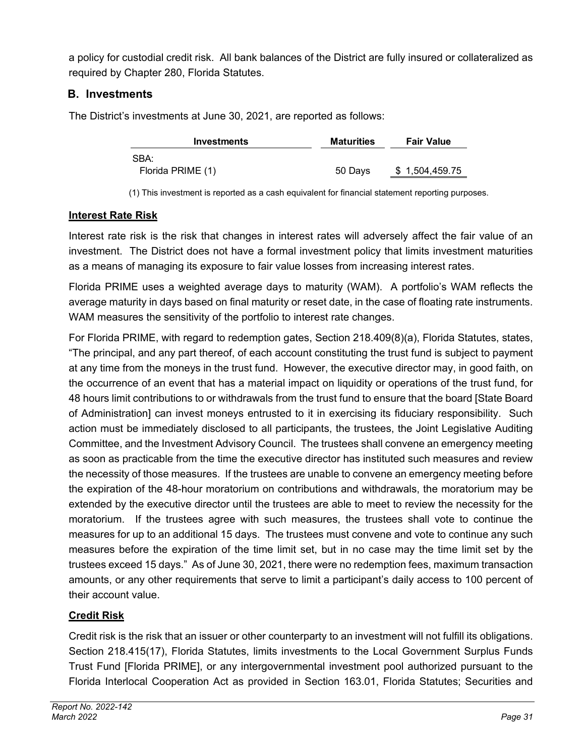a policy for custodial credit risk. All bank balances of the District are fully insured or collateralized as required by Chapter 280, Florida Statutes.

## B. Investments

The District's investments at June 30, 2021, are reported as follows:

| Investments | Maturities | Fair Value |
|---|---|---|
| SBA: | | |
| Florida PRIME (1) | 50 Days | $ 1,504,459.75 |

(1) This investment is reported as a cash equivalent for financial statement reporting purposes.

**Interest Rate Risk**

Interest rate risk is the risk that changes in interest rates will adversely affect the fair value of an investment. The District does not have a formal investment policy that limits investment maturities as a means of managing its exposure to fair value losses from increasing interest rates.

Florida PRIME uses a weighted average days to maturity (WAM). A portfolio's WAM reflects the average maturity in days based on final maturity or reset date, in the case of floating rate instruments. WAM measures the sensitivity of the portfolio to interest rate changes.

For Florida PRIME, with regard to redemption gates, Section 218.409(8)(a), Florida Statutes, states, "The principal, and any part thereof, of each account constituting the trust fund is subject to payment at any time from the moneys in the trust fund. However, the executive director may, in good faith, on the occurrence of an event that has a material impact on liquidity or operations of the trust fund, for 48 hours limit contributions to or withdrawals from the trust fund to ensure that the board [State Board of Administration] can invest moneys entrusted to it in exercising its fiduciary responsibility. Such action must be immediately disclosed to all participants, the trustees, the Joint Legislative Auditing Committee, and the Investment Advisory Council. The trustees shall convene an emergency meeting as soon as practicable from the time the executive director has instituted such measures and review the necessity of those measures. If the trustees are unable to convene an emergency meeting before the expiration of the 48-hour moratorium on contributions and withdrawals, the moratorium may be extended by the executive director until the trustees are able to meet to review the necessity for the moratorium. If the trustees agree with such measures, the trustees shall vote to continue the measures for up to an additional 15 days. The trustees must convene and vote to continue any such measures before the expiration of the time limit set, but in no case may the time limit set by the trustees exceed 15 days." As of June 30, 2021, there were no redemption fees, maximum transaction amounts, or any other requirements that serve to limit a participant's daily access to 100 percent of their account value.

**Credit Risk**

Credit risk is the risk that an issuer or other counterparty to an investment will not fulfill its obligations. Section 218.415(17), Florida Statutes, limits investments to the Local Government Surplus Funds Trust Fund [Florida PRIME], or any intergovernmental investment pool authorized pursuant to the Florida Interlocal Cooperation Act as provided in Section 163.01, Florida Statutes; Securities and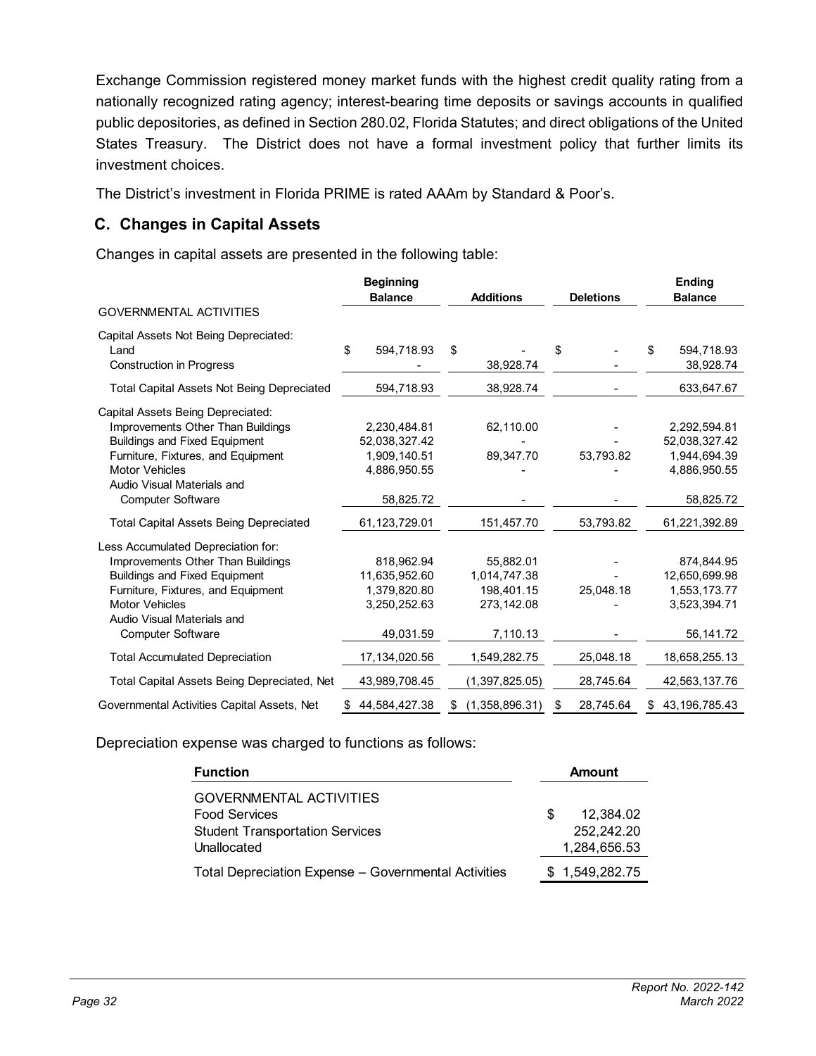Exchange Commission registered money market funds with the highest credit quality rating from a nationally recognized rating agency; interest-bearing time deposits or savings accounts in qualified public depositories, as defined in Section 280.02, Florida Statutes; and direct obligations of the United States Treasury. The District does not have a formal investment policy that further limits its investment choices.

The District's investment in Florida PRIME is rated AAAm by Standard & Poor's.

## C. Changes in Capital Assets

Changes in capital assets are presented in the following table:

| | Beginning Balance | Additions | Deletions | Ending Balance |
|---|---|---|---|---|
| GOVERNMENTAL ACTIVITIES | | | | |
| Capital Assets Not Being Depreciated: | | | | |
| Land | $ 594,718.93 | $ - | $ - | $ 594,718.93 |
| Construction in Progress | - | 38,928.74 | - | 38,928.74 |
| Total Capital Assets Not Being Depreciated | 594,718.93 | 38,928.74 | - | 633,647.67 |
| Capital Assets Being Depreciated: | | | | |
| Improvements Other Than Buildings | 2,230,484.81 | 62,110.00 | - | 2,292,594.81 |
| Buildings and Fixed Equipment | 52,038,327.42 | - | - | 52,038,327.42 |
| Furniture, Fixtures, and Equipment | 1,909,140.51 | 89,347.70 | 53,793.82 | 1,944,694.39 |
| Motor Vehicles | 4,886,950.55 | - | - | 4,886,950.55 |
| Audio Visual Materials and Computer Software | 58,825.72 | - | - | 58,825.72 |
| Total Capital Assets Being Depreciated | 61,123,729.01 | 151,457.70 | 53,793.82 | 61,221,392.89 |
| Less Accumulated Depreciation for: | | | | |
| Improvements Other Than Buildings | 818,962.94 | 55,882.01 | - | 874,844.95 |
| Buildings and Fixed Equipment | 11,635,952.60 | 1,014,747.38 | - | 12,650,699.98 |
| Furniture, Fixtures, and Equipment | 1,379,820.80 | 198,401.15 | 25,048.18 | 1,553,173.77 |
| Motor Vehicles | 3,250,252.63 | 273,142.08 | - | 3,523,394.71 |
| Audio Visual Materials and Computer Software | 49,031.59 | 7,110.13 | - | 56,141.72 |
| Total Accumulated Depreciation | 17,134,020.56 | 1,549,282.75 | 25,048.18 | 18,658,255.13 |
| Total Capital Assets Being Depreciated, Net | 43,989,708.45 | (1,397,825.05) | 28,745.64 | 42,563,137.76 |
| Governmental Activities Capital Assets, Net | $ 44,584,427.38 | $ (1,358,896.31) | $ 28,745.64 | $ 43,196,785.43 |

Depreciation expense was charged to functions as follows:

| Function | Amount |
|---|---|
| GOVERNMENTAL ACTIVITIES | |
| Food Services | $ 12,384.02 |
| Student Transportation Services | 252,242.20 |
| Unallocated | 1,284,656.53 |
| Total Depreciation Expense – Governmental Activities | $ 1,549,282.75 |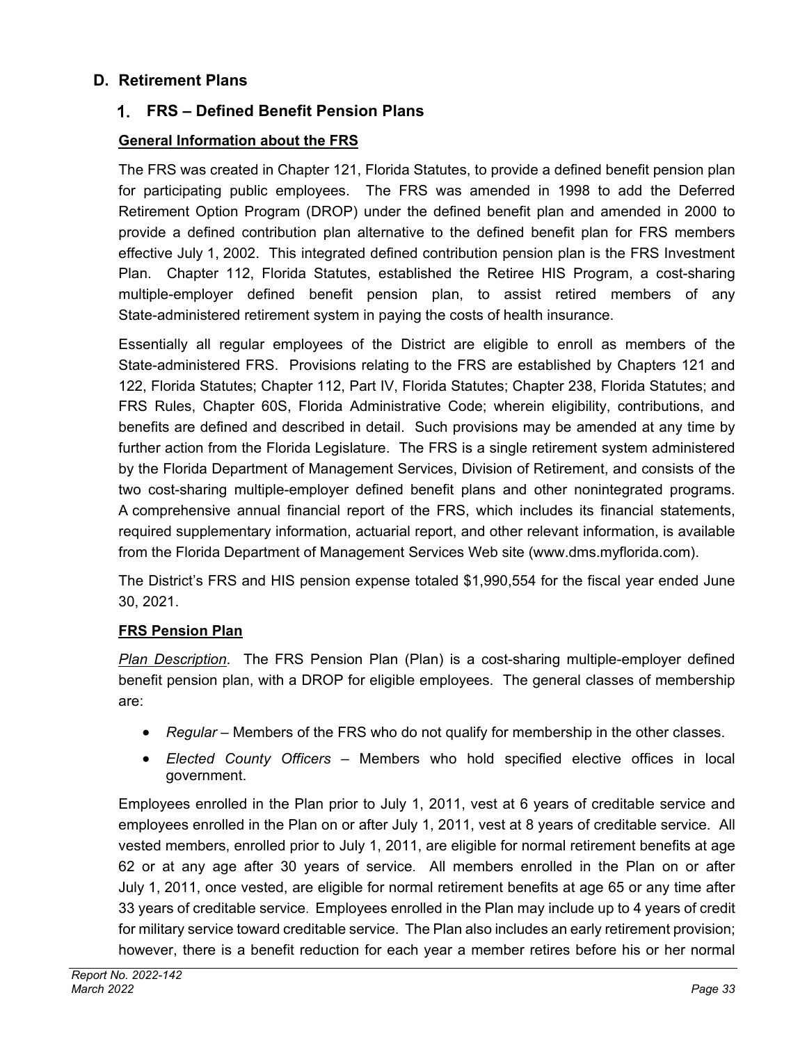## D. Retirement Plans

### 1. FRS – Defined Benefit Pension Plans

**General Information about the FRS**

The FRS was created in Chapter 121, Florida Statutes, to provide a defined benefit pension plan for participating public employees. The FRS was amended in 1998 to add the Deferred Retirement Option Program (DROP) under the defined benefit plan and amended in 2000 to provide a defined contribution plan alternative to the defined benefit plan for FRS members effective July 1, 2002. This integrated defined contribution pension plan is the FRS Investment Plan. Chapter 112, Florida Statutes, established the Retiree HIS Program, a cost-sharing multiple-employer defined benefit pension plan, to assist retired members of any State-administered retirement system in paying the costs of health insurance.

Essentially all regular employees of the District are eligible to enroll as members of the State-administered FRS. Provisions relating to the FRS are established by Chapters 121 and 122, Florida Statutes; Chapter 112, Part IV, Florida Statutes; Chapter 238, Florida Statutes; and FRS Rules, Chapter 60S, Florida Administrative Code; wherein eligibility, contributions, and benefits are defined and described in detail. Such provisions may be amended at any time by further action from the Florida Legislature. The FRS is a single retirement system administered by the Florida Department of Management Services, Division of Retirement, and consists of the two cost-sharing multiple-employer defined benefit plans and other nonintegrated programs. A comprehensive annual financial report of the FRS, which includes its financial statements, required supplementary information, actuarial report, and other relevant information, is available from the Florida Department of Management Services Web site (www.dms.myflorida.com).

The District's FRS and HIS pension expense totaled $1,990,554 for the fiscal year ended June 30, 2021.

**FRS Pension Plan**

*Plan Description*. The FRS Pension Plan (Plan) is a cost-sharing multiple-employer defined benefit pension plan, with a DROP for eligible employees. The general classes of membership are:

- *Regular* – Members of the FRS who do not qualify for membership in the other classes.
- *Elected County Officers* – Members who hold specified elective offices in local government.

Employees enrolled in the Plan prior to July 1, 2011, vest at 6 years of creditable service and employees enrolled in the Plan on or after July 1, 2011, vest at 8 years of creditable service. All vested members, enrolled prior to July 1, 2011, are eligible for normal retirement benefits at age 62 or at any age after 30 years of service. All members enrolled in the Plan on or after July 1, 2011, once vested, are eligible for normal retirement benefits at age 65 or any time after 33 years of creditable service. Employees enrolled in the Plan may include up to 4 years of credit for military service toward creditable service. The Plan also includes an early retirement provision; however, there is a benefit reduction for each year a member retires before his or her normal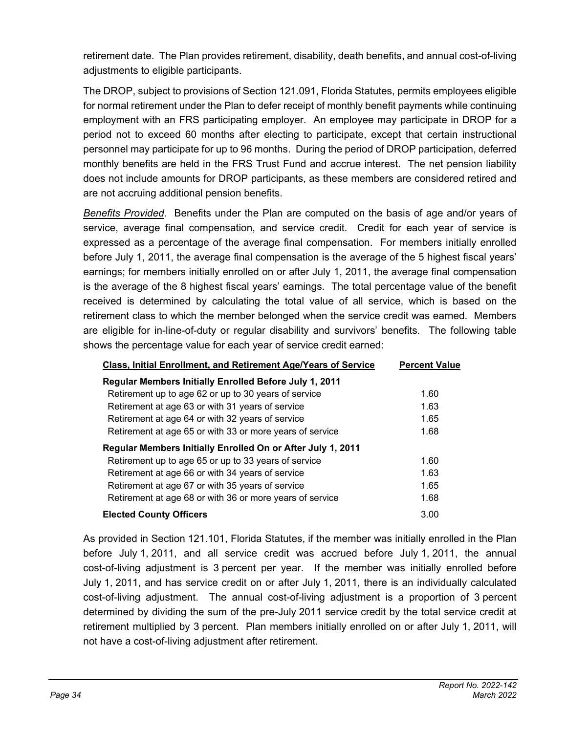retirement date. The Plan provides retirement, disability, death benefits, and annual cost-of-living adjustments to eligible participants.

The DROP, subject to provisions of Section 121.091, Florida Statutes, permits employees eligible for normal retirement under the Plan to defer receipt of monthly benefit payments while continuing employment with an FRS participating employer. An employee may participate in DROP for a period not to exceed 60 months after electing to participate, except that certain instructional personnel may participate for up to 96 months. During the period of DROP participation, deferred monthly benefits are held in the FRS Trust Fund and accrue interest. The net pension liability does not include amounts for DROP participants, as these members are considered retired and are not accruing additional pension benefits.

*Benefits Provided*. Benefits under the Plan are computed on the basis of age and/or years of service, average final compensation, and service credit. Credit for each year of service is expressed as a percentage of the average final compensation. For members initially enrolled before July 1, 2011, the average final compensation is the average of the 5 highest fiscal years' earnings; for members initially enrolled on or after July 1, 2011, the average final compensation is the average of the 8 highest fiscal years' earnings. The total percentage value of the benefit received is determined by calculating the total value of all service, which is based on the retirement class to which the member belonged when the service credit was earned. Members are eligible for in-line-of-duty or regular disability and survivors' benefits. The following table shows the percentage value for each year of service credit earned:

| Class, Initial Enrollment, and Retirement Age/Years of Service | Percent Value |
|---|---|
| **Regular Members Initially Enrolled Before July 1, 2011** | |
| Retirement up to age 62 or up to 30 years of service | 1.60 |
| Retirement at age 63 or with 31 years of service | 1.63 |
| Retirement at age 64 or with 32 years of service | 1.65 |
| Retirement at age 65 or with 33 or more years of service | 1.68 |
| **Regular Members Initially Enrolled On or After July 1, 2011** | |
| Retirement up to age 65 or up to 33 years of service | 1.60 |
| Retirement at age 66 or with 34 years of service | 1.63 |
| Retirement at age 67 or with 35 years of service | 1.65 |
| Retirement at age 68 or with 36 or more years of service | 1.68 |
| **Elected County Officers** | 3.00 |

As provided in Section 121.101, Florida Statutes, if the member was initially enrolled in the Plan before July 1, 2011, and all service credit was accrued before July 1, 2011, the annual cost-of-living adjustment is 3 percent per year. If the member was initially enrolled before July 1, 2011, and has service credit on or after July 1, 2011, there is an individually calculated cost-of-living adjustment. The annual cost-of-living adjustment is a proportion of 3 percent determined by dividing the sum of the pre-July 2011 service credit by the total service credit at retirement multiplied by 3 percent. Plan members initially enrolled on or after July 1, 2011, will not have a cost-of-living adjustment after retirement.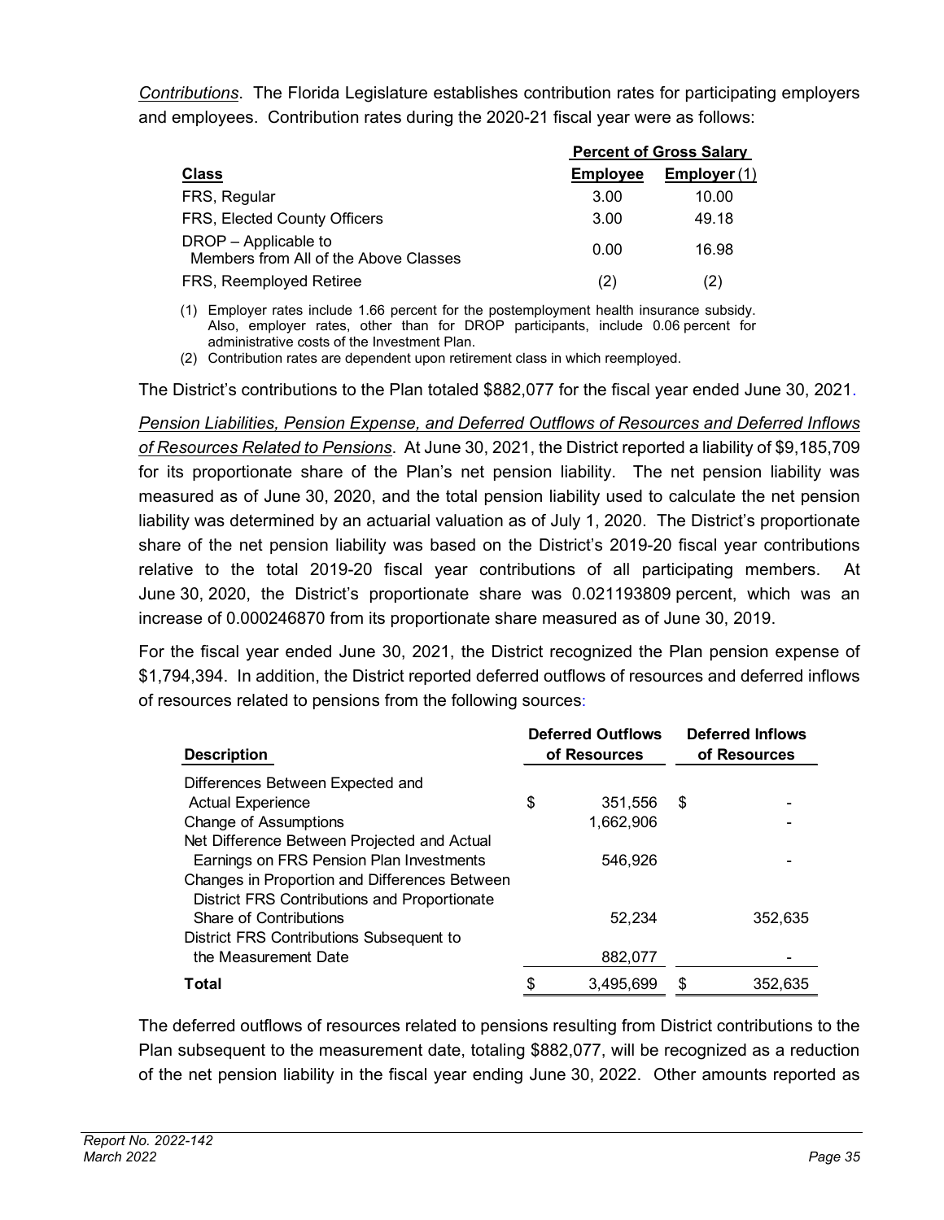*Contributions*. The Florida Legislature establishes contribution rates for participating employers and employees. Contribution rates during the 2020-21 fiscal year were as follows:

| | Percent of Gross Salary | |
|---|---|---|
| **Class** | **Employee** | **Employer (1)** |
| FRS, Regular | 3.00 | 10.00 |
| FRS, Elected County Officers | 3.00 | 49.18 |
| DROP – Applicable to Members from All of the Above Classes | 0.00 | 16.98 |
| FRS, Reemployed Retiree | (2) | (2) |

(1) Employer rates include 1.66 percent for the postemployment health insurance subsidy. Also, employer rates, other than for DROP participants, include 0.06 percent for administrative costs of the Investment Plan.

(2) Contribution rates are dependent upon retirement class in which reemployed.

The District's contributions to the Plan totaled $882,077 for the fiscal year ended June 30, 2021.

*Pension Liabilities, Pension Expense, and Deferred Outflows of Resources and Deferred Inflows of Resources Related to Pensions*. At June 30, 2021, the District reported a liability of $9,185,709 for its proportionate share of the Plan's net pension liability. The net pension liability was measured as of June 30, 2020, and the total pension liability used to calculate the net pension liability was determined by an actuarial valuation as of July 1, 2020. The District's proportionate share of the net pension liability was based on the District's 2019-20 fiscal year contributions relative to the total 2019-20 fiscal year contributions of all participating members. At June 30, 2020, the District's proportionate share was 0.021193809 percent, which was an increase of 0.000246870 from its proportionate share measured as of June 30, 2019.

For the fiscal year ended June 30, 2021, the District recognized the Plan pension expense of $1,794,394. In addition, the District reported deferred outflows of resources and deferred inflows of resources related to pensions from the following sources:

| Description | Deferred Outflows of Resources | Deferred Inflows of Resources |
|---|---|---|
| Differences Between Expected and Actual Experience | $ 351,556 | $ - |
| Change of Assumptions | 1,662,906 | - |
| Net Difference Between Projected and Actual Earnings on FRS Pension Plan Investments | 546,926 | - |
| Changes in Proportion and Differences Between District FRS Contributions and Proportionate Share of Contributions | 52,234 | 352,635 |
| District FRS Contributions Subsequent to the Measurement Date | 882,077 | - |
| **Total** | $ 3,495,699 | $ 352,635 |

The deferred outflows of resources related to pensions resulting from District contributions to the Plan subsequent to the measurement date, totaling $882,077, will be recognized as a reduction of the net pension liability in the fiscal year ending June 30, 2022. Other amounts reported as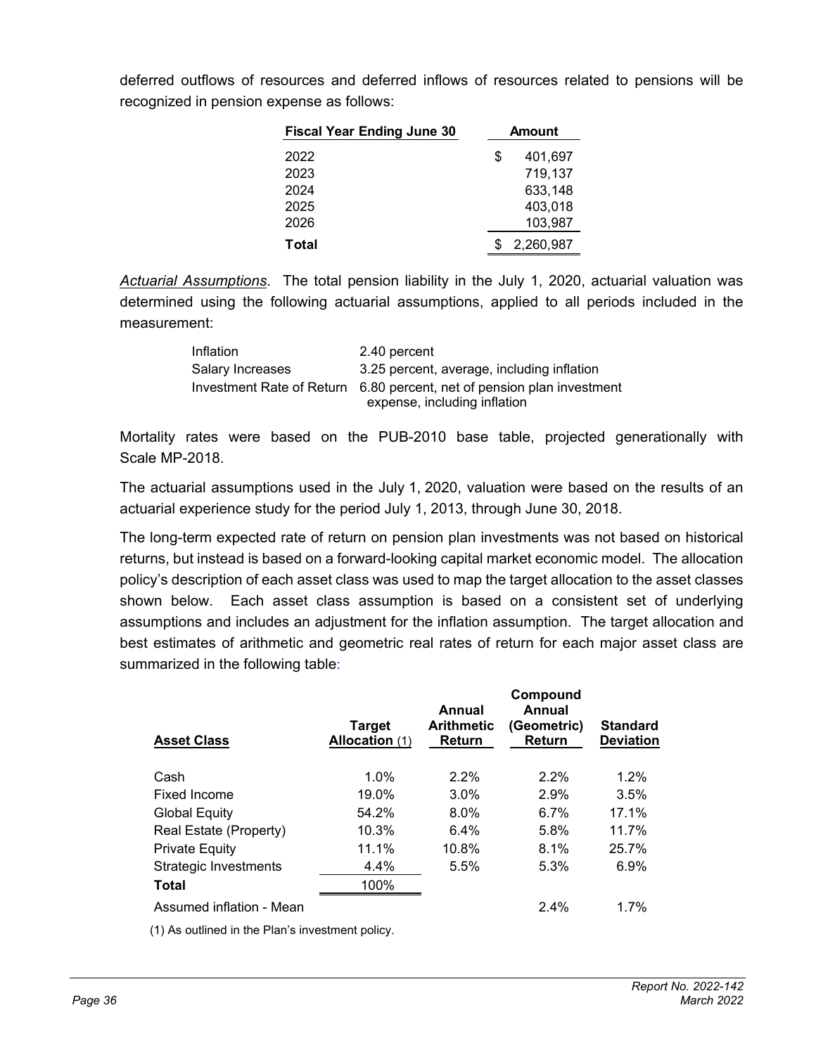deferred outflows of resources and deferred inflows of resources related to pensions will be recognized in pension expense as follows:

| Fiscal Year Ending June 30 | Amount |
|---|---|
| 2022 | $ 401,697 |
| 2023 | 719,137 |
| 2024 | 633,148 |
| 2025 | 403,018 |
| 2026 | 103,987 |
| **Total** | $ 2,260,987 |

*Actuarial Assumptions*. The total pension liability in the July 1, 2020, actuarial valuation was determined using the following actuarial assumptions, applied to all periods included in the measurement:

| | |
|---|---|
| Inflation | 2.40 percent |
| Salary Increases | 3.25 percent, average, including inflation |
| Investment Rate of Return | 6.80 percent, net of pension plan investment expense, including inflation |

Mortality rates were based on the PUB-2010 base table, projected generationally with Scale MP-2018.

The actuarial assumptions used in the July 1, 2020, valuation were based on the results of an actuarial experience study for the period July 1, 2013, through June 30, 2018.

The long-term expected rate of return on pension plan investments was not based on historical returns, but instead is based on a forward-looking capital market economic model. The allocation policy's description of each asset class was used to map the target allocation to the asset classes shown below. Each asset class assumption is based on a consistent set of underlying assumptions and includes an adjustment for the inflation assumption. The target allocation and best estimates of arithmetic and geometric real rates of return for each major asset class are summarized in the following table:

| Asset Class | Target Allocation (1) | Annual Arithmetic Return | Compound Annual (Geometric) Return | Standard Deviation |
|---|---|---|---|---|
| Cash | 1.0% | 2.2% | 2.2% | 1.2% |
| Fixed Income | 19.0% | 3.0% | 2.9% | 3.5% |
| Global Equity | 54.2% | 8.0% | 6.7% | 17.1% |
| Real Estate (Property) | 10.3% | 6.4% | 5.8% | 11.7% |
| Private Equity | 11.1% | 10.8% | 8.1% | 25.7% |
| Strategic Investments | 4.4% | 5.5% | 5.3% | 6.9% |
| **Total** | 100% | | | |
| Assumed inflation - Mean | | | 2.4% | 1.7% |

(1) As outlined in the Plan's investment policy.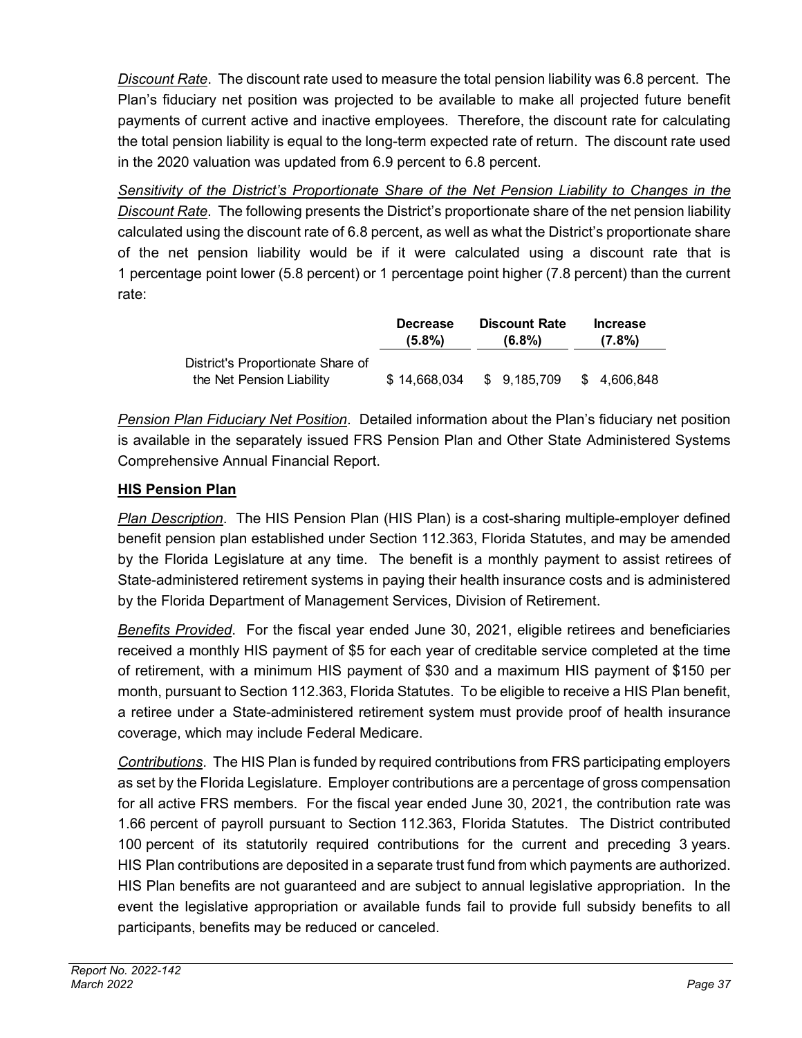*Discount Rate*. The discount rate used to measure the total pension liability was 6.8 percent. The Plan's fiduciary net position was projected to be available to make all projected future benefit payments of current active and inactive employees. Therefore, the discount rate for calculating the total pension liability is equal to the long-term expected rate of return. The discount rate used in the 2020 valuation was updated from 6.9 percent to 6.8 percent.

*Sensitivity of the District's Proportionate Share of the Net Pension Liability to Changes in the Discount Rate*. The following presents the District's proportionate share of the net pension liability calculated using the discount rate of 6.8 percent, as well as what the District's proportionate share of the net pension liability would be if it were calculated using a discount rate that is 1 percentage point lower (5.8 percent) or 1 percentage point higher (7.8 percent) than the current rate:

| | Decrease (5.8%) | Discount Rate (6.8%) | Increase (7.8%) |
|---|---|---|---|
| District's Proportionate Share of the Net Pension Liability | $ 14,668,034 | $ 9,185,709 | $ 4,606,848 |

*Pension Plan Fiduciary Net Position*. Detailed information about the Plan's fiduciary net position is available in the separately issued FRS Pension Plan and Other State Administered Systems Comprehensive Annual Financial Report.

**HIS Pension Plan**

*Plan Description*. The HIS Pension Plan (HIS Plan) is a cost-sharing multiple-employer defined benefit pension plan established under Section 112.363, Florida Statutes, and may be amended by the Florida Legislature at any time. The benefit is a monthly payment to assist retirees of State-administered retirement systems in paying their health insurance costs and is administered by the Florida Department of Management Services, Division of Retirement.

*Benefits Provided*. For the fiscal year ended June 30, 2021, eligible retirees and beneficiaries received a monthly HIS payment of $5 for each year of creditable service completed at the time of retirement, with a minimum HIS payment of $30 and a maximum HIS payment of $150 per month, pursuant to Section 112.363, Florida Statutes. To be eligible to receive a HIS Plan benefit, a retiree under a State-administered retirement system must provide proof of health insurance coverage, which may include Federal Medicare.

*Contributions*. The HIS Plan is funded by required contributions from FRS participating employers as set by the Florida Legislature. Employer contributions are a percentage of gross compensation for all active FRS members. For the fiscal year ended June 30, 2021, the contribution rate was 1.66 percent of payroll pursuant to Section 112.363, Florida Statutes. The District contributed 100 percent of its statutorily required contributions for the current and preceding 3 years. HIS Plan contributions are deposited in a separate trust fund from which payments are authorized. HIS Plan benefits are not guaranteed and are subject to annual legislative appropriation. In the event the legislative appropriation or available funds fail to provide full subsidy benefits to all participants, benefits may be reduced or canceled.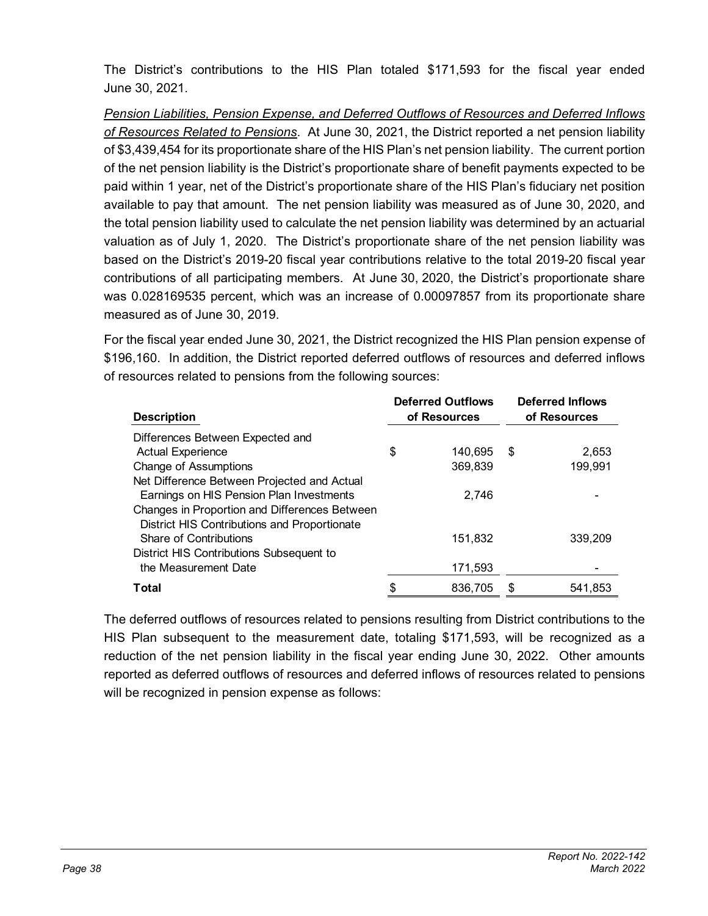The District's contributions to the HIS Plan totaled $171,593 for the fiscal year ended June 30, 2021.

*Pension Liabilities, Pension Expense, and Deferred Outflows of Resources and Deferred Inflows of Resources Related to Pensions*. At June 30, 2021, the District reported a net pension liability of $3,439,454 for its proportionate share of the HIS Plan's net pension liability. The current portion of the net pension liability is the District's proportionate share of benefit payments expected to be paid within 1 year, net of the District's proportionate share of the HIS Plan's fiduciary net position available to pay that amount. The net pension liability was measured as of June 30, 2020, and the total pension liability used to calculate the net pension liability was determined by an actuarial valuation as of July 1, 2020. The District's proportionate share of the net pension liability was based on the District's 2019-20 fiscal year contributions relative to the total 2019-20 fiscal year contributions of all participating members. At June 30, 2020, the District's proportionate share was 0.028169535 percent, which was an increase of 0.00097857 from its proportionate share measured as of June 30, 2019.

For the fiscal year ended June 30, 2021, the District recognized the HIS Plan pension expense of $196,160. In addition, the District reported deferred outflows of resources and deferred inflows of resources related to pensions from the following sources:

| Description | Deferred Outflows of Resources | Deferred Inflows of Resources |
|---|---|---|
| Differences Between Expected and Actual Experience | $ 140,695 | $ 2,653 |
| Change of Assumptions | 369,839 | 199,991 |
| Net Difference Between Projected and Actual Earnings on HIS Pension Plan Investments | 2,746 | - |
| Changes in Proportion and Differences Between District HIS Contributions and Proportionate Share of Contributions | 151,832 | 339,209 |
| District HIS Contributions Subsequent to the Measurement Date | 171,593 | - |
| **Total** | $ 836,705 | $ 541,853 |

The deferred outflows of resources related to pensions resulting from District contributions to the HIS Plan subsequent to the measurement date, totaling $171,593, will be recognized as a reduction of the net pension liability in the fiscal year ending June 30, 2022. Other amounts reported as deferred outflows of resources and deferred inflows of resources related to pensions will be recognized in pension expense as follows: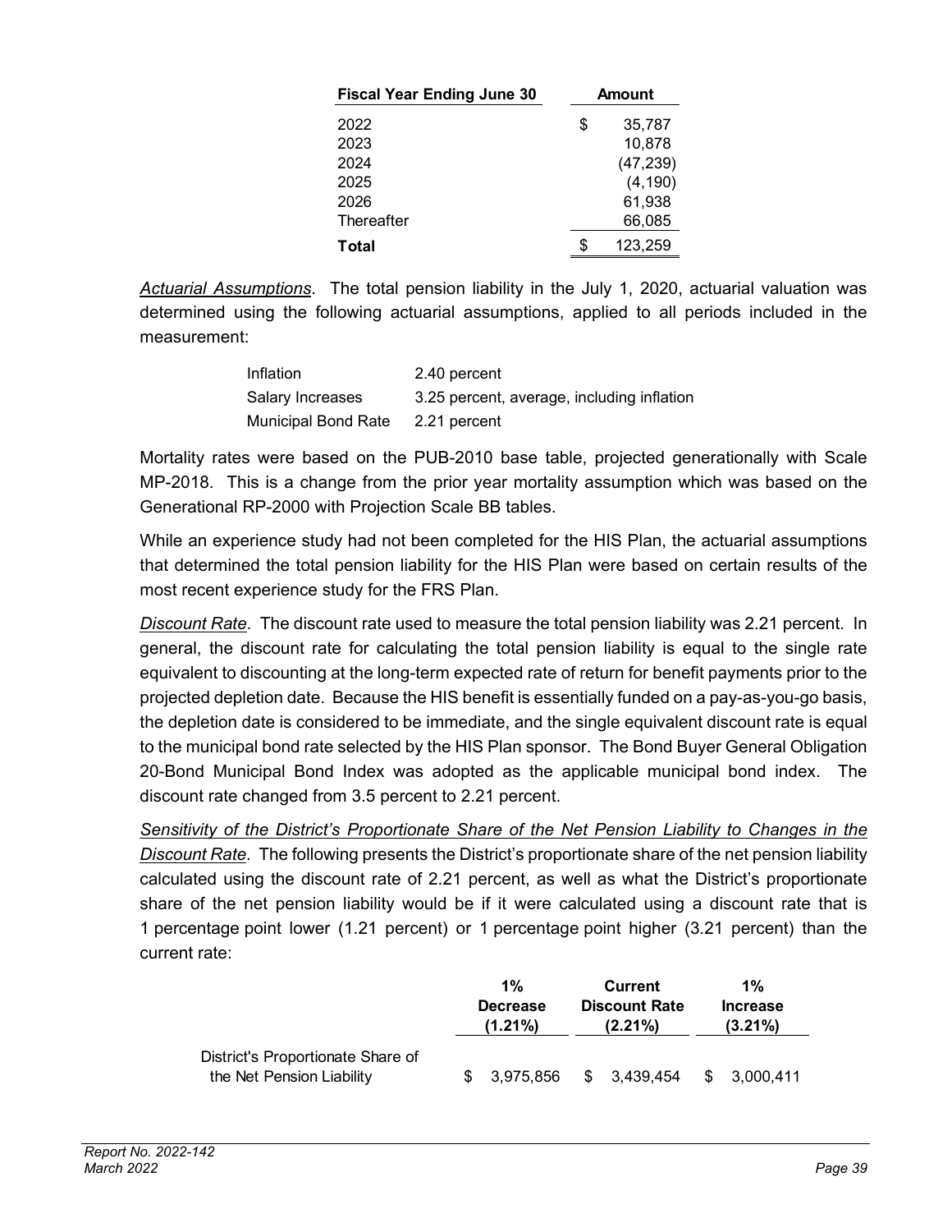| Fiscal Year Ending June 30 | Amount |
|---|---|
| 2022 | $ 35,787 |
| 2023 | 10,878 |
| 2024 | (47,239) |
| 2025 | (4,190) |
| 2026 | 61,938 |
| Thereafter | 66,085 |
| **Total** | $ 123,259 |

*Actuarial Assumptions*. The total pension liability in the July 1, 2020, actuarial valuation was determined using the following actuarial assumptions, applied to all periods included in the measurement:

| | |
|---|---|
| Inflation | 2.40 percent |
| Salary Increases | 3.25 percent, average, including inflation |
| Municipal Bond Rate | 2.21 percent |

Mortality rates were based on the PUB-2010 base table, projected generationally with Scale MP-2018. This is a change from the prior year mortality assumption which was based on the Generational RP-2000 with Projection Scale BB tables.

While an experience study had not been completed for the HIS Plan, the actuarial assumptions that determined the total pension liability for the HIS Plan were based on certain results of the most recent experience study for the FRS Plan.

*Discount Rate*. The discount rate used to measure the total pension liability was 2.21 percent. In general, the discount rate for calculating the total pension liability is equal to the single rate equivalent to discounting at the long-term expected rate of return for benefit payments prior to the projected depletion date. Because the HIS benefit is essentially funded on a pay-as-you-go basis, the depletion date is considered to be immediate, and the single equivalent discount rate is equal to the municipal bond rate selected by the HIS Plan sponsor. The Bond Buyer General Obligation 20-Bond Municipal Bond Index was adopted as the applicable municipal bond index. The discount rate changed from 3.5 percent to 2.21 percent.

*Sensitivity of the District's Proportionate Share of the Net Pension Liability to Changes in the Discount Rate*. The following presents the District's proportionate share of the net pension liability calculated using the discount rate of 2.21 percent, as well as what the District's proportionate share of the net pension liability would be if it were calculated using a discount rate that is 1 percentage point lower (1.21 percent) or 1 percentage point higher (3.21 percent) than the current rate:

| | 1% Decrease (1.21%) | Current Discount Rate (2.21%) | 1% Increase (3.21%) |
|---|---|---|---|
| District's Proportionate Share of the Net Pension Liability | $ 3,975,856 | $ 3,439,454 | $ 3,000,411 |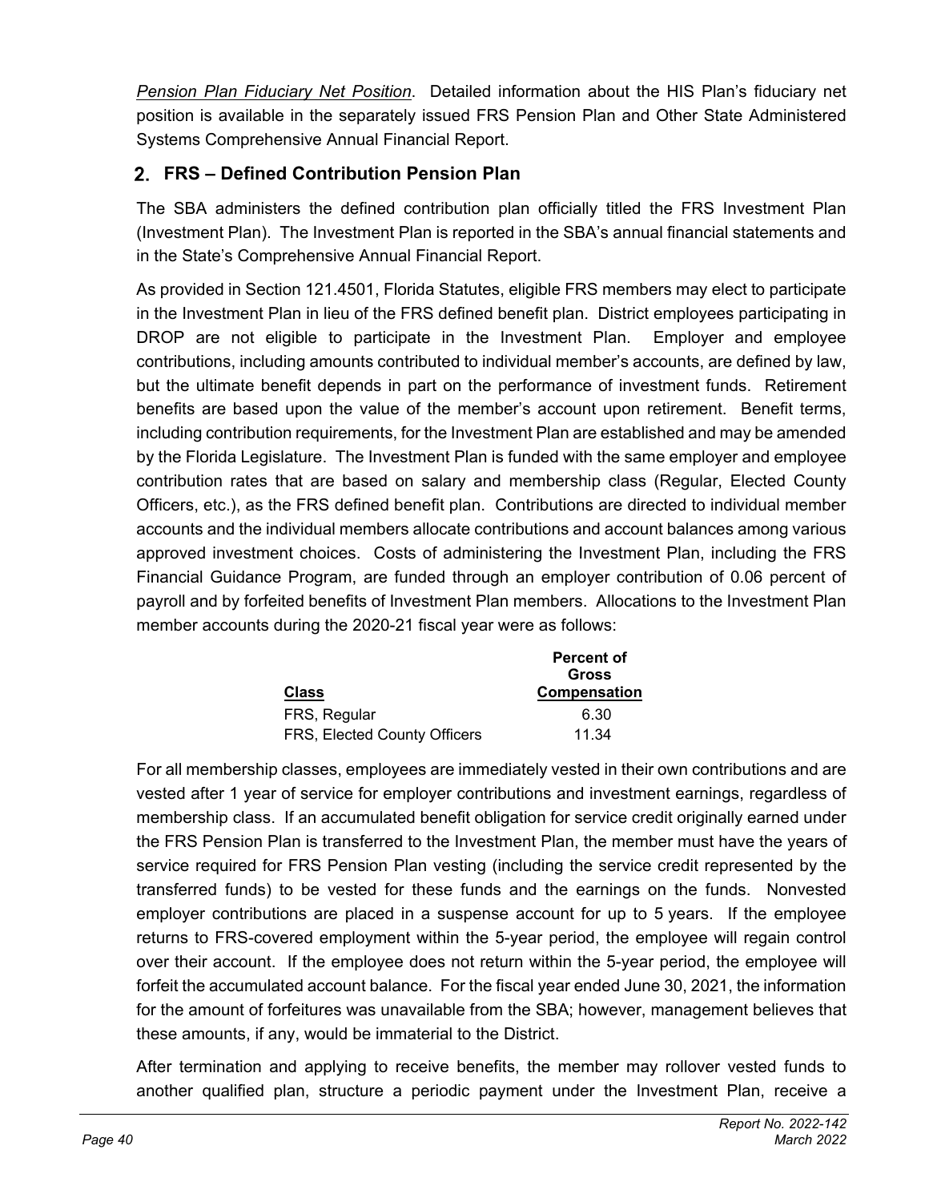*Pension Plan Fiduciary Net Position*. Detailed information about the HIS Plan's fiduciary net position is available in the separately issued FRS Pension Plan and Other State Administered Systems Comprehensive Annual Financial Report.

## 2. FRS – Defined Contribution Pension Plan

The SBA administers the defined contribution plan officially titled the FRS Investment Plan (Investment Plan). The Investment Plan is reported in the SBA's annual financial statements and in the State's Comprehensive Annual Financial Report.

As provided in Section 121.4501, Florida Statutes, eligible FRS members may elect to participate in the Investment Plan in lieu of the FRS defined benefit plan. District employees participating in DROP are not eligible to participate in the Investment Plan. Employer and employee contributions, including amounts contributed to individual member's accounts, are defined by law, but the ultimate benefit depends in part on the performance of investment funds. Retirement benefits are based upon the value of the member's account upon retirement. Benefit terms, including contribution requirements, for the Investment Plan are established and may be amended by the Florida Legislature. The Investment Plan is funded with the same employer and employee contribution rates that are based on salary and membership class (Regular, Elected County Officers, etc.), as the FRS defined benefit plan. Contributions are directed to individual member accounts and the individual members allocate contributions and account balances among various approved investment choices. Costs of administering the Investment Plan, including the FRS Financial Guidance Program, are funded through an employer contribution of 0.06 percent of payroll and by forfeited benefits of Investment Plan members. Allocations to the Investment Plan member accounts during the 2020-21 fiscal year were as follows:

| Class | Percent of Gross Compensation |
|---|---|
| FRS, Regular | 6.30 |
| FRS, Elected County Officers | 11.34 |

For all membership classes, employees are immediately vested in their own contributions and are vested after 1 year of service for employer contributions and investment earnings, regardless of membership class. If an accumulated benefit obligation for service credit originally earned under the FRS Pension Plan is transferred to the Investment Plan, the member must have the years of service required for FRS Pension Plan vesting (including the service credit represented by the transferred funds) to be vested for these funds and the earnings on the funds. Nonvested employer contributions are placed in a suspense account for up to 5 years. If the employee returns to FRS-covered employment within the 5-year period, the employee will regain control over their account. If the employee does not return within the 5-year period, the employee will forfeit the accumulated account balance. For the fiscal year ended June 30, 2021, the information for the amount of forfeitures was unavailable from the SBA; however, management believes that these amounts, if any, would be immaterial to the District.

After termination and applying to receive benefits, the member may rollover vested funds to another qualified plan, structure a periodic payment under the Investment Plan, receive a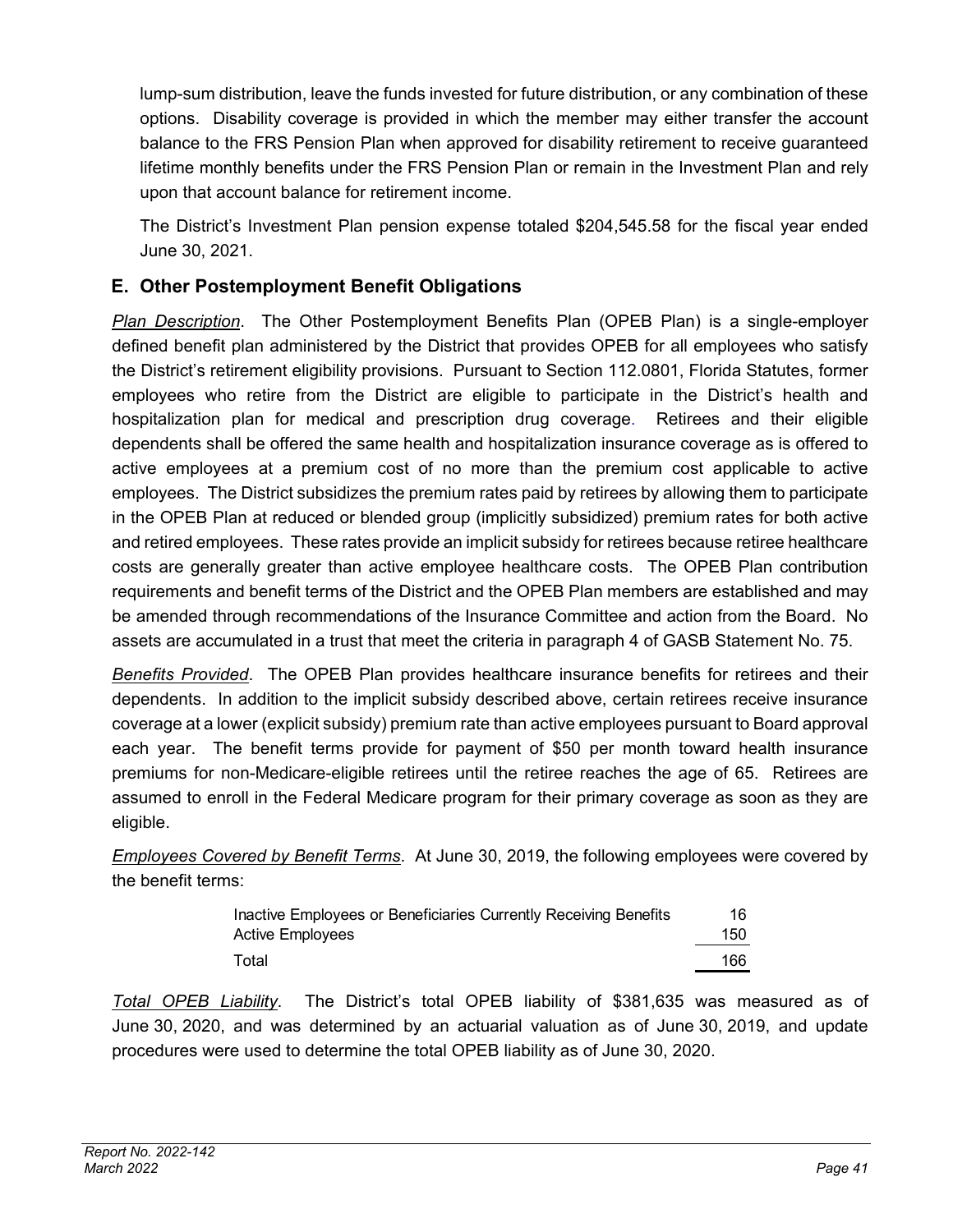lump-sum distribution, leave the funds invested for future distribution, or any combination of these options. Disability coverage is provided in which the member may either transfer the account balance to the FRS Pension Plan when approved for disability retirement to receive guaranteed lifetime monthly benefits under the FRS Pension Plan or remain in the Investment Plan and rely upon that account balance for retirement income.

The District's Investment Plan pension expense totaled $204,545.58 for the fiscal year ended June 30, 2021.

## E. Other Postemployment Benefit Obligations

*Plan Description*. The Other Postemployment Benefits Plan (OPEB Plan) is a single-employer defined benefit plan administered by the District that provides OPEB for all employees who satisfy the District's retirement eligibility provisions. Pursuant to Section 112.0801, Florida Statutes, former employees who retire from the District are eligible to participate in the District's health and hospitalization plan for medical and prescription drug coverage. Retirees and their eligible dependents shall be offered the same health and hospitalization insurance coverage as is offered to active employees at a premium cost of no more than the premium cost applicable to active employees. The District subsidizes the premium rates paid by retirees by allowing them to participate in the OPEB Plan at reduced or blended group (implicitly subsidized) premium rates for both active and retired employees. These rates provide an implicit subsidy for retirees because retiree healthcare costs are generally greater than active employee healthcare costs. The OPEB Plan contribution requirements and benefit terms of the District and the OPEB Plan members are established and may be amended through recommendations of the Insurance Committee and action from the Board. No assets are accumulated in a trust that meet the criteria in paragraph 4 of GASB Statement No. 75.

*Benefits Provided*. The OPEB Plan provides healthcare insurance benefits for retirees and their dependents. In addition to the implicit subsidy described above, certain retirees receive insurance coverage at a lower (explicit subsidy) premium rate than active employees pursuant to Board approval each year. The benefit terms provide for payment of $50 per month toward health insurance premiums for non-Medicare-eligible retirees until the retiree reaches the age of 65. Retirees are assumed to enroll in the Federal Medicare program for their primary coverage as soon as they are eligible.

*Employees Covered by Benefit Terms*. At June 30, 2019, the following employees were covered by the benefit terms:

| | |
|---|---|
| Inactive Employees or Beneficiaries Currently Receiving Benefits | 16 |
| Active Employees | 150 |
| Total | 166 |

*Total OPEB Liability*. The District's total OPEB liability of $381,635 was measured as of June 30, 2020, and was determined by an actuarial valuation as of June 30, 2019, and update procedures were used to determine the total OPEB liability as of June 30, 2020.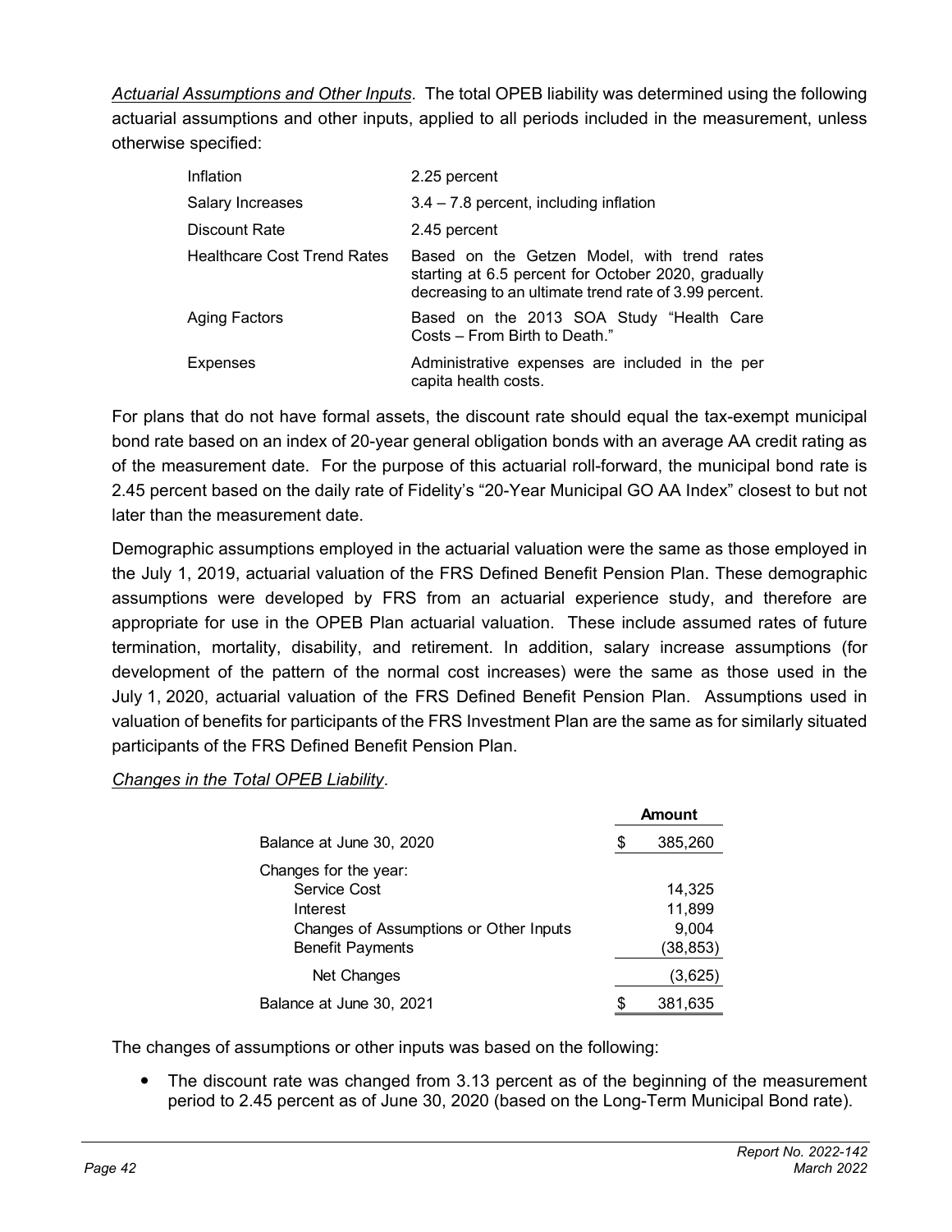*Actuarial Assumptions and Other Inputs*. The total OPEB liability was determined using the following actuarial assumptions and other inputs, applied to all periods included in the measurement, unless otherwise specified:

| | |
|---|---|
| Inflation | 2.25 percent |
| Salary Increases | 3.4 – 7.8 percent, including inflation |
| Discount Rate | 2.45 percent |
| Healthcare Cost Trend Rates | Based on the Getzen Model, with trend rates starting at 6.5 percent for October 2020, gradually decreasing to an ultimate trend rate of 3.99 percent. |
| Aging Factors | Based on the 2013 SOA Study "Health Care Costs – From Birth to Death." |
| Expenses | Administrative expenses are included in the per capita health costs. |

For plans that do not have formal assets, the discount rate should equal the tax-exempt municipal bond rate based on an index of 20-year general obligation bonds with an average AA credit rating as of the measurement date. For the purpose of this actuarial roll-forward, the municipal bond rate is 2.45 percent based on the daily rate of Fidelity's "20-Year Municipal GO AA Index" closest to but not later than the measurement date.

Demographic assumptions employed in the actuarial valuation were the same as those employed in the July 1, 2019, actuarial valuation of the FRS Defined Benefit Pension Plan. These demographic assumptions were developed by FRS from an actuarial experience study, and therefore are appropriate for use in the OPEB Plan actuarial valuation. These include assumed rates of future termination, mortality, disability, and retirement. In addition, salary increase assumptions (for development of the pattern of the normal cost increases) were the same as those used in the July 1, 2020, actuarial valuation of the FRS Defined Benefit Pension Plan. Assumptions used in valuation of benefits for participants of the FRS Investment Plan are the same as for similarly situated participants of the FRS Defined Benefit Pension Plan.

*Changes in the Total OPEB Liability*.

| | Amount |
|---|---|
| Balance at June 30, 2020 | $ 385,260 |
| Changes for the year: | |
| Service Cost | 14,325 |
| Interest | 11,899 |
| Changes of Assumptions or Other Inputs | 9,004 |
| Benefit Payments | (38,853) |
| Net Changes | (3,625) |
| Balance at June 30, 2021 | $ 381,635 |

The changes of assumptions or other inputs was based on the following:

- The discount rate was changed from 3.13 percent as of the beginning of the measurement period to 2.45 percent as of June 30, 2020 (based on the Long-Term Municipal Bond rate).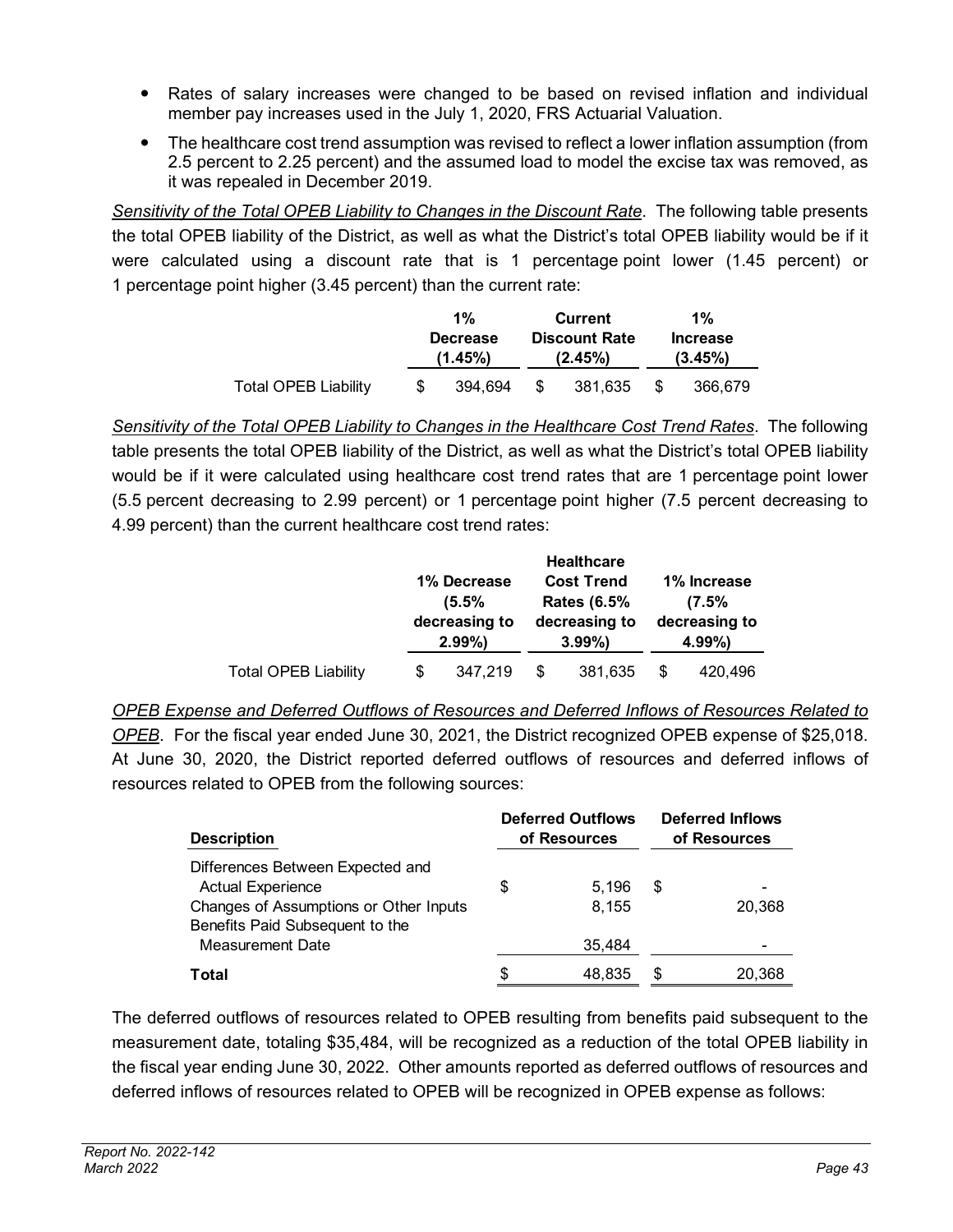- Rates of salary increases were changed to be based on revised inflation and individual member pay increases used in the July 1, 2020, FRS Actuarial Valuation.
- The healthcare cost trend assumption was revised to reflect a lower inflation assumption (from 2.5 percent to 2.25 percent) and the assumed load to model the excise tax was removed, as it was repealed in December 2019.

*Sensitivity of the Total OPEB Liability to Changes in the Discount Rate*. The following table presents the total OPEB liability of the District, as well as what the District's total OPEB liability would be if it were calculated using a discount rate that is 1 percentage point lower (1.45 percent) or 1 percentage point higher (3.45 percent) than the current rate:

| | 1% Decrease (1.45%) | Current Discount Rate (2.45%) | 1% Increase (3.45%) |
|---|---|---|---|
| Total OPEB Liability | $ 394,694 | $ 381,635 | $ 366,679 |

*Sensitivity of the Total OPEB Liability to Changes in the Healthcare Cost Trend Rates*. The following table presents the total OPEB liability of the District, as well as what the District's total OPEB liability would be if it were calculated using healthcare cost trend rates that are 1 percentage point lower (5.5 percent decreasing to 2.99 percent) or 1 percentage point higher (7.5 percent decreasing to 4.99 percent) than the current healthcare cost trend rates:

| | 1% Decrease (5.5% decreasing to 2.99%) | Healthcare Cost Trend Rates (6.5% decreasing to 3.99%) | 1% Increase (7.5% decreasing to 4.99%) |
|---|---|---|---|
| Total OPEB Liability | $ 347,219 | $ 381,635 | $ 420,496 |

*OPEB Expense and Deferred Outflows of Resources and Deferred Inflows of Resources Related to OPEB*. For the fiscal year ended June 30, 2021, the District recognized OPEB expense of $25,018. At June 30, 2020, the District reported deferred outflows of resources and deferred inflows of resources related to OPEB from the following sources:

| Description | Deferred Outflows of Resources | Deferred Inflows of Resources |
|---|---|---|
| Differences Between Expected and Actual Experience | $ 5,196 | $ - |
| Changes of Assumptions or Other Inputs | 8,155 | 20,368 |
| Benefits Paid Subsequent to the Measurement Date | 35,484 | - |
| **Total** | $ 48,835 | $ 20,368 |

The deferred outflows of resources related to OPEB resulting from benefits paid subsequent to the measurement date, totaling $35,484, will be recognized as a reduction of the total OPEB liability in the fiscal year ending June 30, 2022. Other amounts reported as deferred outflows of resources and deferred inflows of resources related to OPEB will be recognized in OPEB expense as follows: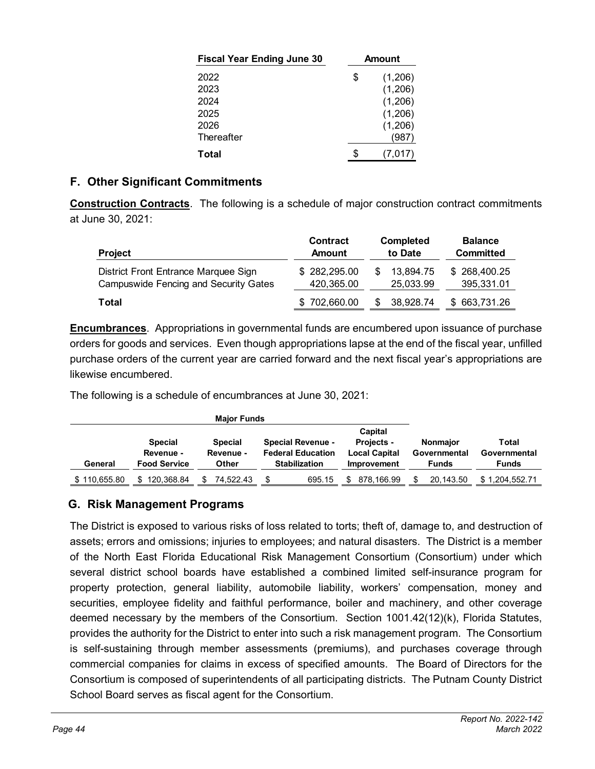| Fiscal Year Ending June 30 | Amount |
|---|---|
| 2022 | $ (1,206) |
| 2023 | (1,206) |
| 2024 | (1,206) |
| 2025 | (1,206) |
| 2026 | (1,206) |
| Thereafter | (987) |
| **Total** | $ (7,017) |

## F. Other Significant Commitments

**Construction Contracts**. The following is a schedule of major construction contract commitments at June 30, 2021:

| Project | Contract Amount | Completed to Date | Balance Committed |
|---|---|---|---|
| District Front Entrance Marquee Sign | $ 282,295.00 | $ 13,894.75 | $ 268,400.25 |
| Campuswide Fencing and Security Gates | 420,365.00 | 25,033.99 | 395,331.01 |
| **Total** | $ 702,660.00 | $ 38,928.74 | $ 663,731.26 |

**Encumbrances**. Appropriations in governmental funds are encumbered upon issuance of purchase orders for goods and services. Even though appropriations lapse at the end of the fiscal year, unfilled purchase orders of the current year are carried forward and the next fiscal year's appropriations are likewise encumbered.

The following is a schedule of encumbrances at June 30, 2021:

| Major Funds | | | | | | |
|---|---|---|---|---|---|---|
| General | Special Revenue - Food Service | Special Revenue - Other | Special Revenue - Federal Education Stabilization | Capital Projects - Local Capital Improvement | Nonmajor Governmental Funds | Total Governmental Funds |
| $ 110,655.80 | $ 120,368.84 | $ 74,522.43 | $ 695.15 | $ 878,166.99 | $ 20,143.50 | $ 1,204,552.71 |

## G. Risk Management Programs

The District is exposed to various risks of loss related to torts; theft of, damage to, and destruction of assets; errors and omissions; injuries to employees; and natural disasters. The District is a member of the North East Florida Educational Risk Management Consortium (Consortium) under which several district school boards have established a combined limited self-insurance program for property protection, general liability, automobile liability, workers' compensation, money and securities, employee fidelity and faithful performance, boiler and machinery, and other coverage deemed necessary by the members of the Consortium. Section 1001.42(12)(k), Florida Statutes, provides the authority for the District to enter into such a risk management program. The Consortium is self-sustaining through member assessments (premiums), and purchases coverage through commercial companies for claims in excess of specified amounts. The Board of Directors for the Consortium is composed of superintendents of all participating districts. The Putnam County District School Board serves as fiscal agent for the Consortium.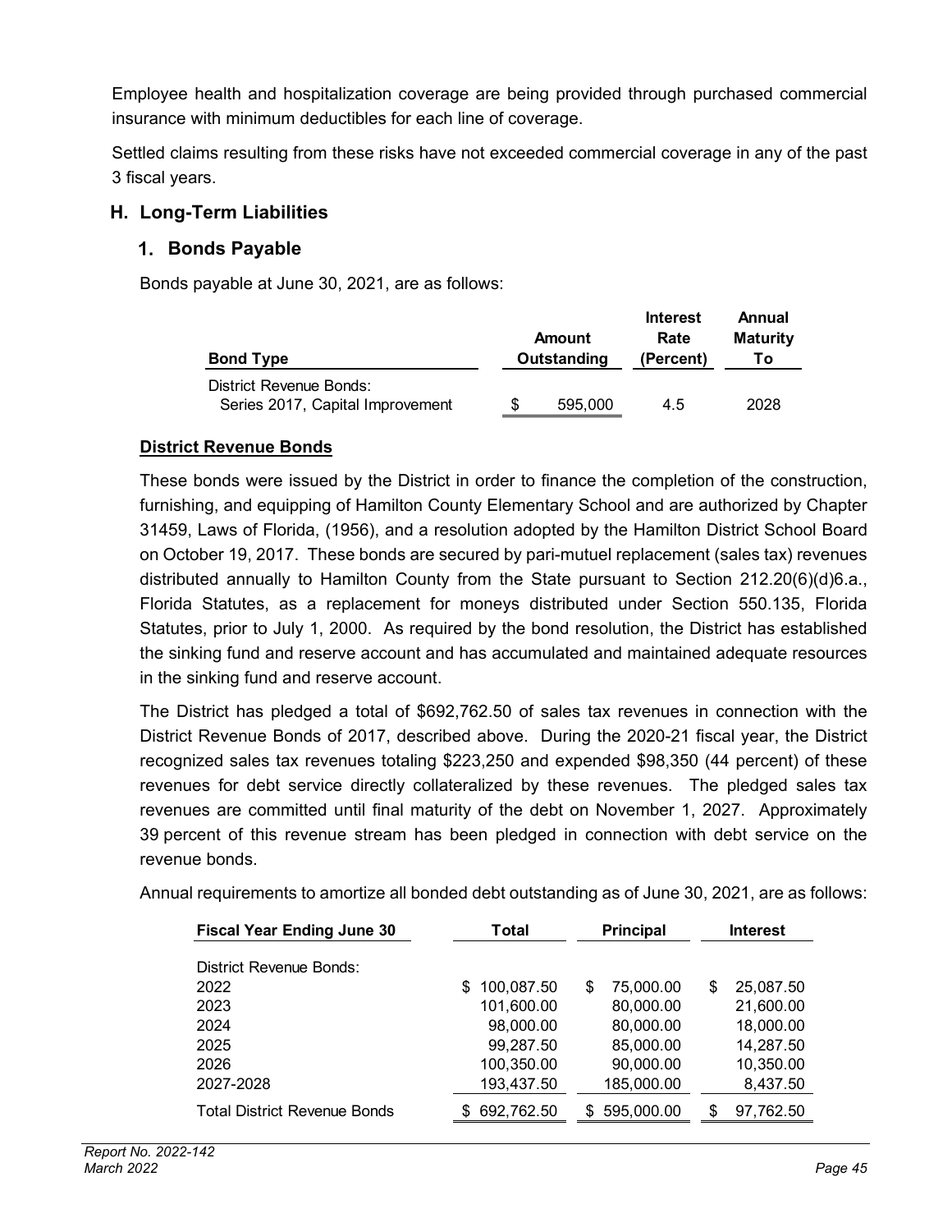Employee health and hospitalization coverage are being provided through purchased commercial insurance with minimum deductibles for each line of coverage.

Settled claims resulting from these risks have not exceeded commercial coverage in any of the past 3 fiscal years.

## H. Long-Term Liabilities

### 1. Bonds Payable

Bonds payable at June 30, 2021, are as follows:

| Bond Type | Amount Outstanding | Interest Rate (Percent) | Annual Maturity To |
|---|---|---|---|
| District Revenue Bonds: | | | |
| Series 2017, Capital Improvement | $ 595,000 | 4.5 | 2028 |

**District Revenue Bonds**

These bonds were issued by the District in order to finance the completion of the construction, furnishing, and equipping of Hamilton County Elementary School and are authorized by Chapter 31459, Laws of Florida, (1956), and a resolution adopted by the Hamilton District School Board on October 19, 2017. These bonds are secured by pari-mutuel replacement (sales tax) revenues distributed annually to Hamilton County from the State pursuant to Section 212.20(6)(d)6.a., Florida Statutes, as a replacement for moneys distributed under Section 550.135, Florida Statutes, prior to July 1, 2000. As required by the bond resolution, the District has established the sinking fund and reserve account and has accumulated and maintained adequate resources in the sinking fund and reserve account.

The District has pledged a total of $692,762.50 of sales tax revenues in connection with the District Revenue Bonds of 2017, described above. During the 2020-21 fiscal year, the District recognized sales tax revenues totaling $223,250 and expended $98,350 (44 percent) of these revenues for debt service directly collateralized by these revenues. The pledged sales tax revenues are committed until final maturity of the debt on November 1, 2027. Approximately 39 percent of this revenue stream has been pledged in connection with debt service on the revenue bonds.

Annual requirements to amortize all bonded debt outstanding as of June 30, 2021, are as follows:

| Fiscal Year Ending June 30 | Total | Principal | Interest |
|---|---|---|---|
| District Revenue Bonds: | | | |
| 2022 | $ 100,087.50 | $ 75,000.00 | $ 25,087.50 |
| 2023 | 101,600.00 | 80,000.00 | 21,600.00 |
| 2024 | 98,000.00 | 80,000.00 | 18,000.00 |
| 2025 | 99,287.50 | 85,000.00 | 14,287.50 |
| 2026 | 100,350.00 | 90,000.00 | 10,350.00 |
| 2027-2028 | 193,437.50 | 185,000.00 | 8,437.50 |
| Total District Revenue Bonds | $ 692,762.50 | $ 595,000.00 | $ 97,762.50 |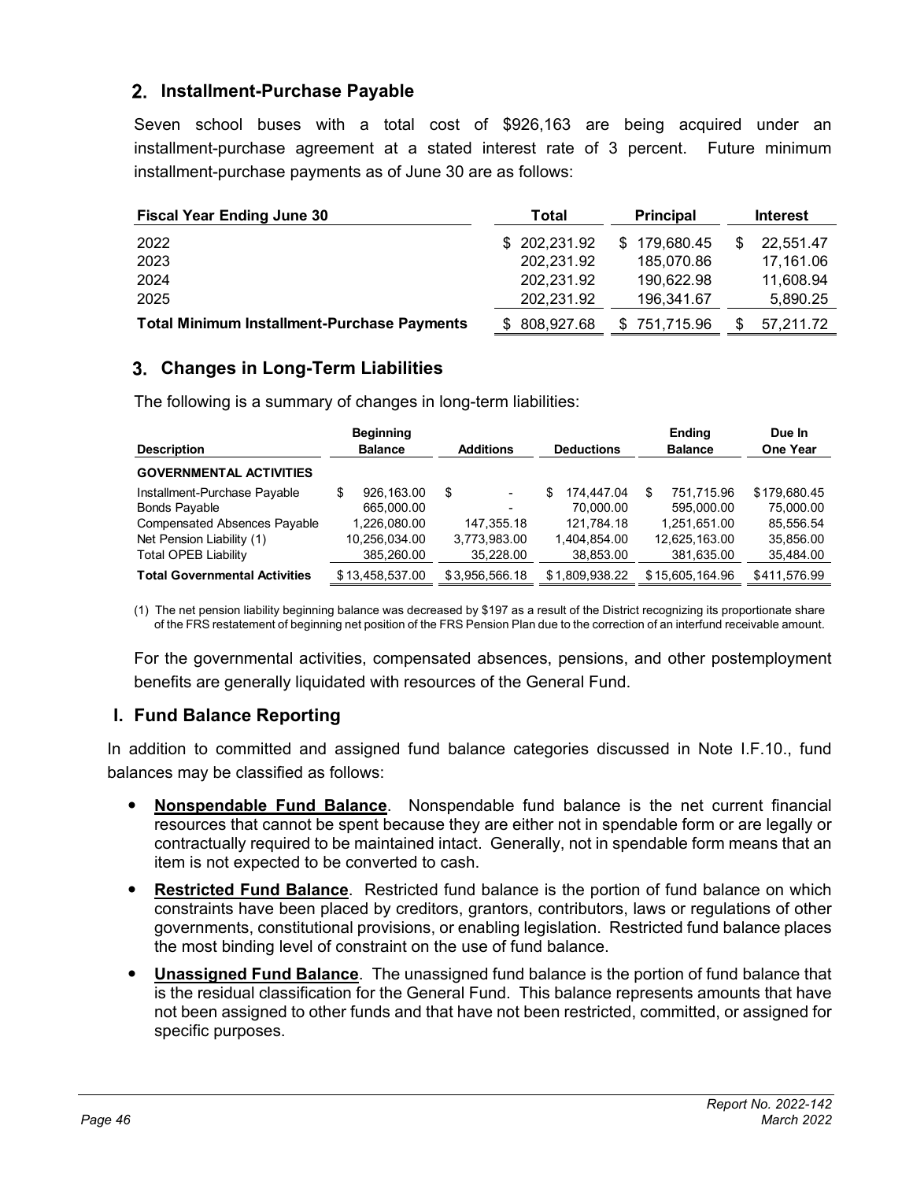### 2. Installment-Purchase Payable

Seven school buses with a total cost of $926,163 are being acquired under an installment-purchase agreement at a stated interest rate of 3 percent. Future minimum installment-purchase payments as of June 30 are as follows:

| Fiscal Year Ending June 30 | Total | Principal | Interest |
|---|---|---|---|
| 2022 | $ 202,231.92 | $ 179,680.45 | $ 22,551.47 |
| 2023 | 202,231.92 | 185,070.86 | 17,161.06 |
| 2024 | 202,231.92 | 190,622.98 | 11,608.94 |
| 2025 | 202,231.92 | 196,341.67 | 5,890.25 |
| **Total Minimum Installment-Purchase Payments** | $ 808,927.68 | $ 751,715.96 | $ 57,211.72 |

### 3. Changes in Long-Term Liabilities

The following is a summary of changes in long-term liabilities:

| Description | Beginning Balance | Additions | Deductions | Ending Balance | Due In One Year |
|---|---|---|---|---|---|
| **GOVERNMENTAL ACTIVITIES** | | | | | |
| Installment-Purchase Payable | $ 926,163.00 | $ - | $ 174,447.04 | $ 751,715.96 | $ 179,680.45 |
| Bonds Payable | 665,000.00 | - | 70,000.00 | 595,000.00 | 75,000.00 |
| Compensated Absences Payable | 1,226,080.00 | 147,355.18 | 121,784.18 | 1,251,651.00 | 85,556.54 |
| Net Pension Liability (1) | 10,256,034.00 | 3,773,983.00 | 1,404,854.00 | 12,625,163.00 | 35,856.00 |
| Total OPEB Liability | 385,260.00 | 35,228.00 | 38,853.00 | 381,635.00 | 35,484.00 |
| **Total Governmental Activities** | $ 13,458,537.00 | $ 3,956,566.18 | $ 1,809,938.22 | $ 15,605,164.96 | $ 411,576.99 |

(1) The net pension liability beginning balance was decreased by $197 as a result of the District recognizing its proportionate share of the FRS restatement of beginning net position of the FRS Pension Plan due to the correction of an interfund receivable amount.

For the governmental activities, compensated absences, pensions, and other postemployment benefits are generally liquidated with resources of the General Fund.

## I. Fund Balance Reporting

In addition to committed and assigned fund balance categories discussed in Note I.F.10., fund balances may be classified as follows:

- **Nonspendable Fund Balance**. Nonspendable fund balance is the net current financial resources that cannot be spent because they are either not in spendable form or are legally or contractually required to be maintained intact. Generally, not in spendable form means that an item is not expected to be converted to cash.
- **Restricted Fund Balance**. Restricted fund balance is the portion of fund balance on which constraints have been placed by creditors, grantors, contributors, laws or regulations of other governments, constitutional provisions, or enabling legislation. Restricted fund balance places the most binding level of constraint on the use of fund balance.
- **Unassigned Fund Balance**. The unassigned fund balance is the portion of fund balance that is the residual classification for the General Fund. This balance represents amounts that have not been assigned to other funds and that have not been restricted, committed, or assigned for specific purposes.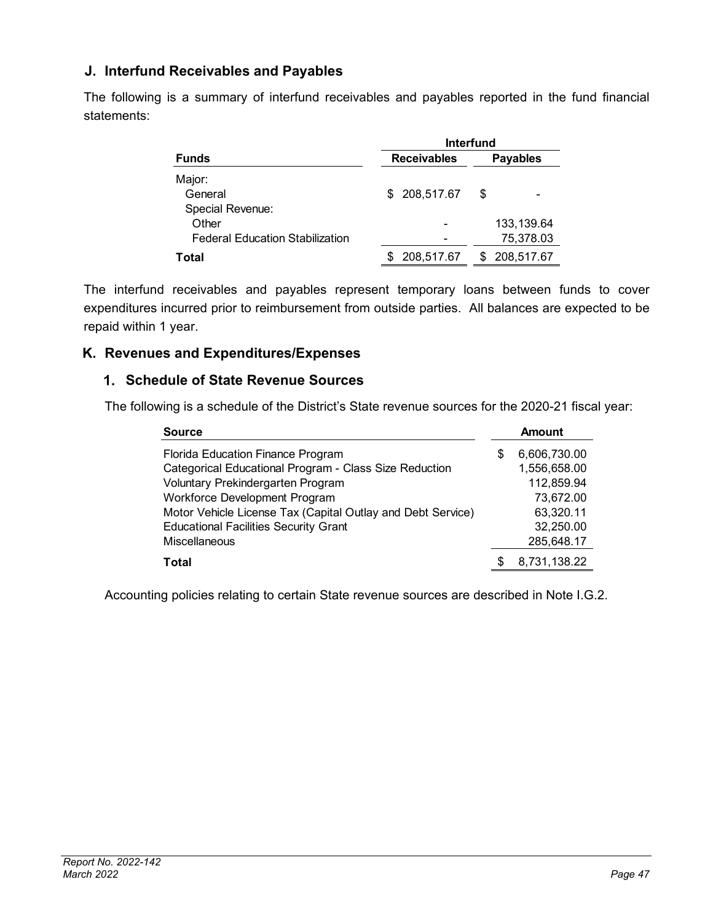## J. Interfund Receivables and Payables

The following is a summary of interfund receivables and payables reported in the fund financial statements:

| Funds | Interfund Receivables | Interfund Payables |
|---|---|---|
| Major: | | |
| General | $ 208,517.67 | $ - |
| Special Revenue: | | |
| Other | - | 133,139.64 |
| Federal Education Stabilization | - | 75,378.03 |
| **Total** | $ 208,517.67 | $ 208,517.67 |

The interfund receivables and payables represent temporary loans between funds to cover expenditures incurred prior to reimbursement from outside parties. All balances are expected to be repaid within 1 year.

## K. Revenues and Expenditures/Expenses

### 1. Schedule of State Revenue Sources

The following is a schedule of the District's State revenue sources for the 2020-21 fiscal year:

| Source | Amount |
|---|---|
| Florida Education Finance Program | $ 6,606,730.00 |
| Categorical Educational Program - Class Size Reduction | 1,556,658.00 |
| Voluntary Prekindergarten Program | 112,859.94 |
| Workforce Development Program | 73,672.00 |
| Motor Vehicle License Tax (Capital Outlay and Debt Service) | 63,320.11 |
| Educational Facilities Security Grant | 32,250.00 |
| Miscellaneous | 285,648.17 |
| **Total** | $ 8,731,138.22 |

Accounting policies relating to certain State revenue sources are described in Note I.G.2.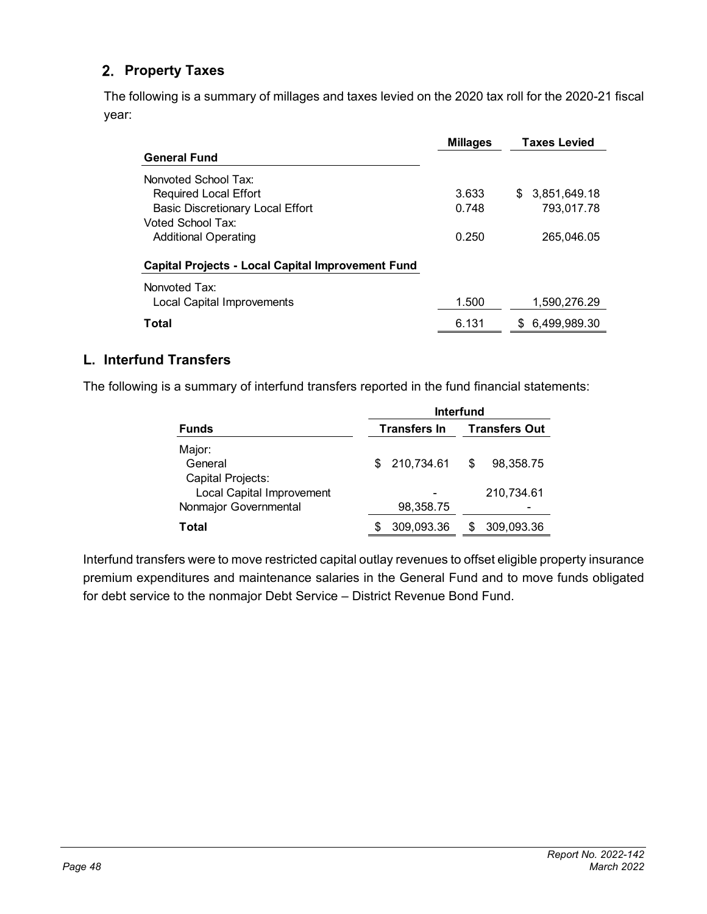## 2. Property Taxes

The following is a summary of millages and taxes levied on the 2020 tax roll for the 2020-21 fiscal year:

| | Millages | Taxes Levied |
|---|---|---|
| **General Fund** | | |
| Nonvoted School Tax: | | |
| Required Local Effort | 3.633 | $ 3,851,649.18 |
| Basic Discretionary Local Effort | 0.748 | 793,017.78 |
| Voted School Tax: | | |
| Additional Operating | 0.250 | 265,046.05 |
| **Capital Projects - Local Capital Improvement Fund** | | |
| Nonvoted Tax: | | |
| Local Capital Improvements | 1.500 | 1,590,276.29 |
| **Total** | 6.131 | $ 6,499,989.30 |

## L. Interfund Transfers

The following is a summary of interfund transfers reported in the fund financial statements:

| | Interfund | |
|---|---|---|
| **Funds** | **Transfers In** | **Transfers Out** |
| Major: | | |
| General | $ 210,734.61 | $ 98,358.75 |
| Capital Projects: | | |
| Local Capital Improvement | - | 210,734.61 |
| Nonmajor Governmental | 98,358.75 | - |
| **Total** | $ 309,093.36 | $ 309,093.36 |

Interfund transfers were to move restricted capital outlay revenues to offset eligible property insurance premium expenditures and maintenance salaries in the General Fund and to move funds obligated for debt service to the nonmajor Debt Service – District Revenue Bond Fund.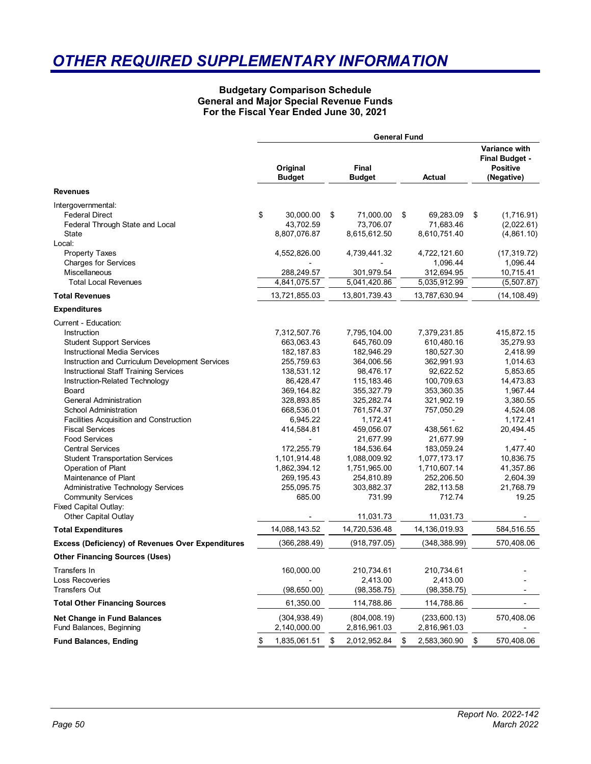# OTHER REQUIRED SUPPLEMENTARY INFORMATION

**Budgetary Comparison Schedule**
**General and Major Special Revenue Funds**
**For the Fiscal Year Ended June 30, 2021**

| | General Fund | | | |
|---|---|---|---|---|
| | **Original Budget** | **Final Budget** | **Actual** | **Variance with Final Budget - Positive (Negative)** |
| **Revenues** | | | | |
| Intergovernmental: | | | | |
| Federal Direct | $ 30,000.00 | $ 71,000.00 | $ 69,283.09 | $ (1,716.91) |
| Federal Through State and Local | 43,702.59 | 73,706.07 | 71,683.46 | (2,022.61) |
| State | 8,807,076.87 | 8,615,612.50 | 8,610,751.40 | (4,861.10) |
| Local: | | | | |
| Property Taxes | 4,552,826.00 | 4,739,441.32 | 4,722,121.60 | (17,319.72) |
| Charges for Services | - | - | 1,096.44 | 1,096.44 |
| Miscellaneous | 288,249.57 | 301,979.54 | 312,694.95 | 10,715.41 |
| Total Local Revenues | 4,841,075.57 | 5,041,420.86 | 5,035,912.99 | (5,507.87) |
| **Total Revenues** | 13,721,855.03 | 13,801,739.43 | 13,787,630.94 | (14,108.49) |
| **Expenditures** | | | | |
| Current - Education: | | | | |
| Instruction | 7,312,507.76 | 7,795,104.00 | 7,379,231.85 | 415,872.15 |
| Student Support Services | 663,063.43 | 645,760.09 | 610,480.16 | 35,279.93 |
| Instructional Media Services | 182,187.83 | 182,946.29 | 180,527.30 | 2,418.99 |
| Instruction and Curriculum Development Services | 255,759.63 | 364,006.56 | 362,991.93 | 1,014.63 |
| Instructional Staff Training Services | 138,531.12 | 98,476.17 | 92,622.52 | 5,853.65 |
| Instruction-Related Technology | 86,428.47 | 115,183.46 | 100,709.63 | 14,473.83 |
| Board | 369,164.82 | 355,327.79 | 353,360.35 | 1,967.44 |
| General Administration | 328,893.85 | 325,282.74 | 321,902.19 | 3,380.55 |
| School Administration | 668,536.01 | 761,574.37 | 757,050.29 | 4,524.08 |
| Facilities Acquisition and Construction | 6,945.22 | 1,172.41 | - | 1,172.41 |
| Fiscal Services | 414,584.81 | 459,056.07 | 438,561.62 | 20,494.45 |
| Food Services | - | 21,677.99 | 21,677.99 | - |
| Central Services | 172,255.79 | 184,536.64 | 183,059.24 | 1,477.40 |
| Student Transportation Services | 1,101,914.48 | 1,088,009.92 | 1,077,173.17 | 10,836.75 |
| Operation of Plant | 1,862,394.12 | 1,751,965.00 | 1,710,607.14 | 41,357.86 |
| Maintenance of Plant | 269,195.43 | 254,810.89 | 252,206.50 | 2,604.39 |
| Administrative Technology Services | 255,095.75 | 303,882.37 | 282,113.58 | 21,768.79 |
| Community Services | 685.00 | 731.99 | 712.74 | 19.25 |
| Fixed Capital Outlay: | | | | |
| Other Capital Outlay | - | 11,031.73 | 11,031.73 | - |
| **Total Expenditures** | 14,088,143.52 | 14,720,536.48 | 14,136,019.93 | 584,516.55 |
| **Excess (Deficiency) of Revenues Over Expenditures** | (366,288.49) | (918,797.05) | (348,388.99) | 570,408.06 |
| **Other Financing Sources (Uses)** | | | | |
| Transfers In | 160,000.00 | 210,734.61 | 210,734.61 | - |
| Loss Recoveries | - | 2,413.00 | 2,413.00 | - |
| Transfers Out | (98,650.00) | (98,358.75) | (98,358.75) | - |
| **Total Other Financing Sources** | 61,350.00 | 114,788.86 | 114,788.86 | - |
| **Net Change in Fund Balances** | (304,938.49) | (804,008.19) | (233,600.13) | 570,408.06 |
| Fund Balances, Beginning | 2,140,000.00 | 2,816,961.03 | 2,816,961.03 | - |
| **Fund Balances, Ending** | $ 1,835,061.51 | $ 2,012,952.84 | $ 2,583,360.90 | $ 570,408.06 |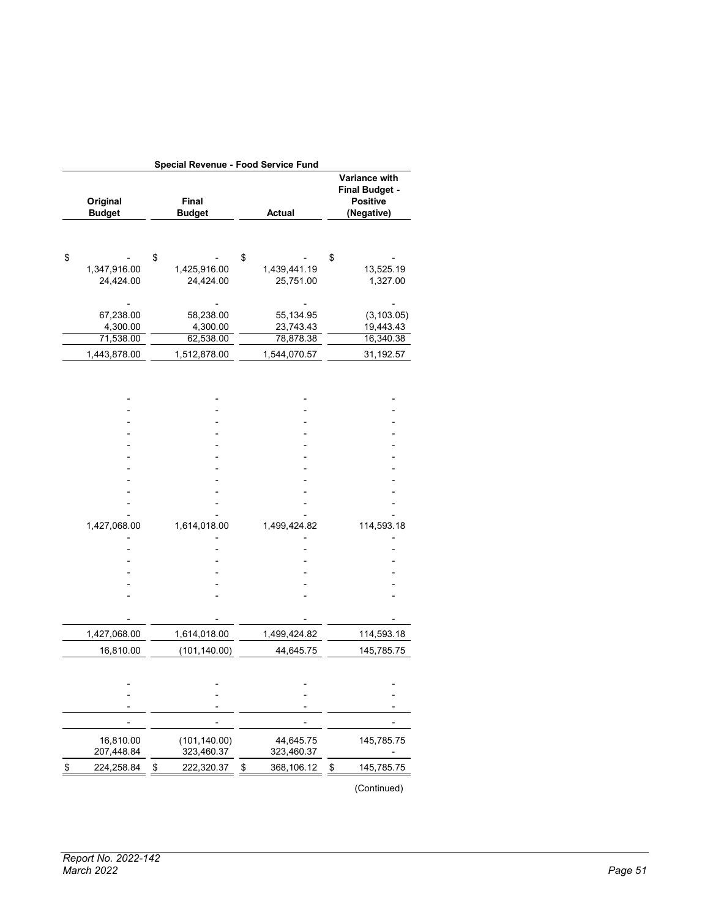| Special Revenue - Food Service Fund | | | |
|---|---|---|---|
| Original Budget | Final Budget | Actual | Variance with Final Budget - Positive (Negative) |
| $ - | $ - | $ - | $ - |
| 1,347,916.00 | 1,425,916.00 | 1,439,441.19 | 13,525.19 |
| 24,424.00 | 24,424.00 | 25,751.00 | 1,327.00 |
| - | - | - | - |
| 67,238.00 | 58,238.00 | 55,134.95 | (3,103.05) |
| 4,300.00 | 4,300.00 | 23,743.43 | 19,443.43 |
| 71,538.00 | 62,538.00 | 78,878.38 | 16,340.38 |
| 1,443,878.00 | 1,512,878.00 | 1,544,070.57 | 31,192.57 |
| - | - | - | - |
| - | - | - | - |
| - | - | - | - |
| - | - | - | - |
| - | - | - | - |
| - | - | - | - |
| - | - | - | - |
| - | - | - | - |
| - | - | - | - |
| - | - | - | - |
| - | - | - | - |
| 1,427,068.00 | 1,614,018.00 | 1,499,424.82 | 114,593.18 |
| - | - | - | - |
| - | - | - | - |
| - | - | - | - |
| - | - | - | - |
| - | - | - | - |
| - | - | - | - |
| - | - | - | - |
| 1,427,068.00 | 1,614,018.00 | 1,499,424.82 | 114,593.18 |
| 16,810.00 | (101,140.00) | 44,645.75 | 145,785.75 |
| - | - | - | - |
| - | - | - | - |
| - | - | - | - |
| - | - | - | - |
| 16,810.00 | (101,140.00) | 44,645.75 | 145,785.75 |
| 207,448.84 | 323,460.37 | 323,460.37 | - |
| $ 224,258.84 | $ 222,320.37 | $ 368,106.12 | $ 145,785.75 |

(Continued)

*Report No. 2022-142*
*March 2022*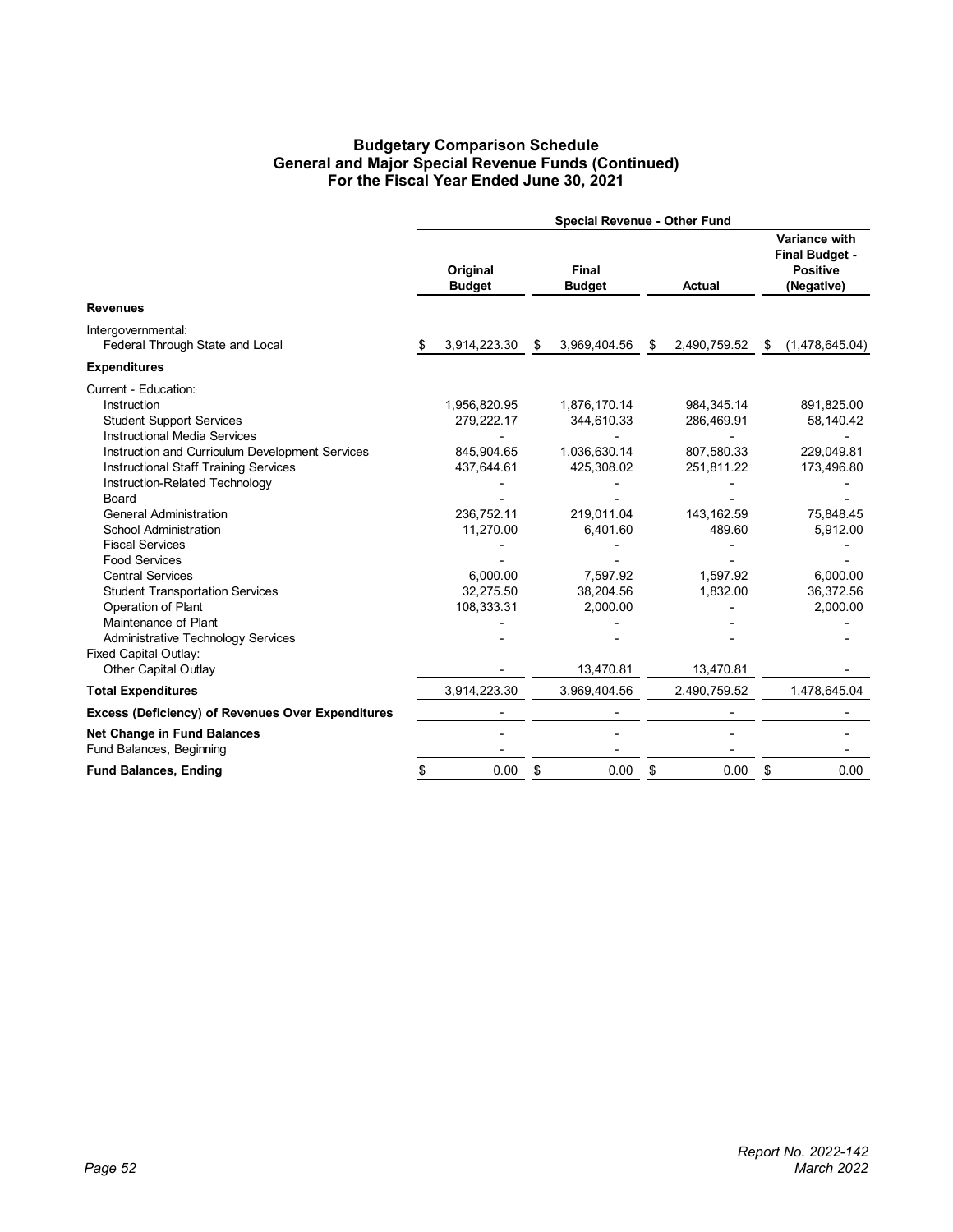# Budgetary Comparison Schedule
## General and Major Special Revenue Funds (Continued)
## For the Fiscal Year Ended June 30, 2021

| | Special Revenue - Other Fund | | | |
|---|---|---|---|---|
| | Original Budget | Final Budget | Actual | Variance with Final Budget - Positive (Negative) |
| **Revenues** | | | | |
| Intergovernmental: | | | | |
| Federal Through State and Local | $ 3,914,223.30 | $ 3,969,404.56 | $ 2,490,759.52 | $ (1,478,645.04) |
| **Expenditures** | | | | |
| Current - Education: | | | | |
| Instruction | 1,956,820.95 | 1,876,170.14 | 984,345.14 | 891,825.00 |
| Student Support Services | 279,222.17 | 344,610.33 | 286,469.91 | 58,140.42 |
| Instructional Media Services | - | - | - | - |
| Instruction and Curriculum Development Services | 845,904.65 | 1,036,630.14 | 807,580.33 | 229,049.81 |
| Instructional Staff Training Services | 437,644.61 | 425,308.02 | 251,811.22 | 173,496.80 |
| Instruction-Related Technology | - | - | - | - |
| Board | - | - | - | - |
| General Administration | 236,752.11 | 219,011.04 | 143,162.59 | 75,848.45 |
| School Administration | 11,270.00 | 6,401.60 | 489.60 | 5,912.00 |
| Fiscal Services | - | - | - | - |
| Food Services | - | - | - | - |
| Central Services | 6,000.00 | 7,597.92 | 1,597.92 | 6,000.00 |
| Student Transportation Services | 32,275.50 | 38,204.56 | 1,832.00 | 36,372.56 |
| Operation of Plant | 108,333.31 | 2,000.00 | - | 2,000.00 |
| Maintenance of Plant | - | - | - | - |
| Administrative Technology Services | - | - | - | - |
| Fixed Capital Outlay: | | | | |
| Other Capital Outlay | - | 13,470.81 | 13,470.81 | - |
| **Total Expenditures** | 3,914,223.30 | 3,969,404.56 | 2,490,759.52 | 1,478,645.04 |
| **Excess (Deficiency) of Revenues Over Expenditures** | - | - | - | - |
| **Net Change in Fund Balances** | - | - | - | - |
| Fund Balances, Beginning | - | - | - | - |
| **Fund Balances, Ending** | $ 0.00 | $ 0.00 | $ 0.00 | $ 0.00 |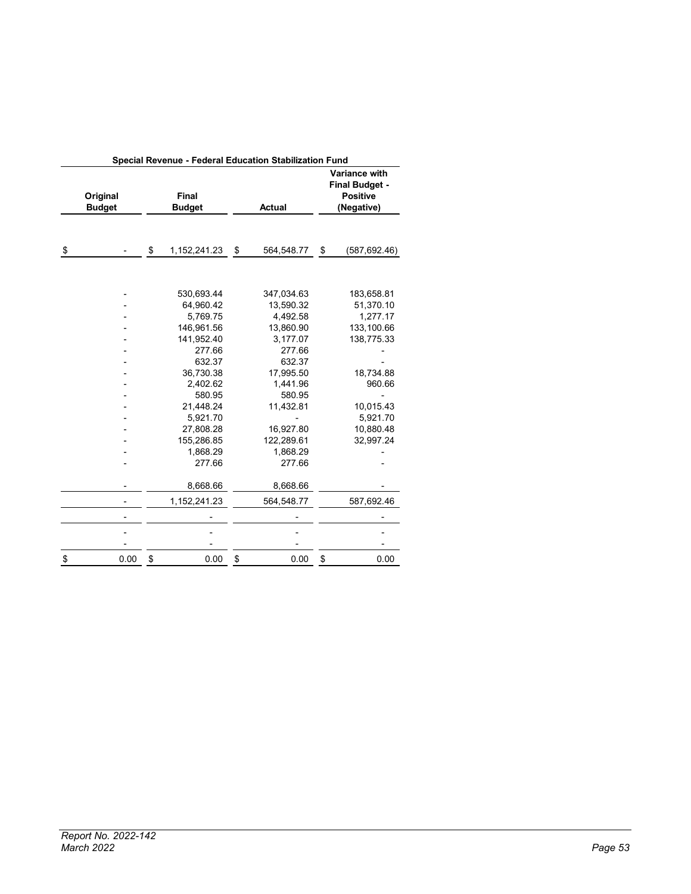| Special Revenue - Federal Education Stabilization Fund | | | |
|---|---|---|---|
| Original Budget | Final Budget | Actual | Variance with Final Budget - Positive (Negative) |
| $ - | $ 1,152,241.23 | $ 564,548.77 | $ (587,692.46) |
| - | 530,693.44 | 347,034.63 | 183,658.81 |
| - | 64,960.42 | 13,590.32 | 51,370.10 |
| - | 5,769.75 | 4,492.58 | 1,277.17 |
| - | 146,961.56 | 13,860.90 | 133,100.66 |
| - | 141,952.40 | 3,177.07 | 138,775.33 |
| - | 277.66 | 277.66 | - |
| - | 632.37 | 632.37 | - |
| - | 36,730.38 | 17,995.50 | 18,734.88 |
| - | 2,402.62 | 1,441.96 | 960.66 |
| - | 580.95 | 580.95 | - |
| - | 21,448.24 | 11,432.81 | 10,015.43 |
| - | 5,921.70 | - | 5,921.70 |
| - | 27,808.28 | 16,927.80 | 10,880.48 |
| - | 155,286.85 | 122,289.61 | 32,997.24 |
| - | 1,868.29 | 1,868.29 | - |
| - | 277.66 | 277.66 | - |
| - | 8,668.66 | 8,668.66 | - |
| - | 1,152,241.23 | 564,548.77 | 587,692.46 |
| - | - | - | - |
| - | - | - | - |
| - | - | - | - |
| $ 0.00 | $ 0.00 | $ 0.00 | $ 0.00 |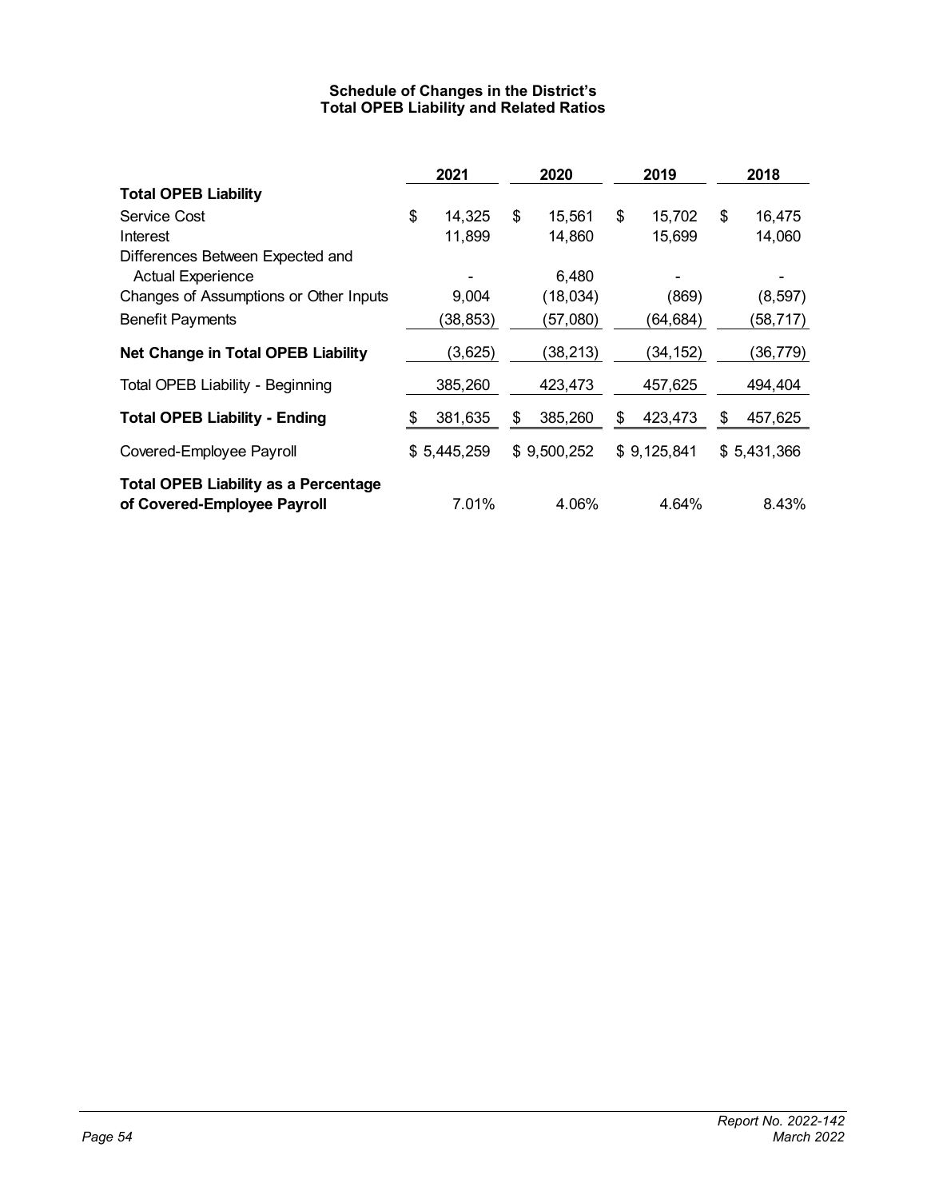**Schedule of Changes in the District's Total OPEB Liability and Related Ratios**

| | 2021 | 2020 | 2019 | 2018 |
|---|---|---|---|---|
| **Total OPEB Liability** | | | | |
| Service Cost | $ 14,325 | $ 15,561 | $ 15,702 | $ 16,475 |
| Interest | 11,899 | 14,860 | 15,699 | 14,060 |
| Differences Between Expected and Actual Experience | - | 6,480 | - | - |
| Changes of Assumptions or Other Inputs | 9,004 | (18,034) | (869) | (8,597) |
| Benefit Payments | (38,853) | (57,080) | (64,684) | (58,717) |
| **Net Change in Total OPEB Liability** | (3,625) | (38,213) | (34,152) | (36,779) |
| Total OPEB Liability - Beginning | 385,260 | 423,473 | 457,625 | 494,404 |
| **Total OPEB Liability - Ending** | $ 381,635 | $ 385,260 | $ 423,473 | $ 457,625 |
| Covered-Employee Payroll | $ 5,445,259 | $ 9,500,252 | $ 9,125,841 | $ 5,431,366 |
| **Total OPEB Liability as a Percentage of Covered-Employee Payroll** | 7.01% | 4.06% | 4.64% | 8.43% |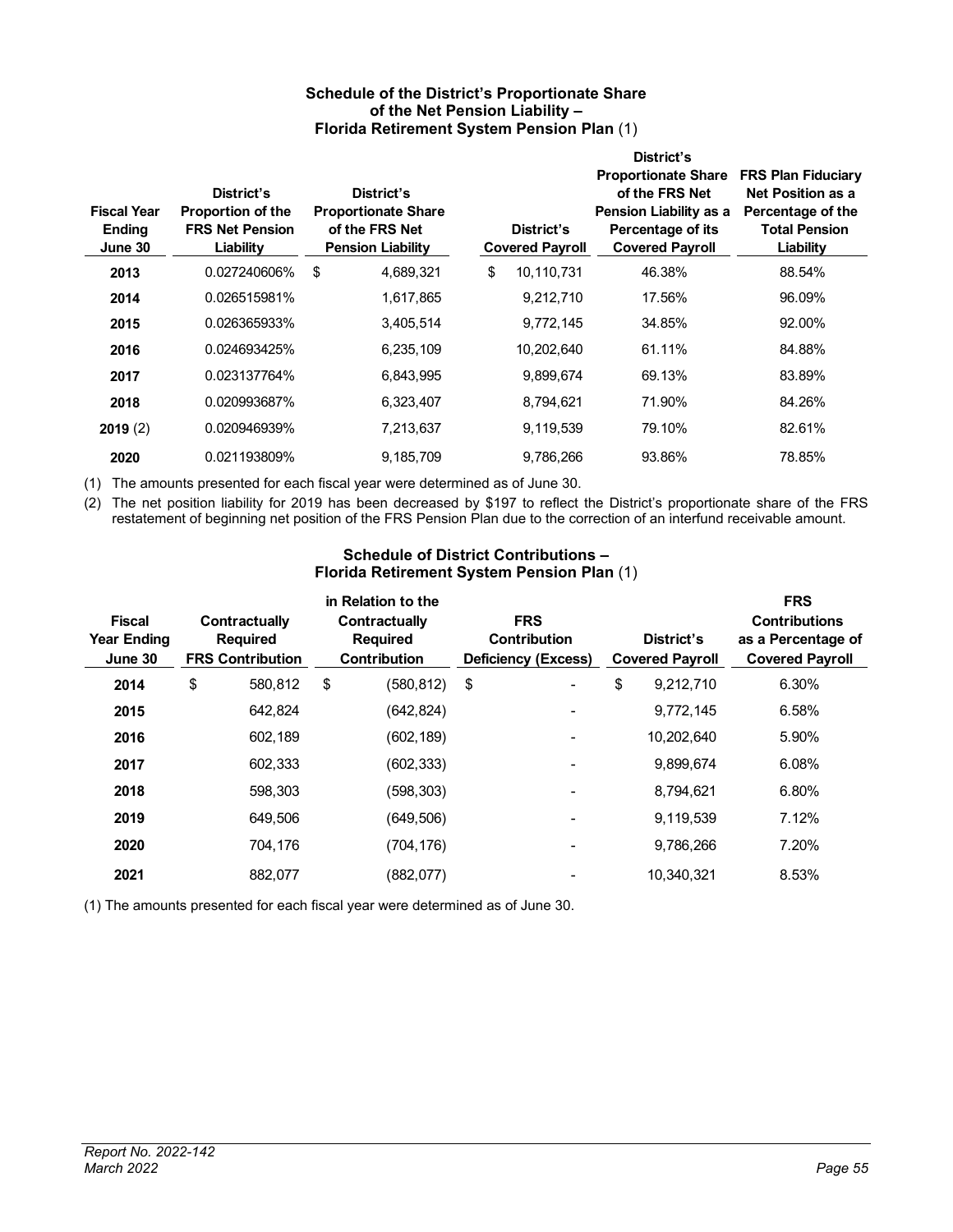### Schedule of the District's Proportionate Share of the Net Pension Liability – Florida Retirement System Pension Plan (1)

| Fiscal Year Ending June 30 | District's Proportion of the FRS Net Pension Liability | District's Proportionate Share of the FRS Net Pension Liability | District's Covered Payroll | District's Proportionate Share of the FRS Net Pension Liability as a Percentage of its Covered Payroll | FRS Plan Fiduciary Net Position as a Percentage of the Total Pension Liability |
|---|---|---|---|---|---|
| **2013** | 0.027240606% | $ 4,689,321 | $ 10,110,731 | 46.38% | 88.54% |
| **2014** | 0.026515981% | 1,617,865 | 9,212,710 | 17.56% | 96.09% |
| **2015** | 0.026365933% | 3,405,514 | 9,772,145 | 34.85% | 92.00% |
| **2016** | 0.024693425% | 6,235,109 | 10,202,640 | 61.11% | 84.88% |
| **2017** | 0.023137764% | 6,843,995 | 9,899,674 | 69.13% | 83.89% |
| **2018** | 0.020993687% | 6,323,407 | 8,794,621 | 71.90% | 84.26% |
| **2019** (2) | 0.020946939% | 7,213,637 | 9,119,539 | 79.10% | 82.61% |
| **2020** | 0.021193809% | 9,185,709 | 9,786,266 | 93.86% | 78.85% |

(1) The amounts presented for each fiscal year were determined as of June 30.

(2) The net position liability for 2019 has been decreased by $197 to reflect the District's proportionate share of the FRS restatement of beginning net position of the FRS Pension Plan due to the correction of an interfund receivable amount.

### Schedule of District Contributions – Florida Retirement System Pension Plan (1)

| Fiscal Year Ending June 30 | Contractually Required FRS Contribution | FRS Contributions in Relation to the Contractually Required Contribution | FRS Contribution Deficiency (Excess) | District's Covered Payroll | FRS Contributions as a Percentage of Covered Payroll |
|---|---|---|---|---|---|
| **2014** | $ 580,812 | $ (580,812) | $ - | $ 9,212,710 | 6.30% |
| **2015** | 642,824 | (642,824) | - | 9,772,145 | 6.58% |
| **2016** | 602,189 | (602,189) | - | 10,202,640 | 5.90% |
| **2017** | 602,333 | (602,333) | - | 9,899,674 | 6.08% |
| **2018** | 598,303 | (598,303) | - | 8,794,621 | 6.80% |
| **2019** | 649,506 | (649,506) | - | 9,119,539 | 7.12% |
| **2020** | 704,176 | (704,176) | - | 9,786,266 | 7.20% |
| **2021** | 882,077 | (882,077) | - | 10,340,321 | 8.53% |

(1) The amounts presented for each fiscal year were determined as of June 30.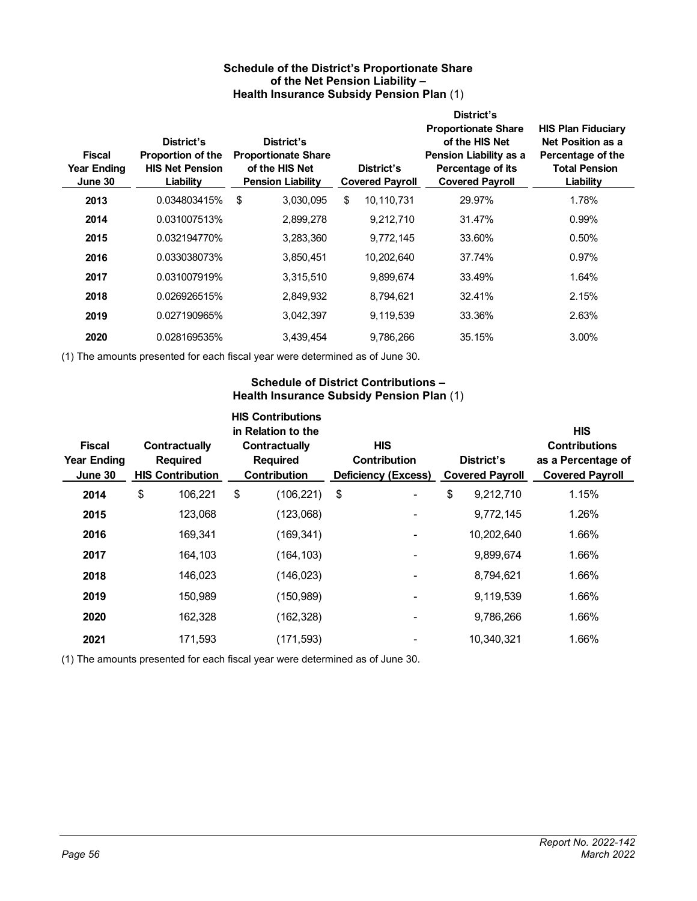### Schedule of the District's Proportionate Share of the Net Pension Liability – Health Insurance Subsidy Pension Plan (1)

| Fiscal Year Ending June 30 | District's Proportion of the HIS Net Pension Liability | District's Proportionate Share of the HIS Net Pension Liability | District's Covered Payroll | District's Proportionate Share of the HIS Net Pension Liability as a Percentage of its Covered Payroll | HIS Plan Fiduciary Net Position as a Percentage of the Total Pension Liability |
|---|---|---|---|---|---|
| **2013** | 0.034803415% | $ 3,030,095 | $ 10,110,731 | 29.97% | 1.78% |
| **2014** | 0.031007513% | 2,899,278 | 9,212,710 | 31.47% | 0.99% |
| **2015** | 0.032194770% | 3,283,360 | 9,772,145 | 33.60% | 0.50% |
| **2016** | 0.033038073% | 3,850,451 | 10,202,640 | 37.74% | 0.97% |
| **2017** | 0.031007919% | 3,315,510 | 9,899,674 | 33.49% | 1.64% |
| **2018** | 0.026926515% | 2,849,932 | 8,794,621 | 32.41% | 2.15% |
| **2019** | 0.027190965% | 3,042,397 | 9,119,539 | 33.36% | 2.63% |
| **2020** | 0.028169535% | 3,439,454 | 9,786,266 | 35.15% | 3.00% |

(1) The amounts presented for each fiscal year were determined as of June 30.

### Schedule of District Contributions – Health Insurance Subsidy Pension Plan (1)

| Fiscal Year Ending June 30 | Contractually Required HIS Contribution | HIS Contributions in Relation to the Contractually Required Contribution | HIS Contribution Deficiency (Excess) | District's Covered Payroll | HIS Contributions as a Percentage of Covered Payroll |
|---|---|---|---|---|---|
| **2014** | $ 106,221 | $ (106,221) | $ - | $ 9,212,710 | 1.15% |
| **2015** | 123,068 | (123,068) | - | 9,772,145 | 1.26% |
| **2016** | 169,341 | (169,341) | - | 10,202,640 | 1.66% |
| **2017** | 164,103 | (164,103) | - | 9,899,674 | 1.66% |
| **2018** | 146,023 | (146,023) | - | 8,794,621 | 1.66% |
| **2019** | 150,989 | (150,989) | - | 9,119,539 | 1.66% |
| **2020** | 162,328 | (162,328) | - | 9,786,266 | 1.66% |
| **2021** | 171,593 | (171,593) | - | 10,340,321 | 1.66% |

(1) The amounts presented for each fiscal year were determined as of June 30.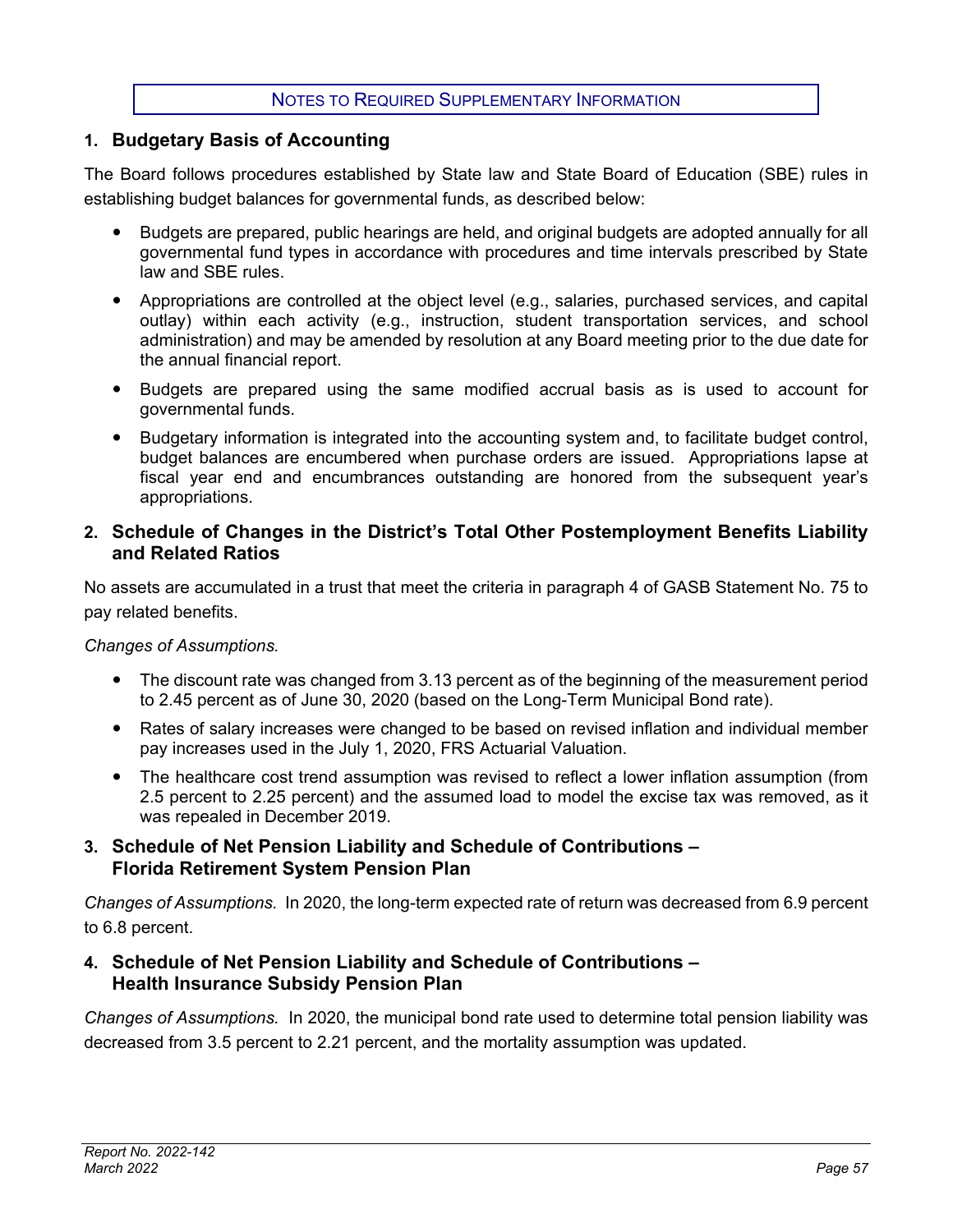## NOTES TO REQUIRED SUPPLEMENTARY INFORMATION

### 1. Budgetary Basis of Accounting

The Board follows procedures established by State law and State Board of Education (SBE) rules in establishing budget balances for governmental funds, as described below:

- Budgets are prepared, public hearings are held, and original budgets are adopted annually for all governmental fund types in accordance with procedures and time intervals prescribed by State law and SBE rules.
- Appropriations are controlled at the object level (e.g., salaries, purchased services, and capital outlay) within each activity (e.g., instruction, student transportation services, and school administration) and may be amended by resolution at any Board meeting prior to the due date for the annual financial report.
- Budgets are prepared using the same modified accrual basis as is used to account for governmental funds.
- Budgetary information is integrated into the accounting system and, to facilitate budget control, budget balances are encumbered when purchase orders are issued. Appropriations lapse at fiscal year end and encumbrances outstanding are honored from the subsequent year's appropriations.

### 2. Schedule of Changes in the District's Total Other Postemployment Benefits Liability and Related Ratios

No assets are accumulated in a trust that meet the criteria in paragraph 4 of GASB Statement No. 75 to pay related benefits.

*Changes of Assumptions.*

- The discount rate was changed from 3.13 percent as of the beginning of the measurement period to 2.45 percent as of June 30, 2020 (based on the Long-Term Municipal Bond rate).
- Rates of salary increases were changed to be based on revised inflation and individual member pay increases used in the July 1, 2020, FRS Actuarial Valuation.
- The healthcare cost trend assumption was revised to reflect a lower inflation assumption (from 2.5 percent to 2.25 percent) and the assumed load to model the excise tax was removed, as it was repealed in December 2019.

### 3. Schedule of Net Pension Liability and Schedule of Contributions – Florida Retirement System Pension Plan

*Changes of Assumptions.* In 2020, the long-term expected rate of return was decreased from 6.9 percent to 6.8 percent.

### 4. Schedule of Net Pension Liability and Schedule of Contributions – Health Insurance Subsidy Pension Plan

*Changes of Assumptions.* In 2020, the municipal bond rate used to determine total pension liability was decreased from 3.5 percent to 2.21 percent, and the mortality assumption was updated.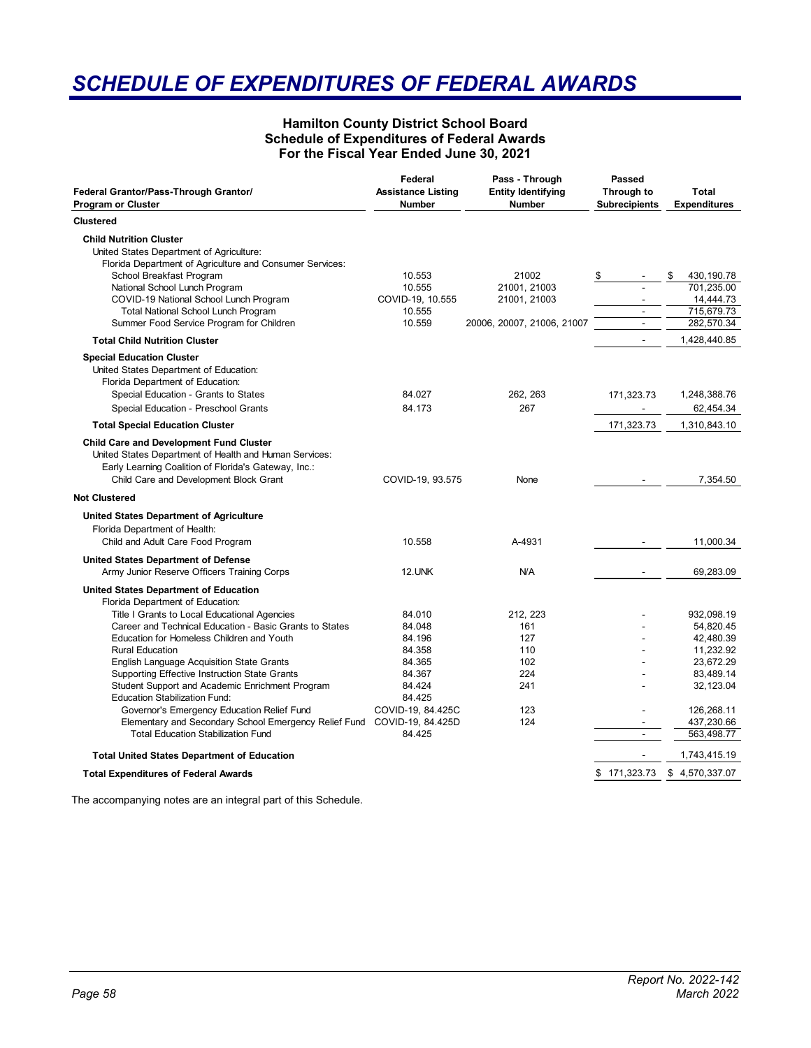# SCHEDULE OF EXPENDITURES OF FEDERAL AWARDS

### Hamilton County District School Board
### Schedule of Expenditures of Federal Awards
### For the Fiscal Year Ended June 30, 2021

| Federal Grantor/Pass-Through Grantor/ Program or Cluster | Federal Assistance Listing Number | Pass - Through Entity Identifying Number | Passed Through to Subrecipients | Total Expenditures |
|---|---|---|---|---|
| **Clustered** | | | | |
| **Child Nutrition Cluster** | | | | |
| United States Department of Agriculture: | | | | |
| Florida Department of Agriculture and Consumer Services: | | | | |
| School Breakfast Program | 10.553 | 21002 | $ - | $ 430,190.78 |
| National School Lunch Program | 10.555 | 21001, 21003 | - | 701,235.00 |
| COVID-19 National School Lunch Program | COVID-19, 10.555 | 21001, 21003 | - | 14,444.73 |
| Total National School Lunch Program | 10.555 | | - | 715,679.73 |
| Summer Food Service Program for Children | 10.559 | 20006, 20007, 21006, 21007 | - | 282,570.34 |
| **Total Child Nutrition Cluster** | | | - | 1,428,440.85 |
| **Special Education Cluster** | | | | |
| United States Department of Education: | | | | |
| Florida Department of Education: | | | | |
| Special Education - Grants to States | 84.027 | 262, 263 | 171,323.73 | 1,248,388.76 |
| Special Education - Preschool Grants | 84.173 | 267 | - | 62,454.34 |
| **Total Special Education Cluster** | | | 171,323.73 | 1,310,843.10 |
| **Child Care and Development Fund Cluster** | | | | |
| United States Department of Health and Human Services: | | | | |
| Early Learning Coalition of Florida's Gateway, Inc.: | | | | |
| Child Care and Development Block Grant | COVID-19, 93.575 | None | - | 7,354.50 |
| **Not Clustered** | | | | |
| **United States Department of Agriculture** | | | | |
| Florida Department of Health: | | | | |
| Child and Adult Care Food Program | 10.558 | A-4931 | - | 11,000.34 |
| **United States Department of Defense** | | | | |
| Army Junior Reserve Officers Training Corps | 12.UNK | N/A | - | 69,283.09 |
| **United States Department of Education** | | | | |
| Florida Department of Education: | | | | |
| Title I Grants to Local Educational Agencies | 84.010 | 212, 223 | - | 932,098.19 |
| Career and Technical Education - Basic Grants to States | 84.048 | 161 | - | 54,820.45 |
| Education for Homeless Children and Youth | 84.196 | 127 | - | 42,480.39 |
| Rural Education | 84.358 | 110 | - | 11,232.92 |
| English Language Acquisition State Grants | 84.365 | 102 | - | 23,672.29 |
| Supporting Effective Instruction State Grants | 84.367 | 224 | - | 83,489.14 |
| Student Support and Academic Enrichment Program | 84.424 | 241 | - | 32,123.04 |
| Education Stabilization Fund: | 84.425 | | | |
| Governor's Emergency Education Relief Fund | COVID-19, 84.425C | 123 | - | 126,268.11 |
| Elementary and Secondary School Emergency Relief Fund | COVID-19, 84.425D | 124 | - | 437,230.66 |
| Total Education Stabilization Fund | 84.425 | | - | 563,498.77 |
| **Total United States Department of Education** | | | - | 1,743,415.19 |
| **Total Expenditures of Federal Awards** | | | $ 171,323.73 | $ 4,570,337.07 |

The accompanying notes are an integral part of this Schedule.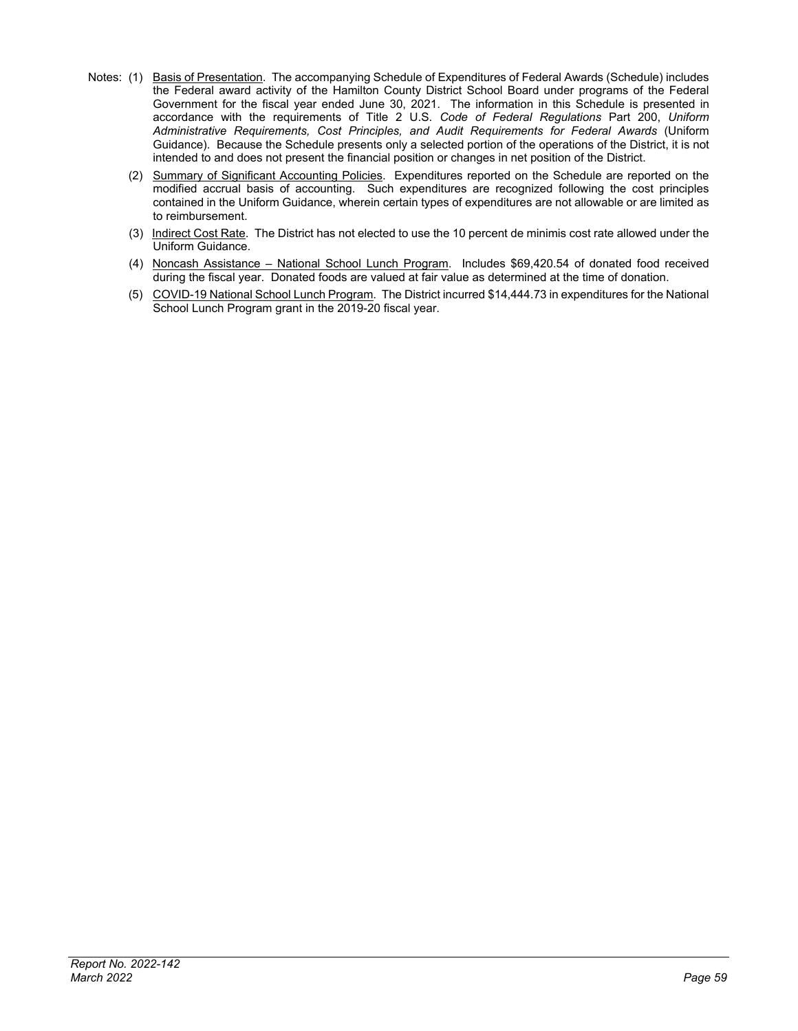Notes: (1) Basis of Presentation. The accompanying Schedule of Expenditures of Federal Awards (Schedule) includes the Federal award activity of the Hamilton County District School Board under programs of the Federal Government for the fiscal year ended June 30, 2021. The information in this Schedule is presented in accordance with the requirements of Title 2 U.S. *Code of Federal Regulations* Part 200, *Uniform Administrative Requirements, Cost Principles, and Audit Requirements for Federal Awards* (Uniform Guidance). Because the Schedule presents only a selected portion of the operations of the District, it is not intended to and does not present the financial position or changes in net position of the District.

(2) Summary of Significant Accounting Policies. Expenditures reported on the Schedule are reported on the modified accrual basis of accounting. Such expenditures are recognized following the cost principles contained in the Uniform Guidance, wherein certain types of expenditures are not allowable or are limited as to reimbursement.

(3) Indirect Cost Rate. The District has not elected to use the 10 percent de minimis cost rate allowed under the Uniform Guidance.

(4) Noncash Assistance – National School Lunch Program. Includes $69,420.54 of donated food received during the fiscal year. Donated foods are valued at fair value as determined at the time of donation.

(5) COVID-19 National School Lunch Program. The District incurred $14,444.73 in expenditures for the National School Lunch Program grant in the 2019-20 fiscal year.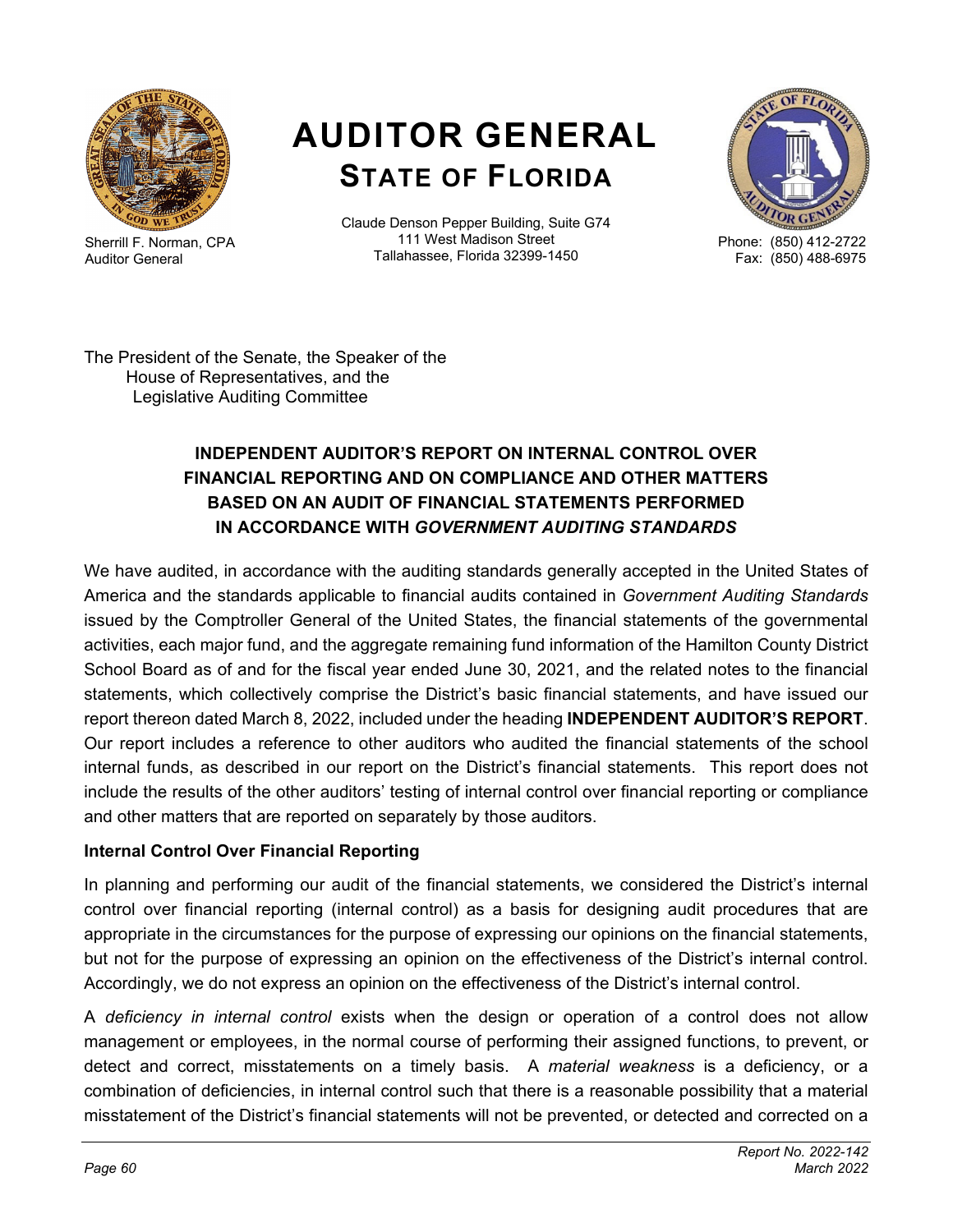# AUDITOR GENERAL
## STATE OF FLORIDA

Sherrill F. Norman, CPA
Auditor General

Claude Denson Pepper Building, Suite G74
111 West Madison Street
Tallahassee, Florida 32399-1450

Phone: (850) 412-2722
Fax: (850) 488-6975

The President of the Senate, the Speaker of the
House of Representatives, and the
Legislative Auditing Committee

### INDEPENDENT AUDITOR'S REPORT ON INTERNAL CONTROL OVER FINANCIAL REPORTING AND ON COMPLIANCE AND OTHER MATTERS BASED ON AN AUDIT OF FINANCIAL STATEMENTS PERFORMED IN ACCORDANCE WITH *GOVERNMENT AUDITING STANDARDS*

We have audited, in accordance with the auditing standards generally accepted in the United States of America and the standards applicable to financial audits contained in *Government Auditing Standards* issued by the Comptroller General of the United States, the financial statements of the governmental activities, each major fund, and the aggregate remaining fund information of the Hamilton County District School Board as of and for the fiscal year ended June 30, 2021, and the related notes to the financial statements, which collectively comprise the District's basic financial statements, and have issued our report thereon dated March 8, 2022, included under the heading **INDEPENDENT AUDITOR'S REPORT**. Our report includes a reference to other auditors who audited the financial statements of the school internal funds, as described in our report on the District's financial statements. This report does not include the results of the other auditors' testing of internal control over financial reporting or compliance and other matters that are reported on separately by those auditors.

**Internal Control Over Financial Reporting**

In planning and performing our audit of the financial statements, we considered the District's internal control over financial reporting (internal control) as a basis for designing audit procedures that are appropriate in the circumstances for the purpose of expressing our opinions on the financial statements, but not for the purpose of expressing an opinion on the effectiveness of the District's internal control. Accordingly, we do not express an opinion on the effectiveness of the District's internal control.

A *deficiency in internal control* exists when the design or operation of a control does not allow management or employees, in the normal course of performing their assigned functions, to prevent, or detect and correct, misstatements on a timely basis. A *material weakness* is a deficiency, or a combination of deficiencies, in internal control such that there is a reasonable possibility that a material misstatement of the District's financial statements will not be prevented, or detected and corrected on a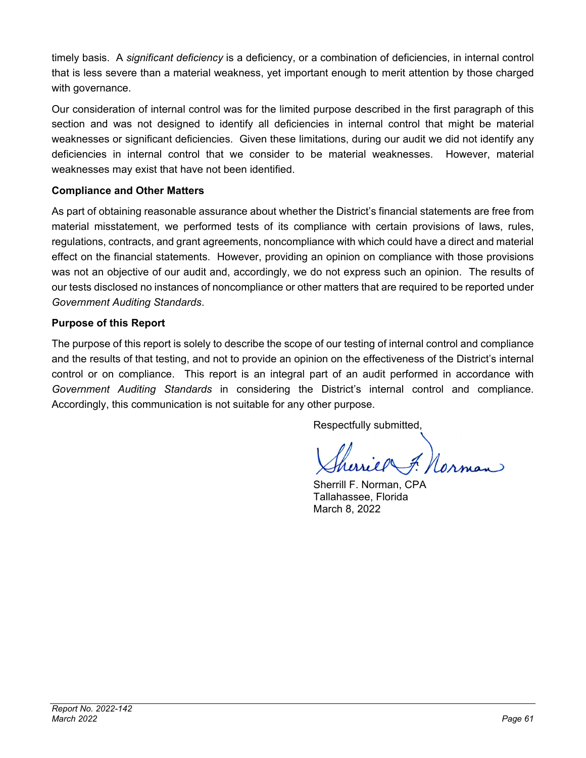timely basis. A *significant deficiency* is a deficiency, or a combination of deficiencies, in internal control that is less severe than a material weakness, yet important enough to merit attention by those charged with governance.

Our consideration of internal control was for the limited purpose described in the first paragraph of this section and was not designed to identify all deficiencies in internal control that might be material weaknesses or significant deficiencies. Given these limitations, during our audit we did not identify any deficiencies in internal control that we consider to be material weaknesses. However, material weaknesses may exist that have not been identified.

**Compliance and Other Matters**

As part of obtaining reasonable assurance about whether the District's financial statements are free from material misstatement, we performed tests of its compliance with certain provisions of laws, rules, regulations, contracts, and grant agreements, noncompliance with which could have a direct and material effect on the financial statements. However, providing an opinion on compliance with those provisions was not an objective of our audit and, accordingly, we do not express such an opinion. The results of our tests disclosed no instances of noncompliance or other matters that are required to be reported under *Government Auditing Standards*.

**Purpose of this Report**

The purpose of this report is solely to describe the scope of our testing of internal control and compliance and the results of that testing, and not to provide an opinion on the effectiveness of the District's internal control or on compliance. This report is an integral part of an audit performed in accordance with *Government Auditing Standards* in considering the District's internal control and compliance. Accordingly, this communication is not suitable for any other purpose.

Respectfully submitted,

Sherrill F. Norman, CPA
Tallahassee, Florida
March 8, 2022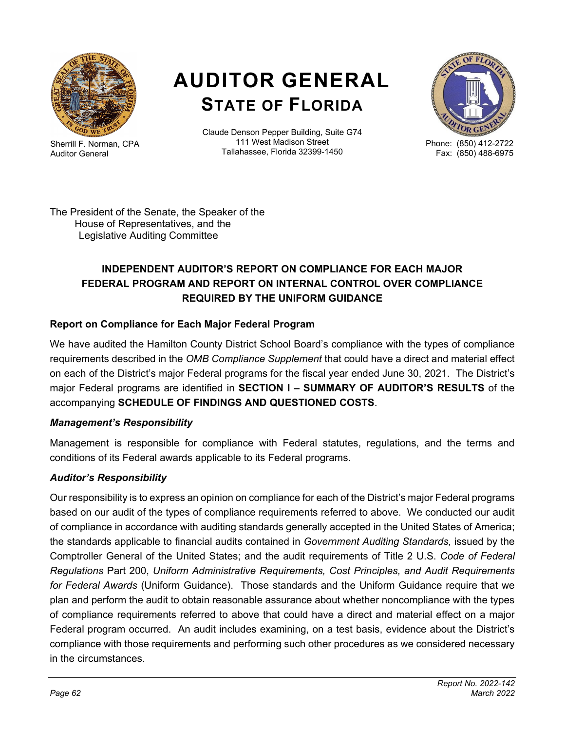Sherrill F. Norman, CPA
Auditor General

# AUDITOR GENERAL
## STATE OF FLORIDA

Claude Denson Pepper Building, Suite G74
111 West Madison Street
Tallahassee, Florida 32399-1450

Phone: (850) 412-2722
Fax: (850) 488-6975

The President of the Senate, the Speaker of the House of Representatives, and the Legislative Auditing Committee

### INDEPENDENT AUDITOR'S REPORT ON COMPLIANCE FOR EACH MAJOR FEDERAL PROGRAM AND REPORT ON INTERNAL CONTROL OVER COMPLIANCE REQUIRED BY THE UNIFORM GUIDANCE

#### Report on Compliance for Each Major Federal Program

We have audited the Hamilton County District School Board's compliance with the types of compliance requirements described in the *OMB Compliance Supplement* that could have a direct and material effect on each of the District's major Federal programs for the fiscal year ended June 30, 2021. The District's major Federal programs are identified in **SECTION I – SUMMARY OF AUDITOR'S RESULTS** of the accompanying **SCHEDULE OF FINDINGS AND QUESTIONED COSTS**.

#### *Management's Responsibility*

Management is responsible for compliance with Federal statutes, regulations, and the terms and conditions of its Federal awards applicable to its Federal programs.

#### *Auditor's Responsibility*

Our responsibility is to express an opinion on compliance for each of the District's major Federal programs based on our audit of the types of compliance requirements referred to above. We conducted our audit of compliance in accordance with auditing standards generally accepted in the United States of America; the standards applicable to financial audits contained in *Government Auditing Standards,* issued by the Comptroller General of the United States; and the audit requirements of Title 2 U.S. *Code of Federal Regulations* Part 200, *Uniform Administrative Requirements, Cost Principles, and Audit Requirements for Federal Awards* (Uniform Guidance). Those standards and the Uniform Guidance require that we plan and perform the audit to obtain reasonable assurance about whether noncompliance with the types of compliance requirements referred to above that could have a direct and material effect on a major Federal program occurred. An audit includes examining, on a test basis, evidence about the District's compliance with those requirements and performing such other procedures as we considered necessary in the circumstances.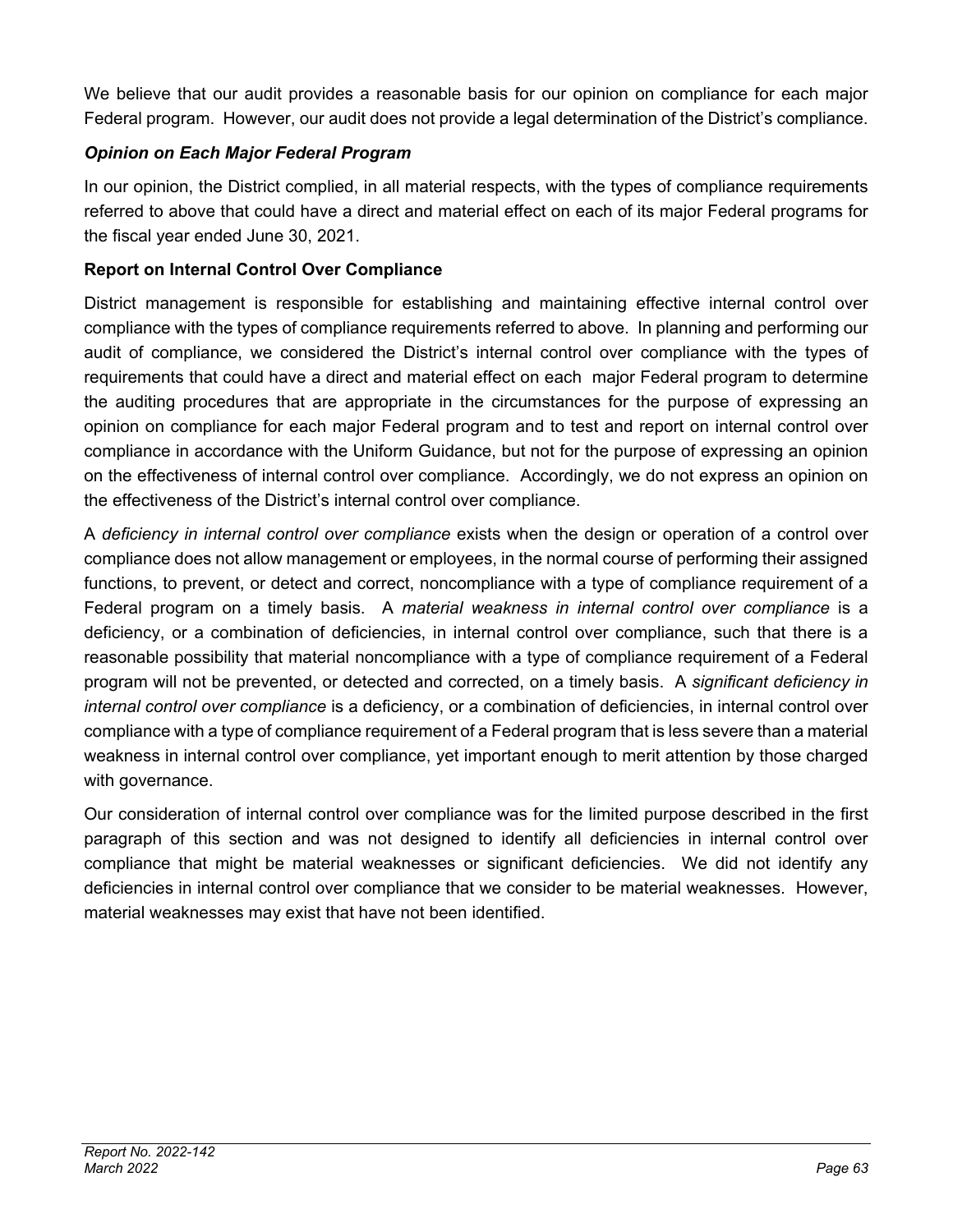We believe that our audit provides a reasonable basis for our opinion on compliance for each major Federal program. However, our audit does not provide a legal determination of the District's compliance.

### *Opinion on Each Major Federal Program*

In our opinion, the District complied, in all material respects, with the types of compliance requirements referred to above that could have a direct and material effect on each of its major Federal programs for the fiscal year ended June 30, 2021.

### Report on Internal Control Over Compliance

District management is responsible for establishing and maintaining effective internal control over compliance with the types of compliance requirements referred to above. In planning and performing our audit of compliance, we considered the District's internal control over compliance with the types of requirements that could have a direct and material effect on each major Federal program to determine the auditing procedures that are appropriate in the circumstances for the purpose of expressing an opinion on compliance for each major Federal program and to test and report on internal control over compliance in accordance with the Uniform Guidance, but not for the purpose of expressing an opinion on the effectiveness of internal control over compliance. Accordingly, we do not express an opinion on the effectiveness of the District's internal control over compliance.

A *deficiency in internal control over compliance* exists when the design or operation of a control over compliance does not allow management or employees, in the normal course of performing their assigned functions, to prevent, or detect and correct, noncompliance with a type of compliance requirement of a Federal program on a timely basis. A *material weakness in internal control over compliance* is a deficiency, or a combination of deficiencies, in internal control over compliance, such that there is a reasonable possibility that material noncompliance with a type of compliance requirement of a Federal program will not be prevented, or detected and corrected, on a timely basis. A *significant deficiency in internal control over compliance* is a deficiency, or a combination of deficiencies, in internal control over compliance with a type of compliance requirement of a Federal program that is less severe than a material weakness in internal control over compliance, yet important enough to merit attention by those charged with governance.

Our consideration of internal control over compliance was for the limited purpose described in the first paragraph of this section and was not designed to identify all deficiencies in internal control over compliance that might be material weaknesses or significant deficiencies. We did not identify any deficiencies in internal control over compliance that we consider to be material weaknesses. However, material weaknesses may exist that have not been identified.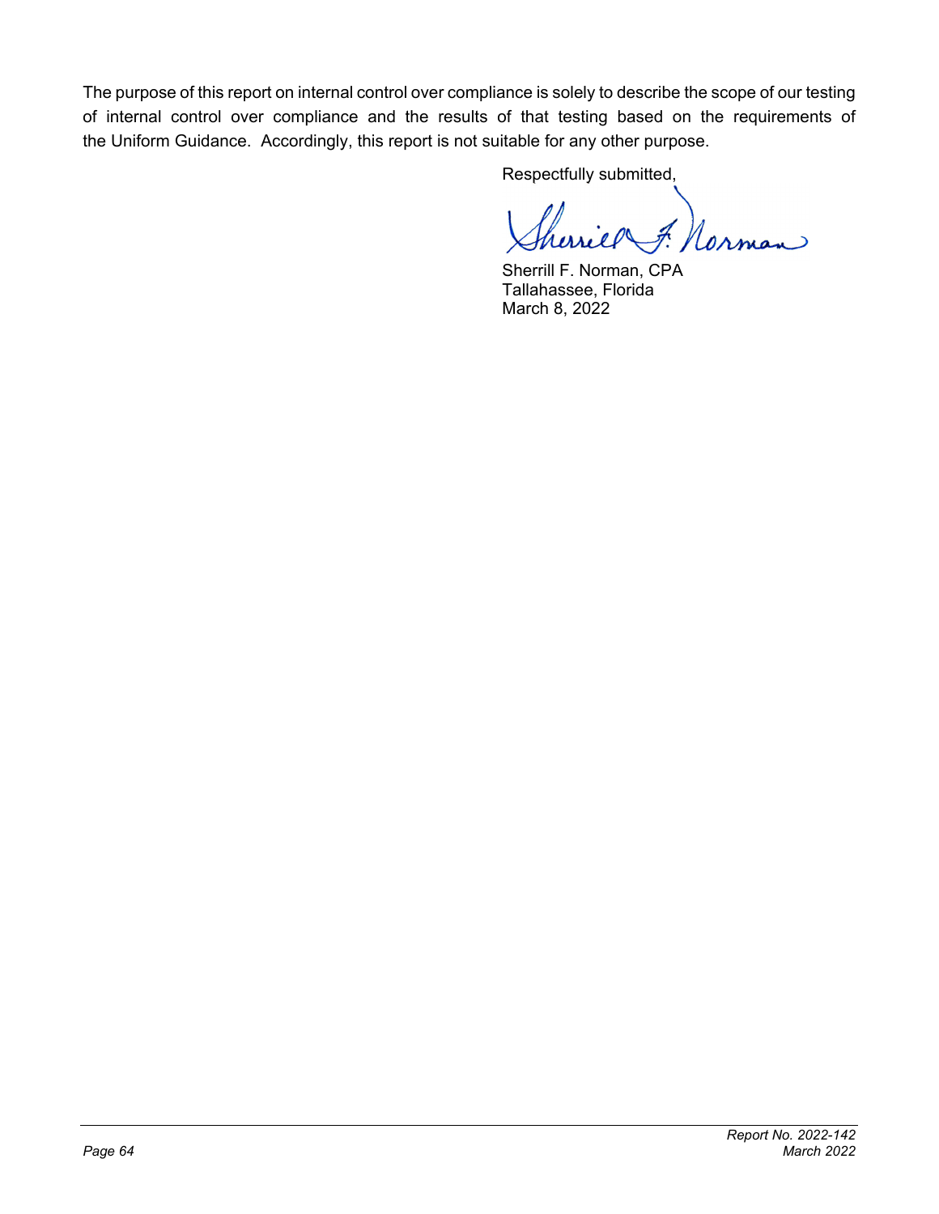The purpose of this report on internal control over compliance is solely to describe the scope of our testing of internal control over compliance and the results of that testing based on the requirements of the Uniform Guidance. Accordingly, this report is not suitable for any other purpose.

Respectfully submitted,

Sherrill F. Norman, CPA
Tallahassee, Florida
March 8, 2022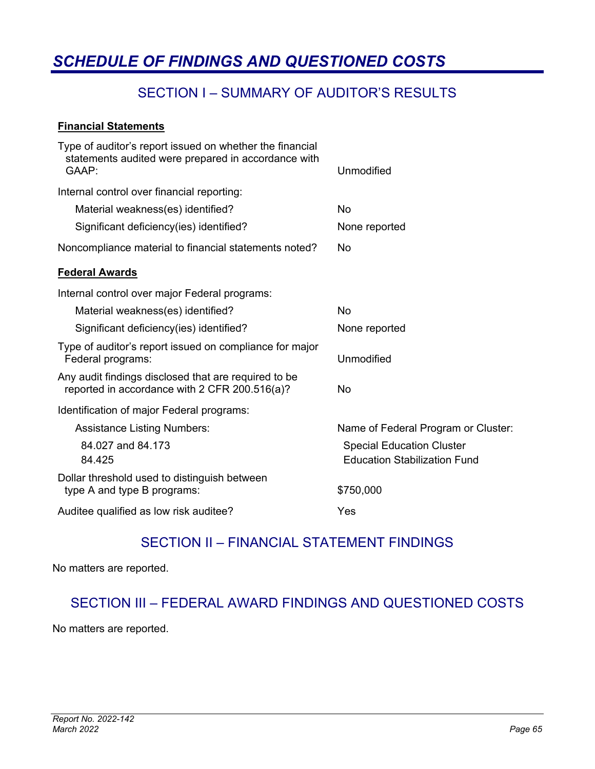# SCHEDULE OF FINDINGS AND QUESTIONED COSTS

## SECTION I – SUMMARY OF AUDITOR'S RESULTS

**Financial Statements**

| | |
|---|---|
| Type of auditor's report issued on whether the financial statements audited were prepared in accordance with GAAP: | Unmodified |
| Internal control over financial reporting: | |
| Material weakness(es) identified? | No |
| Significant deficiency(ies) identified? | None reported |
| Noncompliance material to financial statements noted? | No |

**Federal Awards**

| | |
|---|---|
| Internal control over major Federal programs: | |
| Material weakness(es) identified? | No |
| Significant deficiency(ies) identified? | None reported |
| Type of auditor's report issued on compliance for major Federal programs: | Unmodified |
| Any audit findings disclosed that are required to be reported in accordance with 2 CFR 200.516(a)? | No |
| Identification of major Federal programs: | |
| Assistance Listing Numbers: | Name of Federal Program or Cluster: |
| 84.027 and 84.173 | Special Education Cluster |
| 84.425 | Education Stabilization Fund |
| Dollar threshold used to distinguish between type A and type B programs: | $750,000 |
| Auditee qualified as low risk auditee? | Yes |

## SECTION II – FINANCIAL STATEMENT FINDINGS

No matters are reported.

## SECTION III – FEDERAL AWARD FINDINGS AND QUESTIONED COSTS

No matters are reported.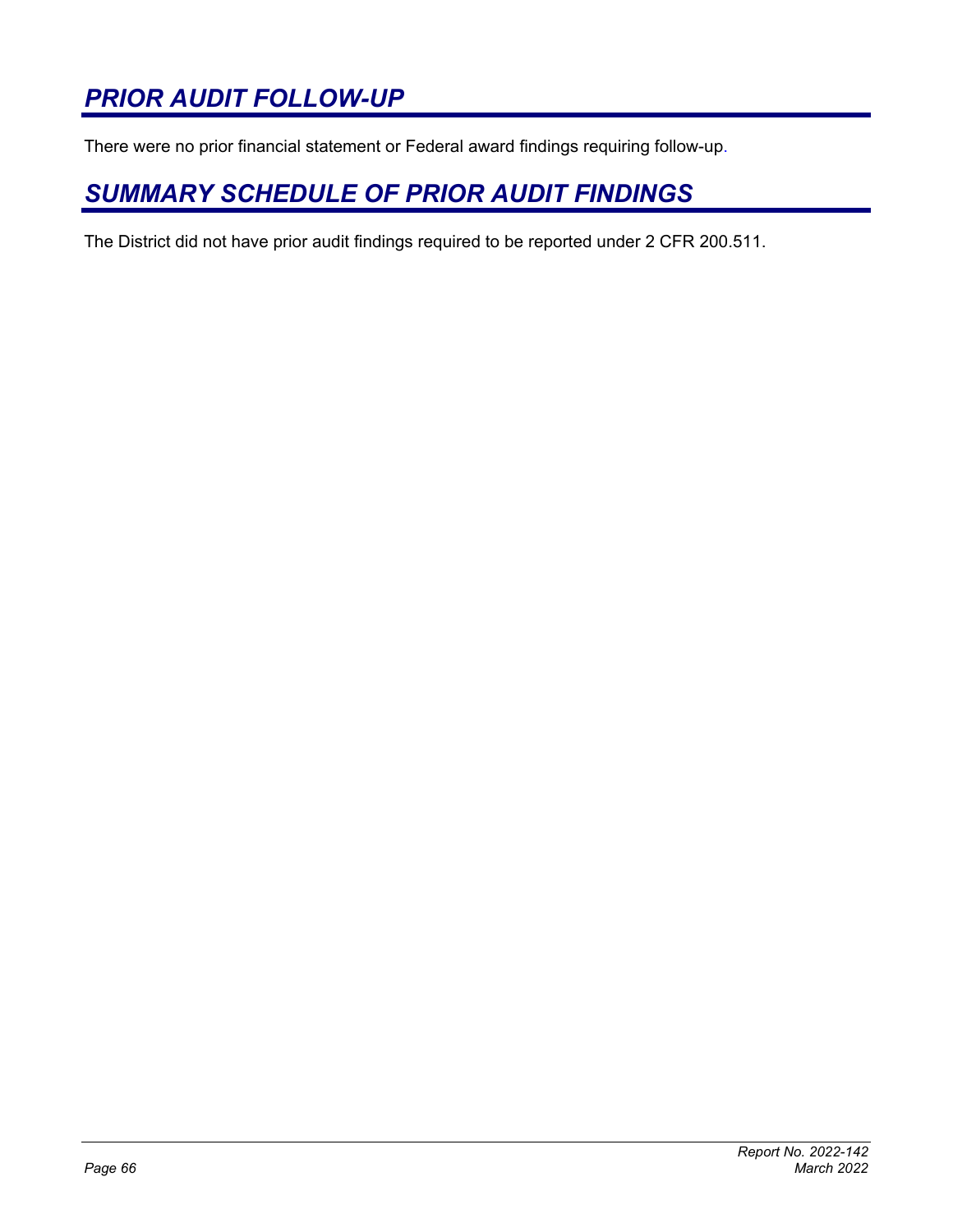## *PRIOR AUDIT FOLLOW-UP*

There were no prior financial statement or Federal award findings requiring follow-up.

## *SUMMARY SCHEDULE OF PRIOR AUDIT FINDINGS*

The District did not have prior audit findings required to be reported under 2 CFR 200.511.